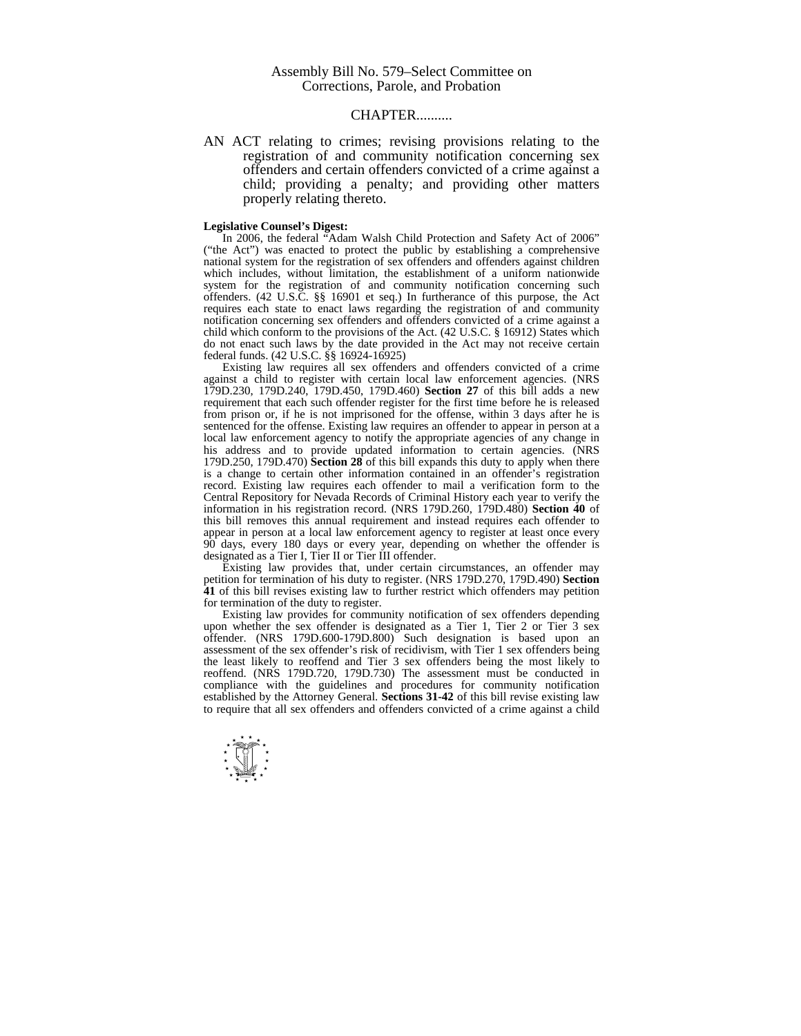Assembly Bill No. 579–Select Committee on Corrections, Parole, and Probation

CHAPTER..........

AN ACT relating to crimes; revising provisions relating to the registration of and community notification concerning sex offenders and certain offenders convicted of a crime against a child; providing a penalty; and providing other matters properly relating thereto.

**Legislative Counsel's Digest:**

In 2006, the federal "Adam Walsh Child Protection and Safety Act of 2006" ("the Act") was enacted to protect the public by establishing a comprehensive national system for the registration of sex offenders and offenders against children which includes, without limitation, the establishment of a uniform nationwide system for the registration of and community notification concerning such offenders. (42 U.S.C. §§ 16901 et seq.) In furtherance of this purpose, the Act requires each state to enact laws regarding the registration of and community notification concerning sex offenders and offenders convicted of a crime against a child which conform to the provisions of the Act. (42 U.S.C. § 16912) States which do not enact such laws by the date provided in the Act may not receive certain federal funds. (42 U.S.C. §§ 16924-16925)

Existing law requires all sex offenders and offenders convicted of a crime against a child to register with certain local law enforcement agencies. (NRS 179D.230, 179D.240, 179D.450, 179D.460) **Section 27** of this bill adds a new requirement that each such offender register for the first time before he is released from prison or, if he is not imprisoned for the offense, within 3 days after he is sentenced for the offense. Existing law requires an offender to appear in person at a local law enforcement agency to notify the appropriate agencies of any change in his address and to provide updated information to certain agencies. (NRS 179D.250, 179D.470) **Section 28** of this bill expands this duty to apply when there is a change to certain other information contained in an offender's registration record. Existing law requires each offender to mail a verification form to the Central Repository for Nevada Records of Criminal History each year to verify the information in his registration record. (NRS 179D.260, 179D.480) **Section 40** of this bill removes this annual requirement and instead requires each offender to appear in person at a local law enforcement agency to register at least once every 90 days, every 180 days or every year, depending on whether the offender is designated as a Tier I, Tier II or Tier III offender.

Existing law provides that, under certain circumstances, an offender may petition for termination of his duty to register. (NRS 179D.270, 179D.490) **Section 41** of this bill revises existing law to further restrict which offenders may petition for termination of the duty to register.

Existing law provides for community notification of sex offenders depending upon whether the sex offender is designated as a Tier 1, Tier 2 or Tier 3 sex offender. (NRS 179D.600-179D.800) Such designation is based upon an assessment of the sex offender's risk of recidivism, with Tier 1 sex offenders being the least likely to reoffend and Tier 3 sex offenders being the most likely to reoffend. (NRS 179D.720, 179D.730) The assessment must be conducted in compliance with the guidelines and procedures for community notification established by the Attorney General. **Sections 31-42** of this bill revise existing law to require that all sex offenders and offenders convicted of a crime against a child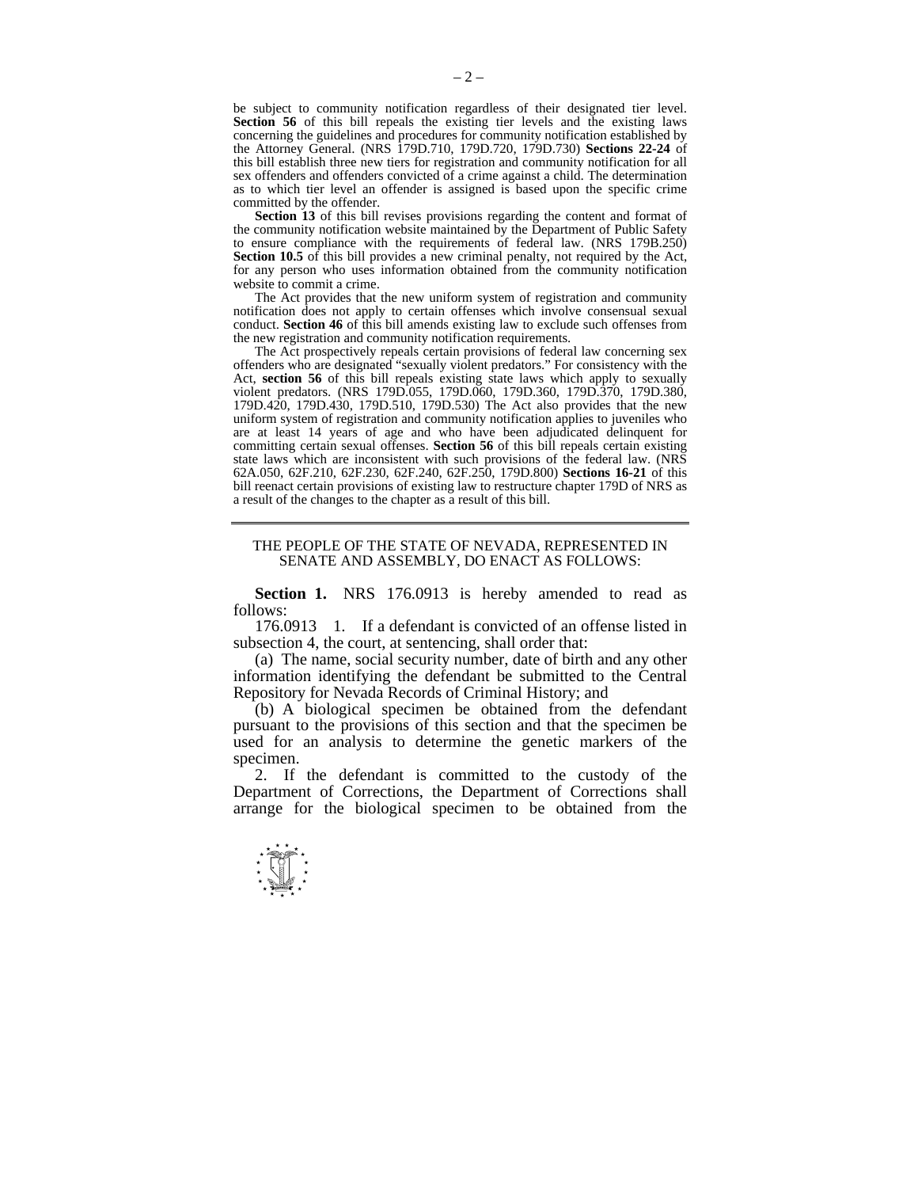be subject to community notification regardless of their designated tier level. **Section 56** of this bill repeals the existing tier levels and the existing laws concerning the guidelines and procedures for community notification established by the Attorney General. (NRS 179D.710, 179D.720, 179D.730) **Sections 22-24** of this bill establish three new tiers for registration and community notification for all sex offenders and offenders convicted of a crime against a child. The determination as to which tier level an offender is assigned is based upon the specific crime committed by the offender.

**Section 13** of this bill revises provisions regarding the content and format of the community notification website maintained by the Department of Public Safety to ensure compliance with the requirements of federal law. (NRS 179B.250) **Section 10.5** of this bill provides a new criminal penalty, not required by the Act, for any person who uses information obtained from the community notification website to commit a crime.

The Act provides that the new uniform system of registration and community notification does not apply to certain offenses which involve consensual sexual conduct. **Section 46** of this bill amends existing law to exclude such offenses from the new registration and community notification requirements.

The Act prospectively repeals certain provisions of federal law concerning sex offenders who are designated "sexually violent predators." For consistency with the Act, **section 56** of this bill repeals existing state laws which apply to sexually violent predators. (NRS 179D.055, 179D.060, 179D.360, 179D.370, 179D.380, 179D.420, 179D.430, 179D.510, 179D.530) The Act also provides that the new uniform system of registration and community notification applies to juveniles who are at least 14 years of age and who have been adjudicated delinquent for committing certain sexual offenses. **Section 56** of this bill repeals certain existing state laws which are inconsistent with such provisions of the federal law. (NRS 62A.050, 62F.210, 62F.230, 62F.240, 62F.250, 179D.800) **Sections 16-21** of this bill reenact certain provisions of existing law to restructure chapter 179D of NRS as a result of the changes to the chapter as a result of this bill.

---

THE PEOPLE OF THE STATE OF NEVADA, REPRESENTED IN SENATE AND ASSEMBLY, DO ENACT AS FOLLOWS:

**Section 1.** NRS 176.0913 is hereby amended to read as follows:

176.0913 1. If a defendant is convicted of an offense listed in subsection 4, the court, at sentencing, shall order that:

(a) The name, social security number, date of birth and any other information identifying the defendant be submitted to the Central Repository for Nevada Records of Criminal History; and

(b) A biological specimen be obtained from the defendant pursuant to the provisions of this section and that the specimen be used for an analysis to determine the genetic markers of the specimen.

2. If the defendant is committed to the custody of the Department of Corrections, the Department of Corrections shall arrange for the biological specimen to be obtained from the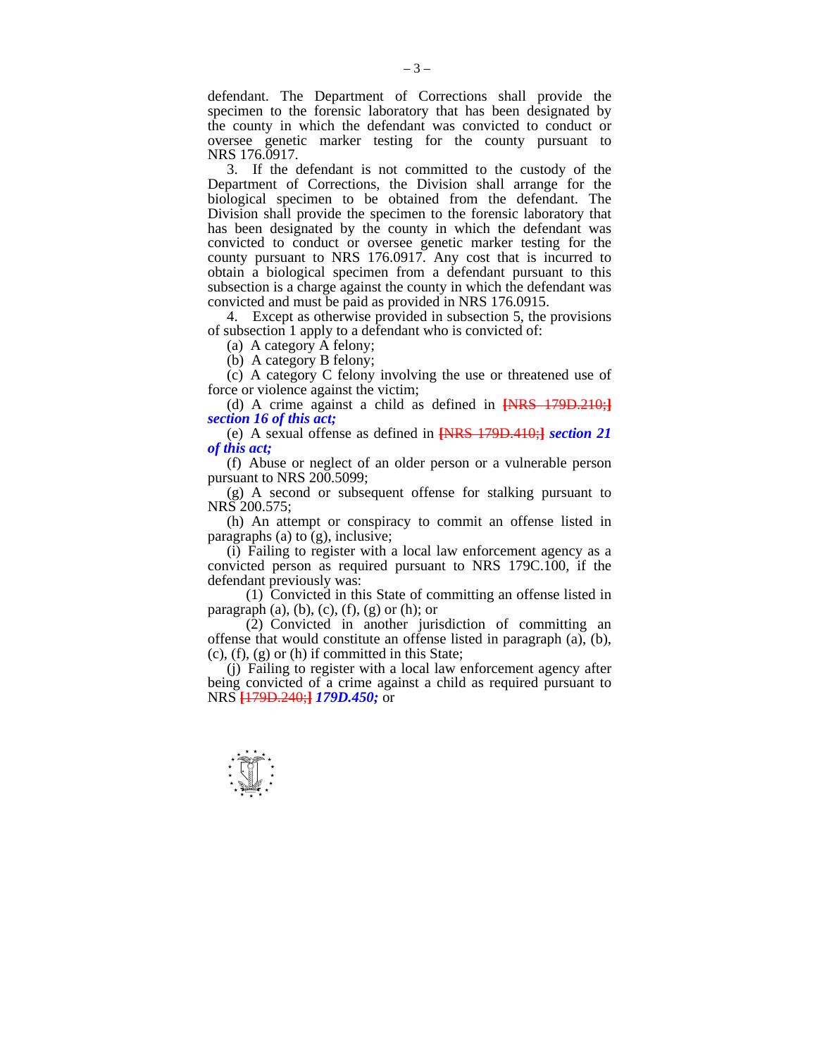defendant. The Department of Corrections shall provide the specimen to the forensic laboratory that has been designated by the county in which the defendant was convicted to conduct or oversee genetic marker testing for the county pursuant to NRS 176.0917.

3. If the defendant is not committed to the custody of the Department of Corrections, the Division shall arrange for the biological specimen to be obtained from the defendant. The Division shall provide the specimen to the forensic laboratory that has been designated by the county in which the defendant was convicted to conduct or oversee genetic marker testing for the county pursuant to NRS 176.0917. Any cost that is incurred to obtain a biological specimen from a defendant pursuant to this subsection is a charge against the county in which the defendant was convicted and must be paid as provided in NRS 176.0915.

4. Except as otherwise provided in subsection 5, the provisions of subsection 1 apply to a defendant who is convicted of:

(a) A category A felony;

(b) A category B felony;

(c) A category C felony involving the use or threatened use of force or violence against the victim;

(d) A crime against a child as defined in ~~[NRS 179D.210;]~~ ***section 16 of this act;***

(e) A sexual offense as defined in ~~[NRS 179D.410;]~~ ***section 21 of this act;***

(f) Abuse or neglect of an older person or a vulnerable person pursuant to NRS 200.5099;

(g) A second or subsequent offense for stalking pursuant to NRS 200.575;

(h) An attempt or conspiracy to commit an offense listed in paragraphs (a) to (g), inclusive;

(i) Failing to register with a local law enforcement agency as a convicted person as required pursuant to NRS 179C.100, if the defendant previously was:

(1) Convicted in this State of committing an offense listed in paragraph (a), (b), (c), (f), (g) or (h); or

(2) Convicted in another jurisdiction of committing an offense that would constitute an offense listed in paragraph (a), (b), (c), (f), (g) or (h) if committed in this State;

(j) Failing to register with a local law enforcement agency after being convicted of a crime against a child as required pursuant to NRS ~~[179D.240;]~~ ***179D.450;*** or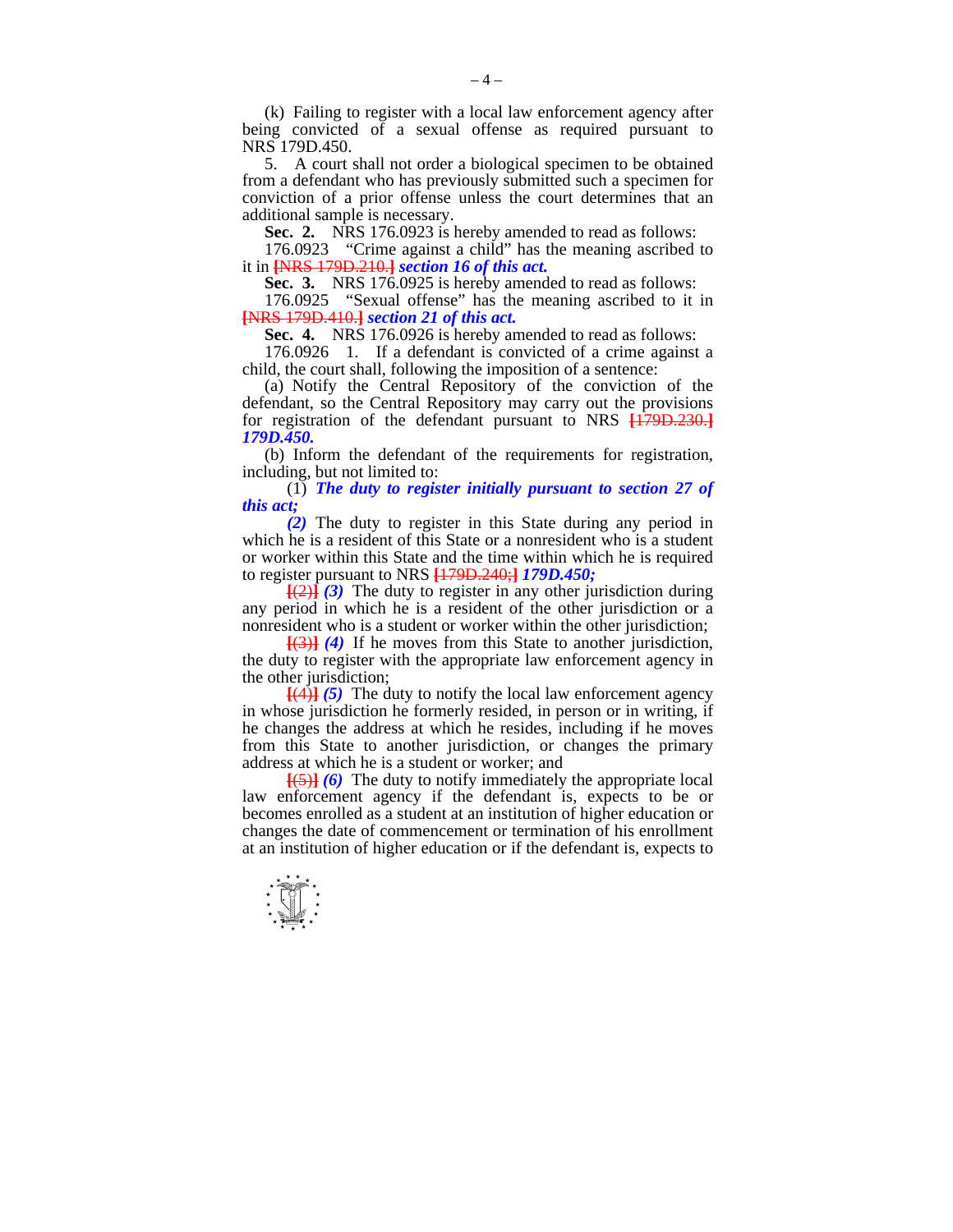(k) Failing to register with a local law enforcement agency after being convicted of a sexual offense as required pursuant to NRS 179D.450.

5. A court shall not order a biological specimen to be obtained from a defendant who has previously submitted such a specimen for conviction of a prior offense unless the court determines that an additional sample is necessary.

**Sec. 2.** NRS 176.0923 is hereby amended to read as follows:

176.0923 "Crime against a child" has the meaning ascribed to it in ~~[NRS 179D.210.]~~ ***section 16 of this act.***

**Sec. 3.** NRS 176.0925 is hereby amended to read as follows:

176.0925 "Sexual offense" has the meaning ascribed to it in ~~[NRS 179D.410.]~~ ***section 21 of this act.***

**Sec. 4.** NRS 176.0926 is hereby amended to read as follows:

176.0926 1. If a defendant is convicted of a crime against a child, the court shall, following the imposition of a sentence:

(a) Notify the Central Repository of the conviction of the defendant, so the Central Repository may carry out the provisions for registration of the defendant pursuant to NRS ~~[179D.230.]~~ ***179D.450.***

(b) Inform the defendant of the requirements for registration, including, but not limited to:

(1) ***The duty to register initially pursuant to section 27 of this act;***

***(2)*** The duty to register in this State during any period in which he is a resident of this State or a nonresident who is a student or worker within this State and the time within which he is required to register pursuant to NRS ~~[179D.240;]~~ ***179D.450;***

~~[(2)]~~ ***(3)*** The duty to register in any other jurisdiction during any period in which he is a resident of the other jurisdiction or a nonresident who is a student or worker within the other jurisdiction;

~~[(3)]~~ ***(4)*** If he moves from this State to another jurisdiction, the duty to register with the appropriate law enforcement agency in the other jurisdiction;

~~[(4)]~~ ***(5)*** The duty to notify the local law enforcement agency in whose jurisdiction he formerly resided, in person or in writing, if he changes the address at which he resides, including if he moves from this State to another jurisdiction, or changes the primary address at which he is a student or worker; and

~~[(5)]~~ ***(6)*** The duty to notify immediately the appropriate local law enforcement agency if the defendant is, expects to be or becomes enrolled as a student at an institution of higher education or changes the date of commencement or termination of his enrollment at an institution of higher education or if the defendant is, expects to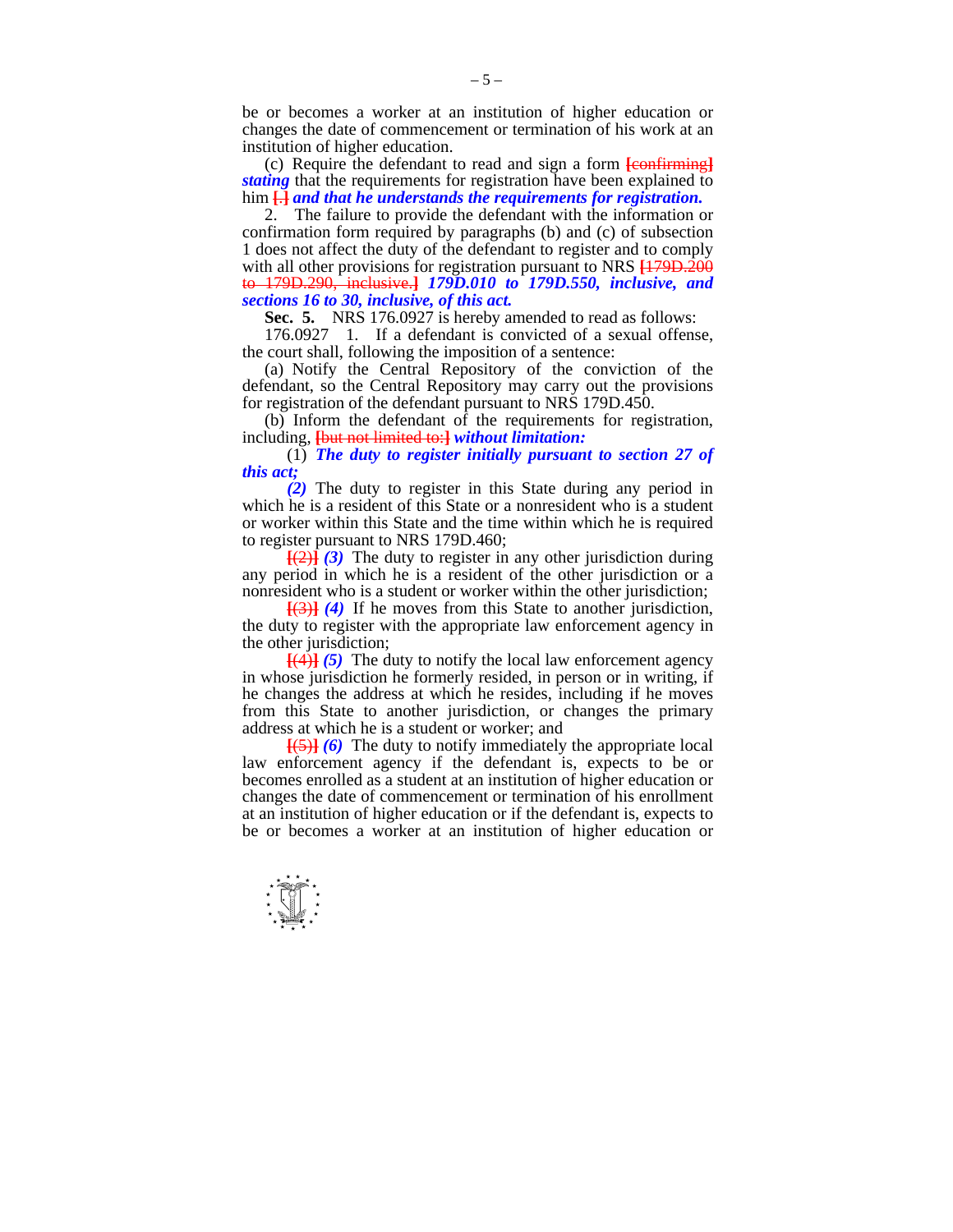be or becomes a worker at an institution of higher education or changes the date of commencement or termination of his work at an institution of higher education.

(c) Require the defendant to read and sign a form [confirming] ***stating*** that the requirements for registration have been explained to him [.] ***and that he understands the requirements for registration.***

2. The failure to provide the defendant with the information or confirmation form required by paragraphs (b) and (c) of subsection 1 does not affect the duty of the defendant to register and to comply with all other provisions for registration pursuant to NRS [179D.200 to 179D.290, inclusive.] ***179D.010 to 179D.550, inclusive, and sections 16 to 30, inclusive, of this act.***

**Sec. 5.** NRS 176.0927 is hereby amended to read as follows:

176.0927 1. If a defendant is convicted of a sexual offense, the court shall, following the imposition of a sentence:

(a) Notify the Central Repository of the conviction of the defendant, so the Central Repository may carry out the provisions for registration of the defendant pursuant to NRS 179D.450.

(b) Inform the defendant of the requirements for registration, including, [but not limited to:] ***without limitation:***

(1) ***The duty to register initially pursuant to section 27 of this act;***

***(2)*** The duty to register in this State during any period in which he is a resident of this State or a nonresident who is a student or worker within this State and the time within which he is required to register pursuant to NRS 179D.460;

[(2)] ***(3)*** The duty to register in any other jurisdiction during any period in which he is a resident of the other jurisdiction or a nonresident who is a student or worker within the other jurisdiction;

[(3)] ***(4)*** If he moves from this State to another jurisdiction, the duty to register with the appropriate law enforcement agency in the other jurisdiction;

[(4)] ***(5)*** The duty to notify the local law enforcement agency in whose jurisdiction he formerly resided, in person or in writing, if he changes the address at which he resides, including if he moves from this State to another jurisdiction, or changes the primary address at which he is a student or worker; and

[(5)] ***(6)*** The duty to notify immediately the appropriate local law enforcement agency if the defendant is, expects to be or becomes enrolled as a student at an institution of higher education or changes the date of commencement or termination of his enrollment at an institution of higher education or if the defendant is, expects to be or becomes a worker at an institution of higher education or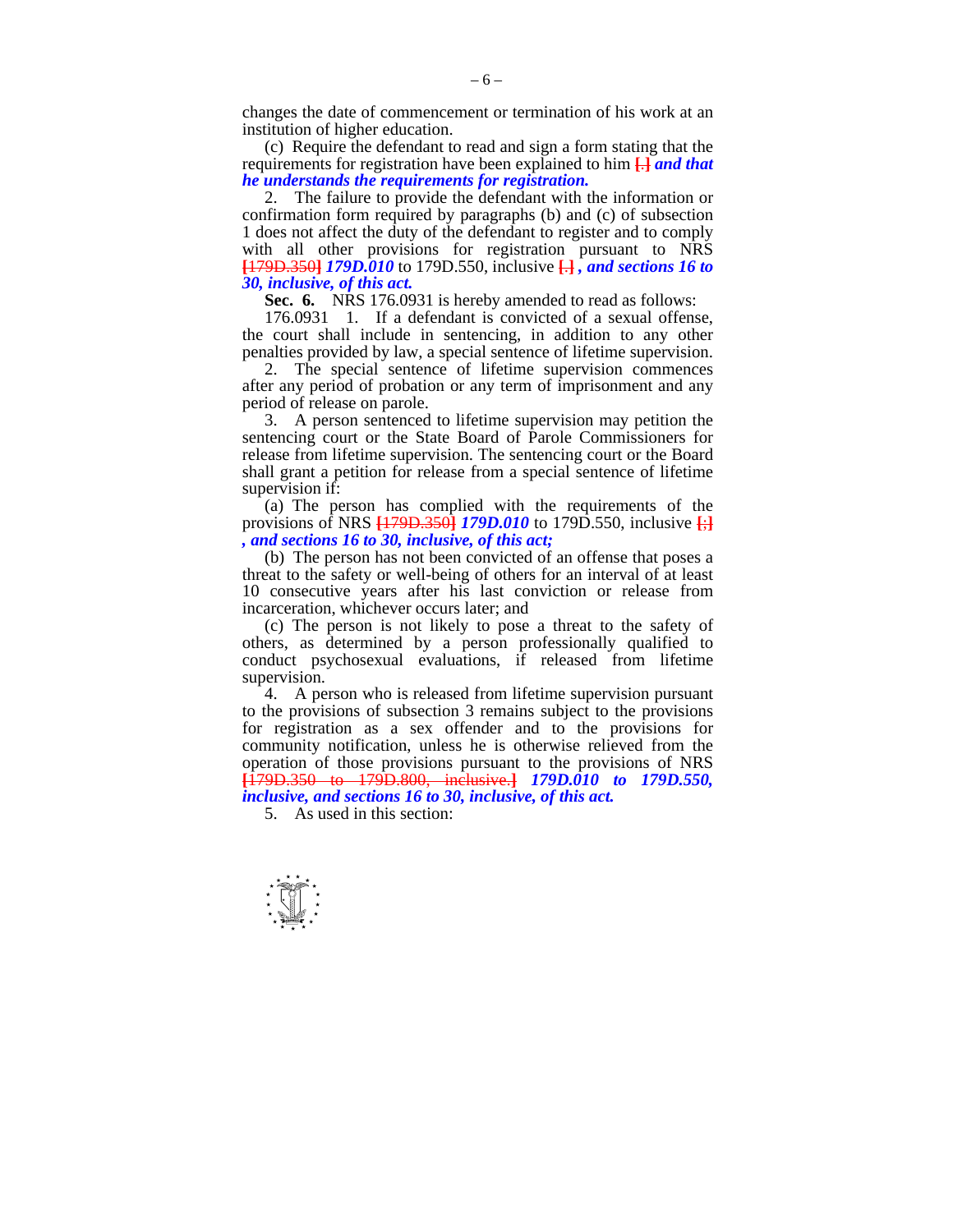changes the date of commencement or termination of his work at an institution of higher education.

(c) Require the defendant to read and sign a form stating that the requirements for registration have been explained to him [.] ***and that he understands the requirements for registration.***

2. The failure to provide the defendant with the information or confirmation form required by paragraphs (b) and (c) of subsection 1 does not affect the duty of the defendant to register and to comply with all other provisions for registration pursuant to NRS [179D.350] ***179D.010*** to 179D.550, inclusive [.] ***, and sections 16 to 30, inclusive, of this act.***

**Sec. 6.** NRS 176.0931 is hereby amended to read as follows:

176.0931 1. If a defendant is convicted of a sexual offense, the court shall include in sentencing, in addition to any other penalties provided by law, a special sentence of lifetime supervision.

2. The special sentence of lifetime supervision commences after any period of probation or any term of imprisonment and any period of release on parole.

3. A person sentenced to lifetime supervision may petition the sentencing court or the State Board of Parole Commissioners for release from lifetime supervision. The sentencing court or the Board shall grant a petition for release from a special sentence of lifetime supervision if:

(a) The person has complied with the requirements of the provisions of NRS [179D.350] ***179D.010*** to 179D.550, inclusive [;] ***, and sections 16 to 30, inclusive, of this act;***

(b) The person has not been convicted of an offense that poses a threat to the safety or well-being of others for an interval of at least 10 consecutive years after his last conviction or release from incarceration, whichever occurs later; and

(c) The person is not likely to pose a threat to the safety of others, as determined by a person professionally qualified to conduct psychosexual evaluations, if released from lifetime supervision.

4. A person who is released from lifetime supervision pursuant to the provisions of subsection 3 remains subject to the provisions for registration as a sex offender and to the provisions for community notification, unless he is otherwise relieved from the operation of those provisions pursuant to the provisions of NRS [179D.350 to 179D.800, inclusive.] ***179D.010 to 179D.550, inclusive, and sections 16 to 30, inclusive, of this act.***

5. As used in this section: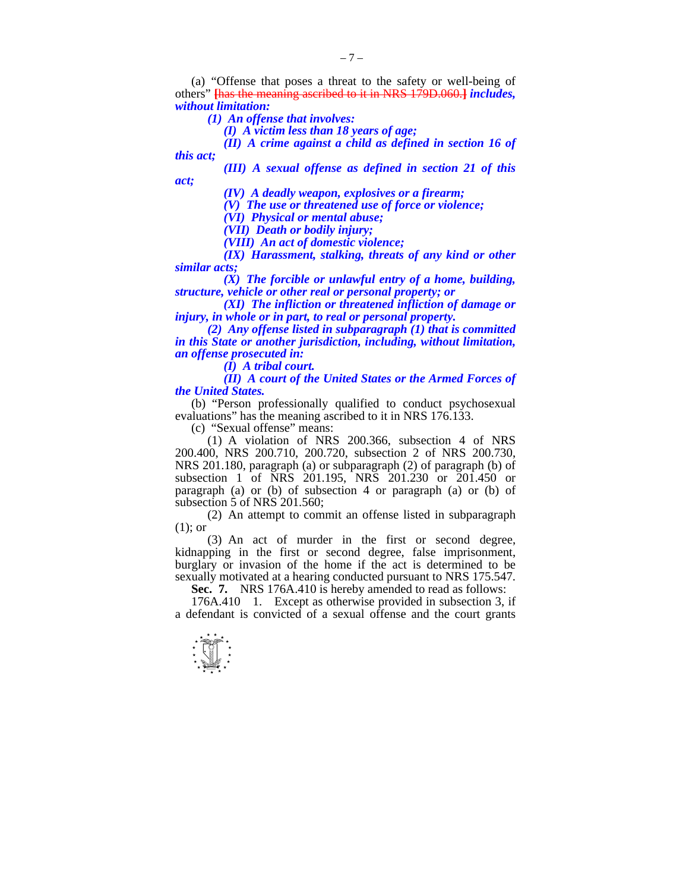(a) "Offense that poses a threat to the safety or well-being of others" [has the meaning ascribed to it in NRS 179D.060.] ***includes, without limitation:***

***(1) An offense that involves:***

***(I) A victim less than 18 years of age;***

***(II) A crime against a child as defined in section 16 of this act;***

***(III) A sexual offense as defined in section 21 of this act;***

***(IV) A deadly weapon, explosives or a firearm;***

***(V) The use or threatened use of force or violence;***

***(VI) Physical or mental abuse;***

***(VII) Death or bodily injury;***

***(VIII) An act of domestic violence;***

***(IX) Harassment, stalking, threats of any kind or other similar acts;***

***(X) The forcible or unlawful entry of a home, building, structure, vehicle or other real or personal property; or***

***(XI) The infliction or threatened infliction of damage or injury, in whole or in part, to real or personal property.***

***(2) Any offense listed in subparagraph (1) that is committed in this State or another jurisdiction, including, without limitation, an offense prosecuted in:***

***(I) A tribal court.***

***(II) A court of the United States or the Armed Forces of the United States.***

(b) "Person professionally qualified to conduct psychosexual evaluations" has the meaning ascribed to it in NRS 176.133.

(c) "Sexual offense" means:

(1) A violation of NRS 200.366, subsection 4 of NRS 200.400, NRS 200.710, 200.720, subsection 2 of NRS 200.730, NRS 201.180, paragraph (a) or subparagraph (2) of paragraph (b) of subsection 1 of NRS 201.195, NRS 201.230 or 201.450 or paragraph (a) or (b) of subsection 4 or paragraph (a) or (b) of subsection 5 of NRS 201.560;

(2) An attempt to commit an offense listed in subparagraph (1); or

(3) An act of murder in the first or second degree, kidnapping in the first or second degree, false imprisonment, burglary or invasion of the home if the act is determined to be sexually motivated at a hearing conducted pursuant to NRS 175.547.

**Sec. 7.** NRS 176A.410 is hereby amended to read as follows:

176A.410 1. Except as otherwise provided in subsection 3, if a defendant is convicted of a sexual offense and the court grants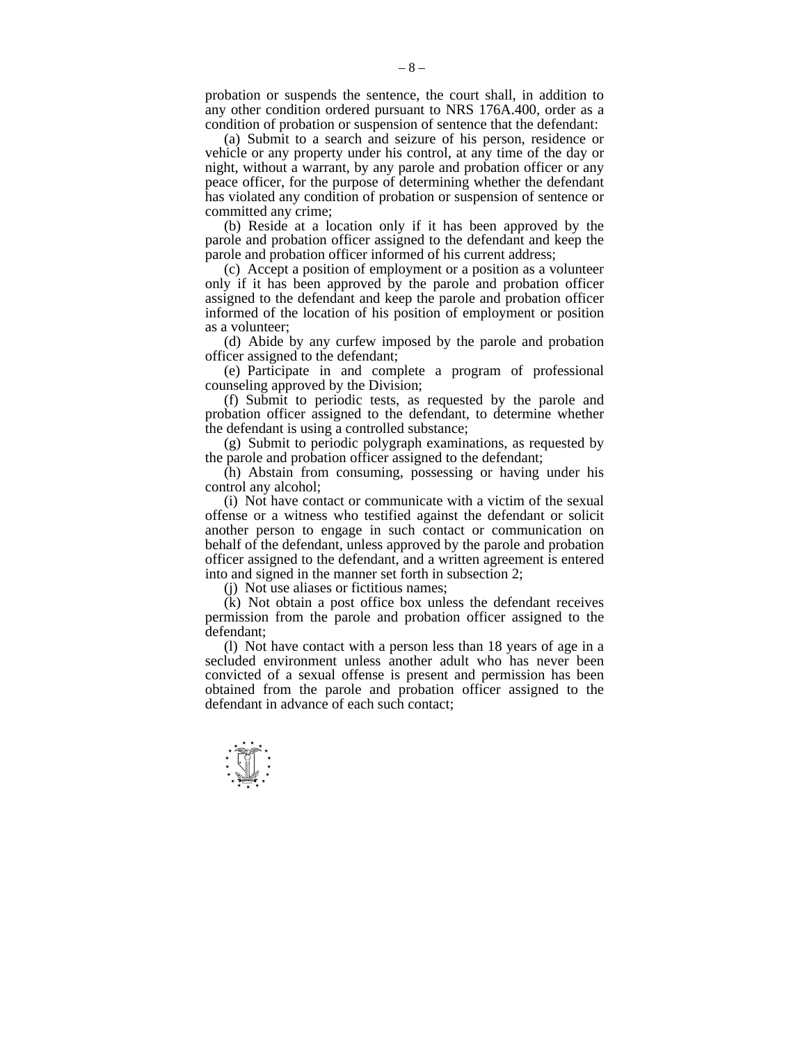probation or suspends the sentence, the court shall, in addition to any other condition ordered pursuant to NRS 176A.400, order as a condition of probation or suspension of sentence that the defendant:

(a) Submit to a search and seizure of his person, residence or vehicle or any property under his control, at any time of the day or night, without a warrant, by any parole and probation officer or any peace officer, for the purpose of determining whether the defendant has violated any condition of probation or suspension of sentence or committed any crime;

(b) Reside at a location only if it has been approved by the parole and probation officer assigned to the defendant and keep the parole and probation officer informed of his current address;

(c) Accept a position of employment or a position as a volunteer only if it has been approved by the parole and probation officer assigned to the defendant and keep the parole and probation officer informed of the location of his position of employment or position as a volunteer;

(d) Abide by any curfew imposed by the parole and probation officer assigned to the defendant;

(e) Participate in and complete a program of professional counseling approved by the Division;

(f) Submit to periodic tests, as requested by the parole and probation officer assigned to the defendant, to determine whether the defendant is using a controlled substance;

(g) Submit to periodic polygraph examinations, as requested by the parole and probation officer assigned to the defendant;

(h) Abstain from consuming, possessing or having under his control any alcohol;

(i) Not have contact or communicate with a victim of the sexual offense or a witness who testified against the defendant or solicit another person to engage in such contact or communication on behalf of the defendant, unless approved by the parole and probation officer assigned to the defendant, and a written agreement is entered into and signed in the manner set forth in subsection 2;

(j) Not use aliases or fictitious names;

(k) Not obtain a post office box unless the defendant receives permission from the parole and probation officer assigned to the defendant;

(l) Not have contact with a person less than 18 years of age in a secluded environment unless another adult who has never been convicted of a sexual offense is present and permission has been obtained from the parole and probation officer assigned to the defendant in advance of each such contact;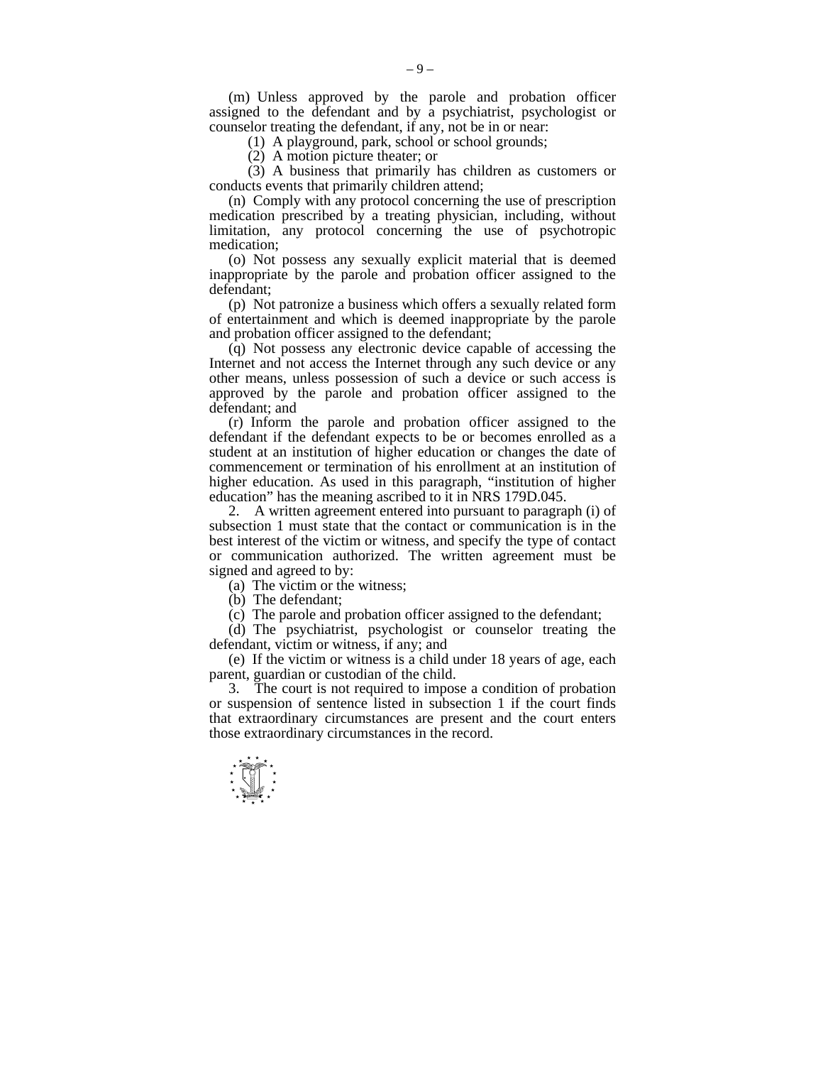(m) Unless approved by the parole and probation officer assigned to the defendant and by a psychiatrist, psychologist or counselor treating the defendant, if any, not be in or near:

(1) A playground, park, school or school grounds;

(2) A motion picture theater; or

(3) A business that primarily has children as customers or conducts events that primarily children attend;

(n) Comply with any protocol concerning the use of prescription medication prescribed by a treating physician, including, without limitation, any protocol concerning the use of psychotropic medication;

(o) Not possess any sexually explicit material that is deemed inappropriate by the parole and probation officer assigned to the defendant;

(p) Not patronize a business which offers a sexually related form of entertainment and which is deemed inappropriate by the parole and probation officer assigned to the defendant;

(q) Not possess any electronic device capable of accessing the Internet and not access the Internet through any such device or any other means, unless possession of such a device or such access is approved by the parole and probation officer assigned to the defendant; and

(r) Inform the parole and probation officer assigned to the defendant if the defendant expects to be or becomes enrolled as a student at an institution of higher education or changes the date of commencement or termination of his enrollment at an institution of higher education. As used in this paragraph, "institution of higher education" has the meaning ascribed to it in NRS 179D.045.

2. A written agreement entered into pursuant to paragraph (i) of subsection 1 must state that the contact or communication is in the best interest of the victim or witness, and specify the type of contact or communication authorized. The written agreement must be signed and agreed to by:

(a) The victim or the witness;

(b) The defendant;

(c) The parole and probation officer assigned to the defendant;

(d) The psychiatrist, psychologist or counselor treating the defendant, victim or witness, if any; and

(e) If the victim or witness is a child under 18 years of age, each parent, guardian or custodian of the child.

3. The court is not required to impose a condition of probation or suspension of sentence listed in subsection 1 if the court finds that extraordinary circumstances are present and the court enters those extraordinary circumstances in the record.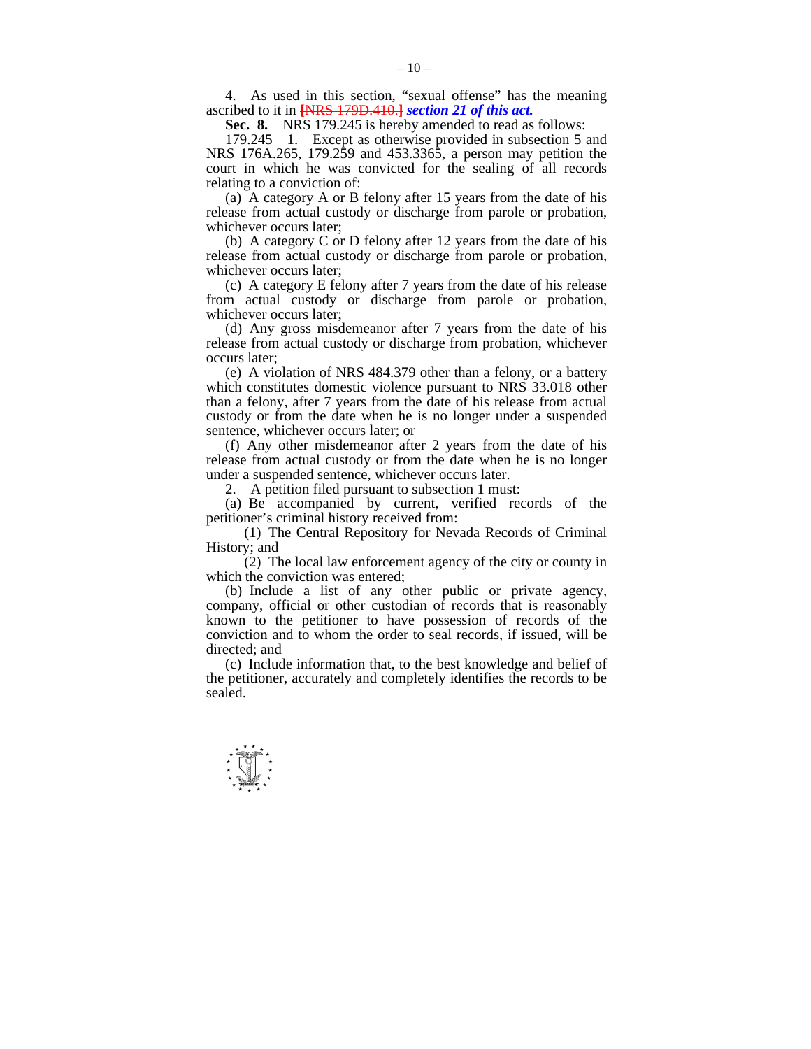4. As used in this section, "sexual offense" has the meaning ascribed to it in ~~[NRS 179D.410.]~~ ***section 21 of this act.***

**Sec. 8.** NRS 179.245 is hereby amended to read as follows:

179.245 1. Except as otherwise provided in subsection 5 and NRS 176A.265, 179.259 and 453.3365, a person may petition the court in which he was convicted for the sealing of all records relating to a conviction of:

(a) A category A or B felony after 15 years from the date of his release from actual custody or discharge from parole or probation, whichever occurs later;

(b) A category C or D felony after 12 years from the date of his release from actual custody or discharge from parole or probation, whichever occurs later;

(c) A category E felony after 7 years from the date of his release from actual custody or discharge from parole or probation, whichever occurs later;

(d) Any gross misdemeanor after 7 years from the date of his release from actual custody or discharge from probation, whichever occurs later;

(e) A violation of NRS 484.379 other than a felony, or a battery which constitutes domestic violence pursuant to NRS 33.018 other than a felony, after 7 years from the date of his release from actual custody or from the date when he is no longer under a suspended sentence, whichever occurs later; or

(f) Any other misdemeanor after 2 years from the date of his release from actual custody or from the date when he is no longer under a suspended sentence, whichever occurs later.

2. A petition filed pursuant to subsection 1 must:

(a) Be accompanied by current, verified records of the petitioner's criminal history received from:

(1) The Central Repository for Nevada Records of Criminal History; and

(2) The local law enforcement agency of the city or county in which the conviction was entered;

(b) Include a list of any other public or private agency, company, official or other custodian of records that is reasonably known to the petitioner to have possession of records of the conviction and to whom the order to seal records, if issued, will be directed; and

(c) Include information that, to the best knowledge and belief of the petitioner, accurately and completely identifies the records to be sealed.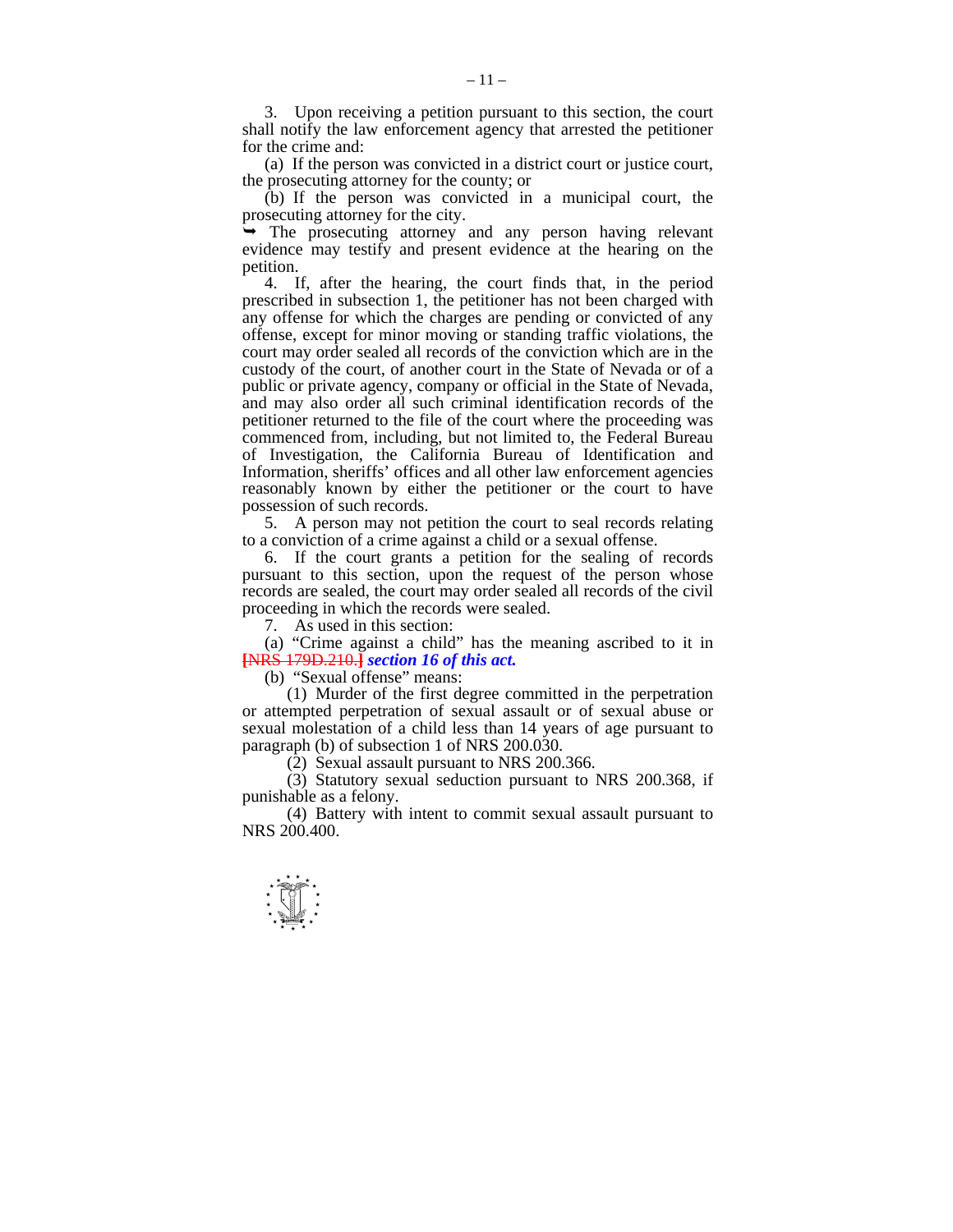3. Upon receiving a petition pursuant to this section, the court shall notify the law enforcement agency that arrested the petitioner for the crime and:

(a) If the person was convicted in a district court or justice court, the prosecuting attorney for the county; or

(b) If the person was convicted in a municipal court, the prosecuting attorney for the city.

➥ The prosecuting attorney and any person having relevant evidence may testify and present evidence at the hearing on the petition.

4. If, after the hearing, the court finds that, in the period prescribed in subsection 1, the petitioner has not been charged with any offense for which the charges are pending or convicted of any offense, except for minor moving or standing traffic violations, the court may order sealed all records of the conviction which are in the custody of the court, of another court in the State of Nevada or of a public or private agency, company or official in the State of Nevada, and may also order all such criminal identification records of the petitioner returned to the file of the court where the proceeding was commenced from, including, but not limited to, the Federal Bureau of Investigation, the California Bureau of Identification and Information, sheriffs' offices and all other law enforcement agencies reasonably known by either the petitioner or the court to have possession of such records.

5. A person may not petition the court to seal records relating to a conviction of a crime against a child or a sexual offense.

6. If the court grants a petition for the sealing of records pursuant to this section, upon the request of the person whose records are sealed, the court may order sealed all records of the civil proceeding in which the records were sealed.

7. As used in this section:

(a) "Crime against a child" has the meaning ascribed to it in [~~NRS 179D.210.~~] ***section 16 of this act.***

(b) "Sexual offense" means:

(1) Murder of the first degree committed in the perpetration or attempted perpetration of sexual assault or of sexual abuse or sexual molestation of a child less than 14 years of age pursuant to paragraph (b) of subsection 1 of NRS 200.030.

(2) Sexual assault pursuant to NRS 200.366.

(3) Statutory sexual seduction pursuant to NRS 200.368, if punishable as a felony.

(4) Battery with intent to commit sexual assault pursuant to NRS 200.400.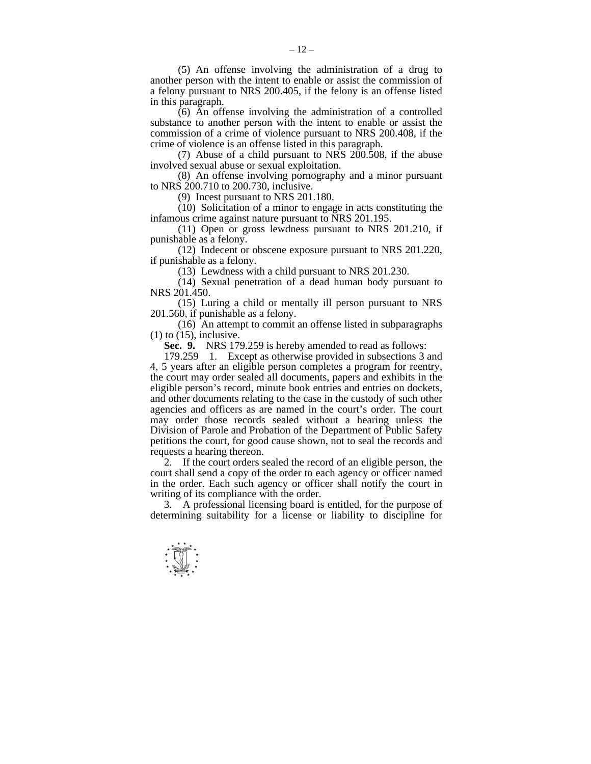(5) An offense involving the administration of a drug to another person with the intent to enable or assist the commission of a felony pursuant to NRS 200.405, if the felony is an offense listed in this paragraph.

(6) An offense involving the administration of a controlled substance to another person with the intent to enable or assist the commission of a crime of violence pursuant to NRS 200.408, if the crime of violence is an offense listed in this paragraph.

(7) Abuse of a child pursuant to NRS 200.508, if the abuse involved sexual abuse or sexual exploitation.

(8) An offense involving pornography and a minor pursuant to NRS 200.710 to 200.730, inclusive.

(9) Incest pursuant to NRS 201.180.

(10) Solicitation of a minor to engage in acts constituting the infamous crime against nature pursuant to NRS 201.195.

(11) Open or gross lewdness pursuant to NRS 201.210, if punishable as a felony.

(12) Indecent or obscene exposure pursuant to NRS 201.220, if punishable as a felony.

(13) Lewdness with a child pursuant to NRS 201.230.

(14) Sexual penetration of a dead human body pursuant to NRS 201.450.

(15) Luring a child or mentally ill person pursuant to NRS 201.560, if punishable as a felony.

(16) An attempt to commit an offense listed in subparagraphs (1) to (15), inclusive.

**Sec. 9.** NRS 179.259 is hereby amended to read as follows:

179.259 1. Except as otherwise provided in subsections 3 and 4, 5 years after an eligible person completes a program for reentry, the court may order sealed all documents, papers and exhibits in the eligible person's record, minute book entries and entries on dockets, and other documents relating to the case in the custody of such other agencies and officers as are named in the court's order. The court may order those records sealed without a hearing unless the Division of Parole and Probation of the Department of Public Safety petitions the court, for good cause shown, not to seal the records and requests a hearing thereon.

2. If the court orders sealed the record of an eligible person, the court shall send a copy of the order to each agency or officer named in the order. Each such agency or officer shall notify the court in writing of its compliance with the order.

3. A professional licensing board is entitled, for the purpose of determining suitability for a license or liability to discipline for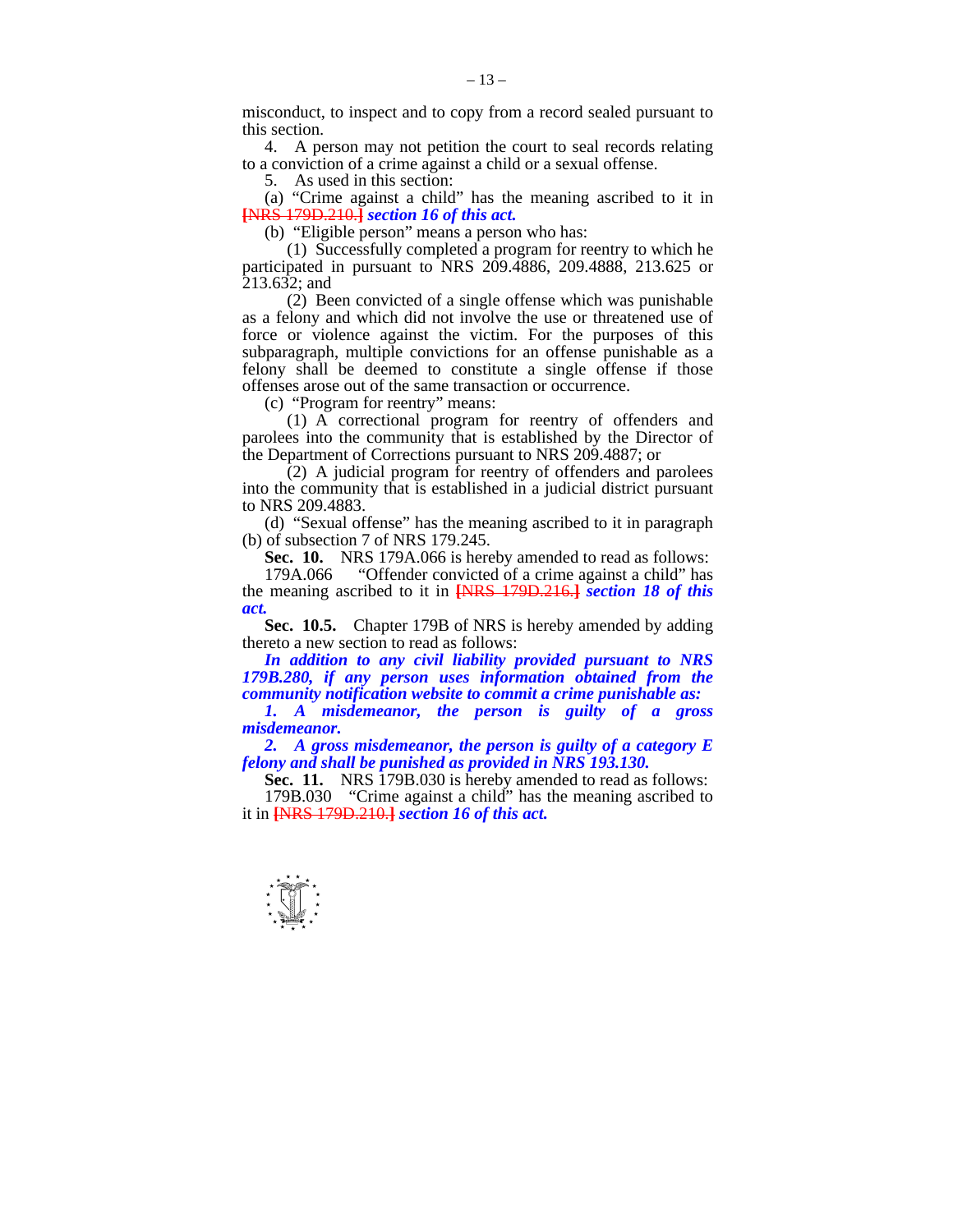misconduct, to inspect and to copy from a record sealed pursuant to this section.

4. A person may not petition the court to seal records relating to a conviction of a crime against a child or a sexual offense.

5. As used in this section:

(a) "Crime against a child" has the meaning ascribed to it in [NRS 179D.210.] ***section 16 of this act.***

(b) "Eligible person" means a person who has:

(1) Successfully completed a program for reentry to which he participated in pursuant to NRS 209.4886, 209.4888, 213.625 or 213.632; and

(2) Been convicted of a single offense which was punishable as a felony and which did not involve the use or threatened use of force or violence against the victim. For the purposes of this subparagraph, multiple convictions for an offense punishable as a felony shall be deemed to constitute a single offense if those offenses arose out of the same transaction or occurrence.

(c) "Program for reentry" means:

(1) A correctional program for reentry of offenders and parolees into the community that is established by the Director of the Department of Corrections pursuant to NRS 209.4887; or

(2) A judicial program for reentry of offenders and parolees into the community that is established in a judicial district pursuant to NRS 209.4883.

(d) "Sexual offense" has the meaning ascribed to it in paragraph (b) of subsection 7 of NRS 179.245.

**Sec. 10.** NRS 179A.066 is hereby amended to read as follows:

179A.066 "Offender convicted of a crime against a child" has the meaning ascribed to it in [NRS 179D.216.] ***section 18 of this act.***

**Sec. 10.5.** Chapter 179B of NRS is hereby amended by adding thereto a new section to read as follows:

***In addition to any civil liability provided pursuant to NRS 179B.280, if any person uses information obtained from the community notification website to commit a crime punishable as:***

***1. A misdemeanor, the person is guilty of a gross misdemeanor.***

***2. A gross misdemeanor, the person is guilty of a category E felony and shall be punished as provided in NRS 193.130.***

**Sec. 11.** NRS 179B.030 is hereby amended to read as follows:

179B.030 "Crime against a child" has the meaning ascribed to it in [NRS 179D.210.] ***section 16 of this act.***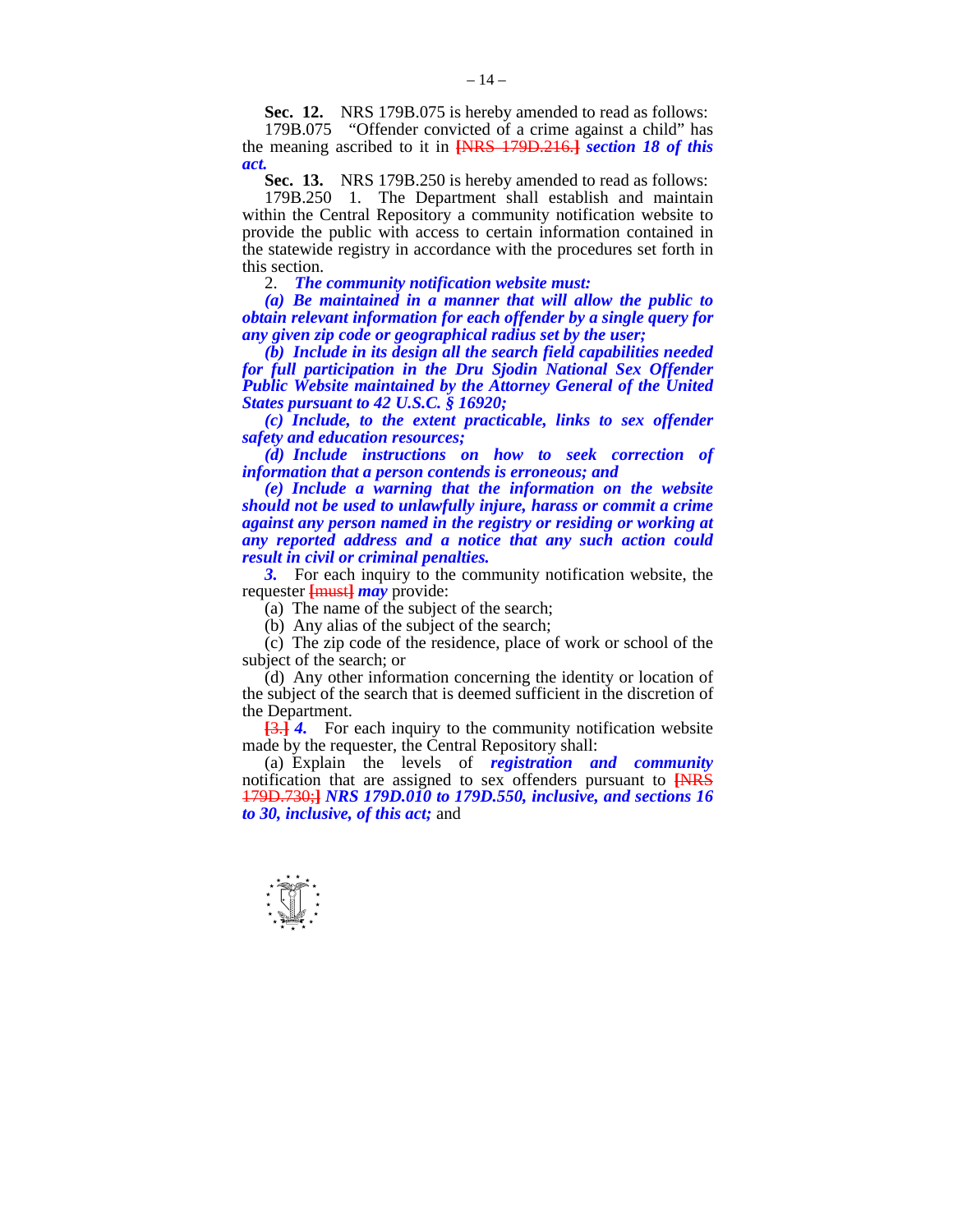**Sec. 12.** NRS 179B.075 is hereby amended to read as follows:

179B.075 "Offender convicted of a crime against a child" has the meaning ascribed to it in [NRS 179D.216.] ***section 18 of this act.***

**Sec. 13.** NRS 179B.250 is hereby amended to read as follows:

179B.250 1. The Department shall establish and maintain within the Central Repository a community notification website to provide the public with access to certain information contained in the statewide registry in accordance with the procedures set forth in this section.

2. ***The community notification website must:***

***(a) Be maintained in a manner that will allow the public to obtain relevant information for each offender by a single query for any given zip code or geographical radius set by the user;***

***(b) Include in its design all the search field capabilities needed for full participation in the Dru Sjodin National Sex Offender Public Website maintained by the Attorney General of the United States pursuant to 42 U.S.C. § 16920;***

***(c) Include, to the extent practicable, links to sex offender safety and education resources;***

***(d) Include instructions on how to seek correction of information that a person contends is erroneous; and***

***(e) Include a warning that the information on the website should not be used to unlawfully injure, harass or commit a crime against any person named in the registry or residing or working at any reported address and a notice that any such action could result in civil or criminal penalties.***

***3.*** For each inquiry to the community notification website, the requester [must] ***may*** provide:

(a) The name of the subject of the search;

(b) Any alias of the subject of the search;

(c) The zip code of the residence, place of work or school of the subject of the search; or

(d) Any other information concerning the identity or location of the subject of the search that is deemed sufficient in the discretion of the Department.

[3.] ***4.*** For each inquiry to the community notification website made by the requester, the Central Repository shall:

(a) Explain the levels of ***registration and community*** notification that are assigned to sex offenders pursuant to [NRS 179D.730;] ***NRS 179D.010 to 179D.550, inclusive, and sections 16 to 30, inclusive, of this act;*** and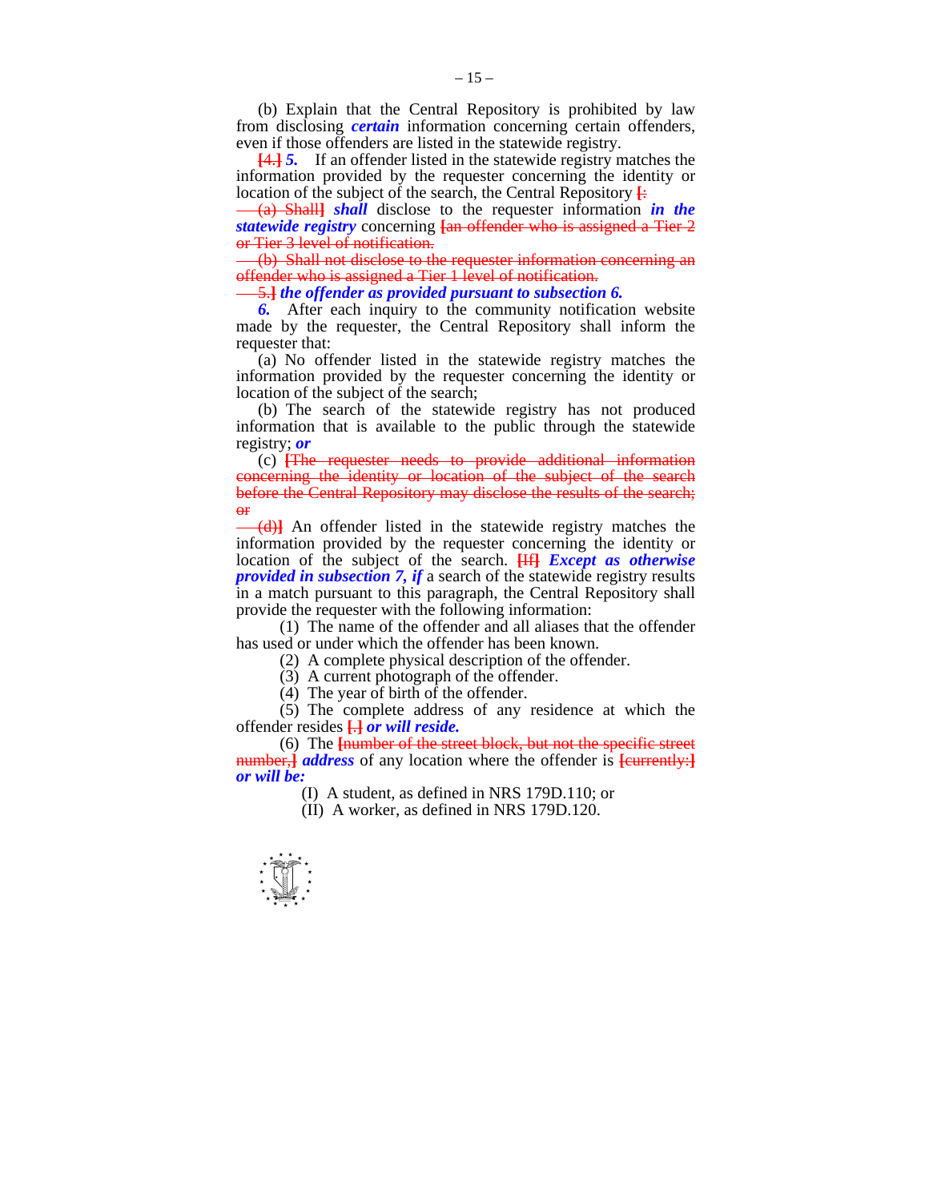(b) Explain that the Central Repository is prohibited by law from disclosing ***certain*** information concerning certain offenders, even if those offenders are listed in the statewide registry.

~~[4.]~~ ***5.*** If an offender listed in the statewide registry matches the information provided by the requester concerning the identity or location of the subject of the search, the Central Repository ~~[:~~

~~(a) Shall]~~ ***shall*** disclose to the requester information ***in the statewide registry*** concerning ~~[an offender who is assigned a Tier 2 or Tier 3 level of notification.~~

~~(b) Shall not disclose to the requester information concerning an offender who is assigned a Tier 1 level of notification.~~

~~5.]~~ ***the offender as provided pursuant to subsection 6.***

***6.*** After each inquiry to the community notification website made by the requester, the Central Repository shall inform the requester that:

(a) No offender listed in the statewide registry matches the information provided by the requester concerning the identity or location of the subject of the search;

(b) The search of the statewide registry has not produced information that is available to the public through the statewide registry; ***or***

(c) ~~[The requester needs to provide additional information concerning the identity or location of the subject of the search before the Central Repository may disclose the results of the search; or~~

~~(d)]~~ An offender listed in the statewide registry matches the information provided by the requester concerning the identity or location of the subject of the search. ~~[If]~~ ***Except as otherwise provided in subsection 7, if*** a search of the statewide registry results in a match pursuant to this paragraph, the Central Repository shall provide the requester with the following information:

(1) The name of the offender and all aliases that the offender has used or under which the offender has been known.

(2) A complete physical description of the offender.

(3) A current photograph of the offender.

(4) The year of birth of the offender.

(5) The complete address of any residence at which the offender resides ~~[.]~~ ***or will reside.***

(6) The ~~[number of the street block, but not the specific street number,]~~ ***address*** of any location where the offender is ~~[currently:]~~ ***or will be:***

(I) A student, as defined in NRS 179D.110; or

(II) A worker, as defined in NRS 179D.120.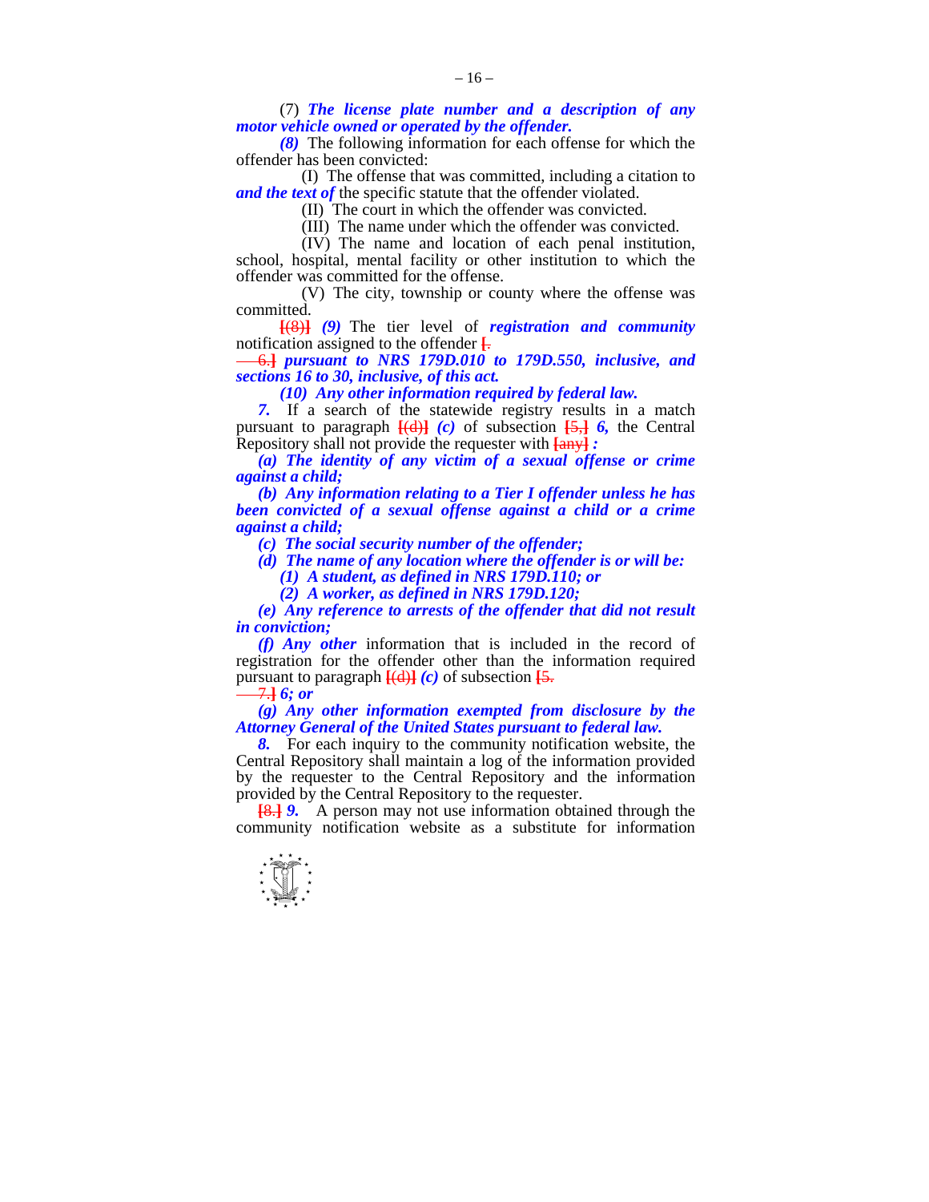(7) ***The license plate number and a description of any motor vehicle owned or operated by the offender.***

***(8)*** The following information for each offense for which the offender has been convicted:

(I) The offense that was committed, including a citation to ***and the text of*** the specific statute that the offender violated.

(II) The court in which the offender was convicted.

(III) The name under which the offender was convicted.

(IV) The name and location of each penal institution, school, hospital, mental facility or other institution to which the offender was committed for the offense.

(V) The city, township or county where the offense was committed.

[(8)] ***(9)*** The tier level of ***registration and community*** notification assigned to the offender [.

6.] ***pursuant to NRS 179D.010 to 179D.550, inclusive, and sections 16 to 30, inclusive, of this act.***

***(10) Any other information required by federal law.***

***7.*** If a search of the statewide registry results in a match pursuant to paragraph [(d)] ***(c)*** of subsection [5,] ***6,*** the Central Repository shall not provide the requester with [any] ***:***

***(a) The identity of any victim of a sexual offense or crime against a child;***

***(b) Any information relating to a Tier I offender unless he has been convicted of a sexual offense against a child or a crime against a child;***

***(c) The social security number of the offender;***

***(d) The name of any location where the offender is or will be:***

***(1) A student, as defined in NRS 179D.110; or***

***(2) A worker, as defined in NRS 179D.120;***

***(e) Any reference to arrests of the offender that did not result in conviction;***

***(f) Any other*** information that is included in the record of registration for the offender other than the information required pursuant to paragraph [(d)] ***(c)*** of subsection [5.

7.] ***6; or***

***(g) Any other information exempted from disclosure by the Attorney General of the United States pursuant to federal law.***

***8.*** For each inquiry to the community notification website, the Central Repository shall maintain a log of the information provided by the requester to the Central Repository and the information provided by the Central Repository to the requester.

[8.] ***9.*** A person may not use information obtained through the community notification website as a substitute for information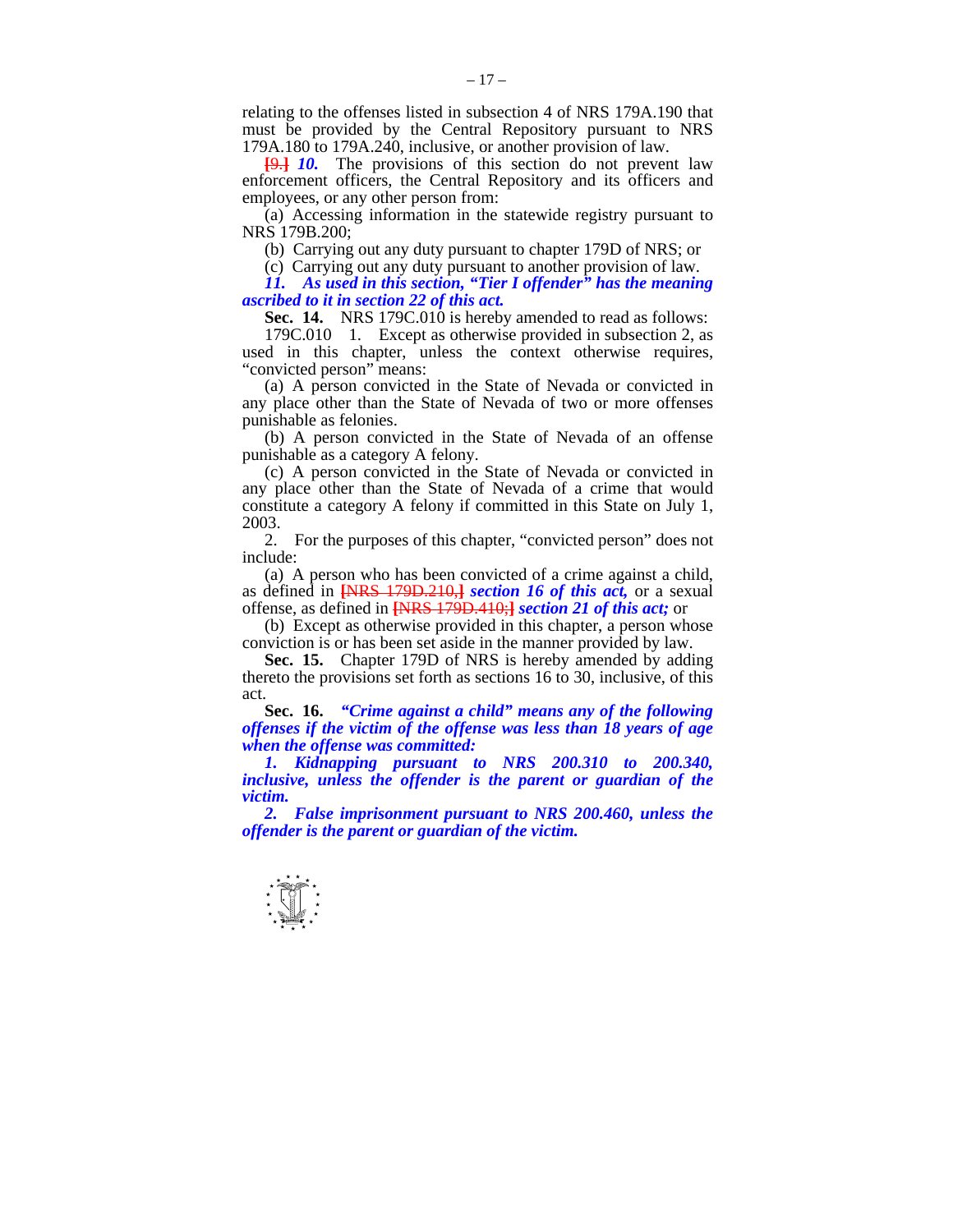relating to the offenses listed in subsection 4 of NRS 179A.190 that must be provided by the Central Repository pursuant to NRS 179A.180 to 179A.240, inclusive, or another provision of law.

~~[9.]~~ ***10.*** The provisions of this section do not prevent law enforcement officers, the Central Repository and its officers and employees, or any other person from:

(a) Accessing information in the statewide registry pursuant to NRS 179B.200;

(b) Carrying out any duty pursuant to chapter 179D of NRS; or

(c) Carrying out any duty pursuant to another provision of law.

***11. As used in this section, "Tier I offender" has the meaning ascribed to it in section 22 of this act.***

**Sec. 14.** NRS 179C.010 is hereby amended to read as follows:

179C.010 1. Except as otherwise provided in subsection 2, as used in this chapter, unless the context otherwise requires, "convicted person" means:

(a) A person convicted in the State of Nevada or convicted in any place other than the State of Nevada of two or more offenses punishable as felonies.

(b) A person convicted in the State of Nevada of an offense punishable as a category A felony.

(c) A person convicted in the State of Nevada or convicted in any place other than the State of Nevada of a crime that would constitute a category A felony if committed in this State on July 1, 2003.

2. For the purposes of this chapter, "convicted person" does not include:

(a) A person who has been convicted of a crime against a child, as defined in ~~[NRS 179D.210,]~~ ***section 16 of this act,*** or a sexual offense, as defined in ~~[NRS 179D.410;]~~ ***section 21 of this act;*** or

(b) Except as otherwise provided in this chapter, a person whose conviction is or has been set aside in the manner provided by law.

**Sec. 15.** Chapter 179D of NRS is hereby amended by adding thereto the provisions set forth as sections 16 to 30, inclusive, of this act.

**Sec. 16.** ***"Crime against a child" means any of the following offenses if the victim of the offense was less than 18 years of age when the offense was committed:***

***1. Kidnapping pursuant to NRS 200.310 to 200.340, inclusive, unless the offender is the parent or guardian of the victim.***

***2. False imprisonment pursuant to NRS 200.460, unless the offender is the parent or guardian of the victim.***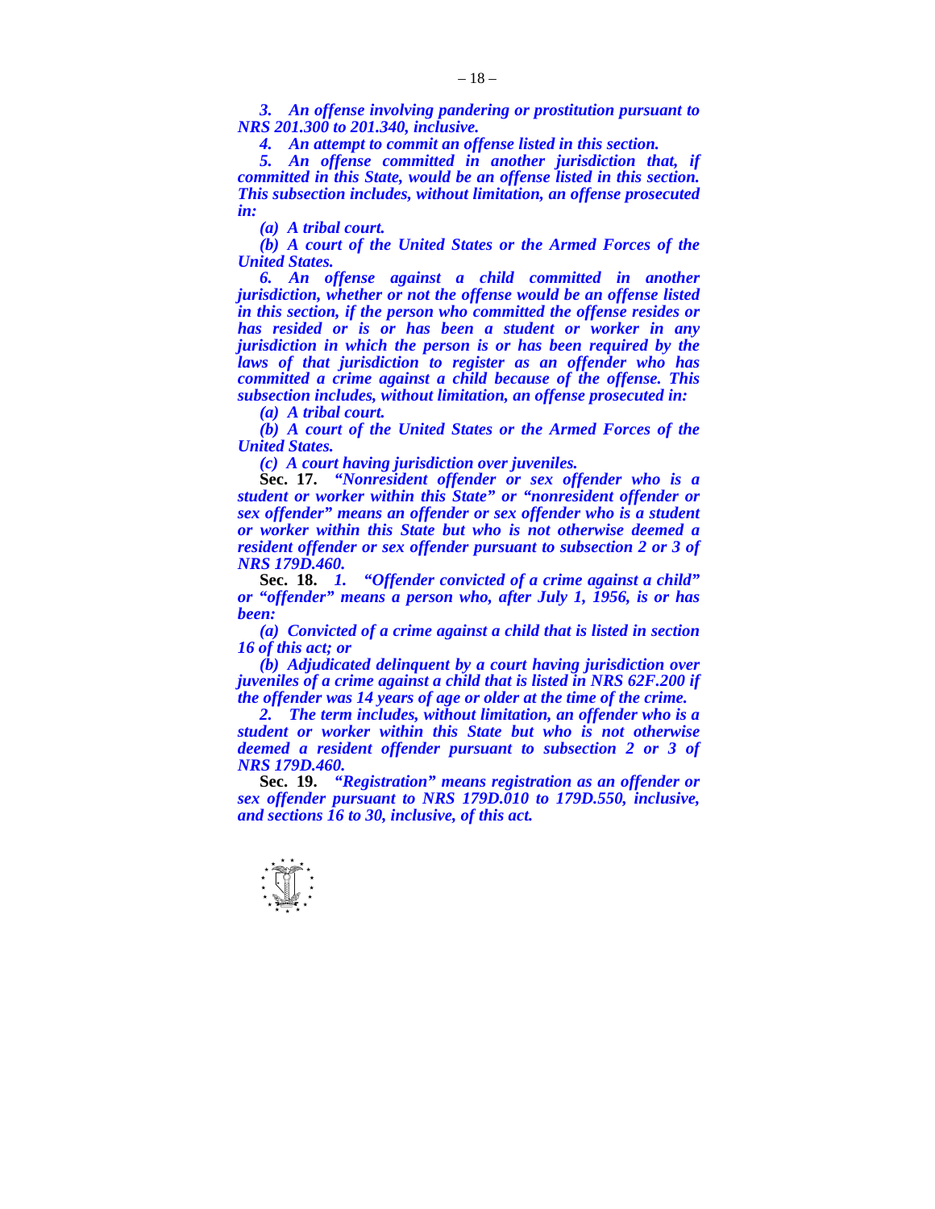***3. An offense involving pandering or prostitution pursuant to NRS 201.300 to 201.340, inclusive.***

***4. An attempt to commit an offense listed in this section.***

***5. An offense committed in another jurisdiction that, if committed in this State, would be an offense listed in this section. This subsection includes, without limitation, an offense prosecuted in:***

***(a) A tribal court.***

***(b) A court of the United States or the Armed Forces of the United States.***

***6. An offense against a child committed in another jurisdiction, whether or not the offense would be an offense listed in this section, if the person who committed the offense resides or has resided or is or has been a student or worker in any jurisdiction in which the person is or has been required by the laws of that jurisdiction to register as an offender who has committed a crime against a child because of the offense. This subsection includes, without limitation, an offense prosecuted in:***

***(a) A tribal court.***

***(b) A court of the United States or the Armed Forces of the United States.***

***(c) A court having jurisdiction over juveniles.***

**Sec. 17.** ***"Nonresident offender or sex offender who is a student or worker within this State" or "nonresident offender or sex offender" means an offender or sex offender who is a student or worker within this State but who is not otherwise deemed a resident offender or sex offender pursuant to subsection 2 or 3 of NRS 179D.460.***

**Sec. 18.** ***1. "Offender convicted of a crime against a child" or "offender" means a person who, after July 1, 1956, is or has been:***

***(a) Convicted of a crime against a child that is listed in section 16 of this act; or***

***(b) Adjudicated delinquent by a court having jurisdiction over juveniles of a crime against a child that is listed in NRS 62F.200 if the offender was 14 years of age or older at the time of the crime.***

***2. The term includes, without limitation, an offender who is a student or worker within this State but who is not otherwise deemed a resident offender pursuant to subsection 2 or 3 of NRS 179D.460.***

**Sec. 19.** ***"Registration" means registration as an offender or sex offender pursuant to NRS 179D.010 to 179D.550, inclusive, and sections 16 to 30, inclusive, of this act.***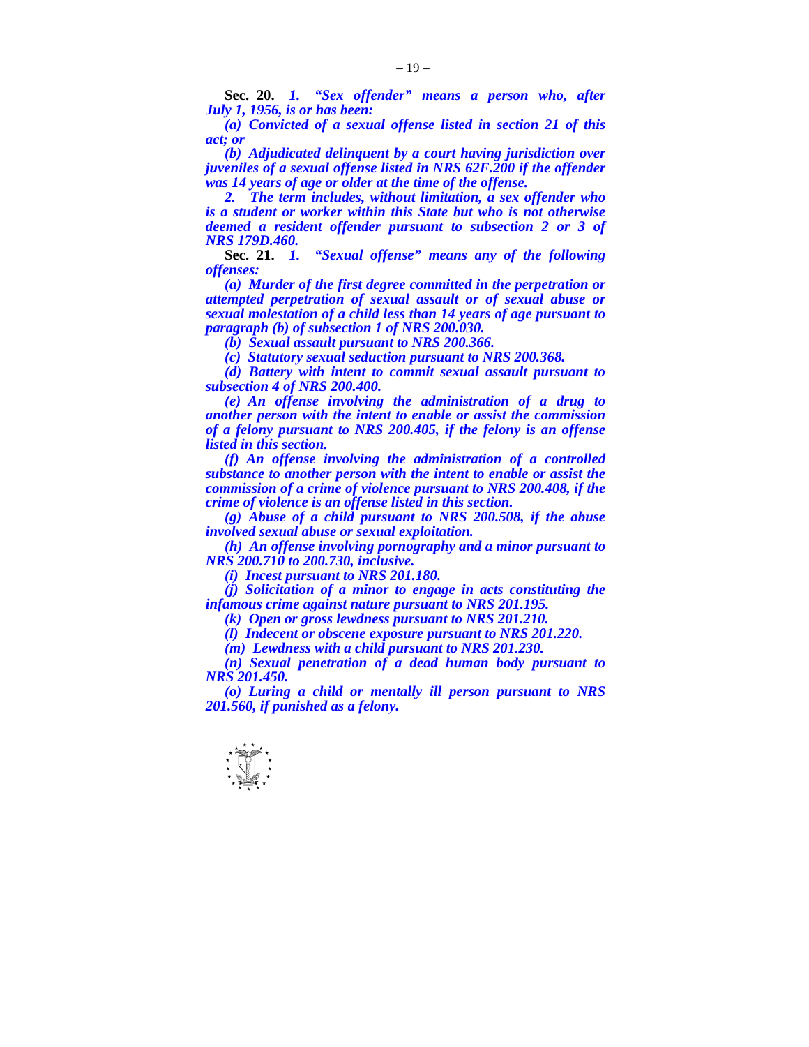**Sec. 20.** ***1. "Sex offender" means a person who, after July 1, 1956, is or has been:***

***(a) Convicted of a sexual offense listed in section 21 of this act; or***

***(b) Adjudicated delinquent by a court having jurisdiction over juveniles of a sexual offense listed in NRS 62F.200 if the offender was 14 years of age or older at the time of the offense.***

***2. The term includes, without limitation, a sex offender who is a student or worker within this State but who is not otherwise deemed a resident offender pursuant to subsection 2 or 3 of NRS 179D.460.***

**Sec. 21.** ***1. "Sexual offense" means any of the following offenses:***

***(a) Murder of the first degree committed in the perpetration or attempted perpetration of sexual assault or of sexual abuse or sexual molestation of a child less than 14 years of age pursuant to paragraph (b) of subsection 1 of NRS 200.030.***

***(b) Sexual assault pursuant to NRS 200.366.***

***(c) Statutory sexual seduction pursuant to NRS 200.368.***

***(d) Battery with intent to commit sexual assault pursuant to subsection 4 of NRS 200.400.***

***(e) An offense involving the administration of a drug to another person with the intent to enable or assist the commission of a felony pursuant to NRS 200.405, if the felony is an offense listed in this section.***

***(f) An offense involving the administration of a controlled substance to another person with the intent to enable or assist the commission of a crime of violence pursuant to NRS 200.408, if the crime of violence is an offense listed in this section.***

***(g) Abuse of a child pursuant to NRS 200.508, if the abuse involved sexual abuse or sexual exploitation.***

***(h) An offense involving pornography and a minor pursuant to NRS 200.710 to 200.730, inclusive.***

***(i) Incest pursuant to NRS 201.180.***

***(j) Solicitation of a minor to engage in acts constituting the infamous crime against nature pursuant to NRS 201.195.***

***(k) Open or gross lewdness pursuant to NRS 201.210.***

***(l) Indecent or obscene exposure pursuant to NRS 201.220.***

***(m) Lewdness with a child pursuant to NRS 201.230.***

***(n) Sexual penetration of a dead human body pursuant to NRS 201.450.***

***(o) Luring a child or mentally ill person pursuant to NRS 201.560, if punished as a felony.***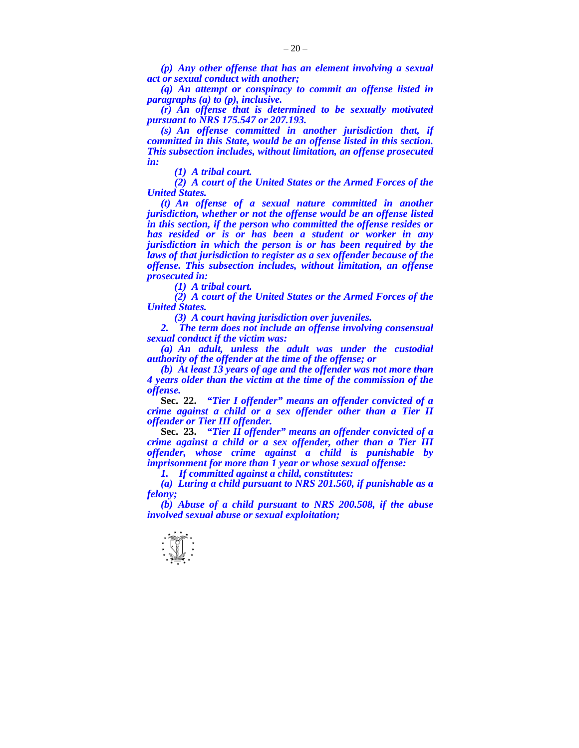***(p) Any other offense that has an element involving a sexual act or sexual conduct with another;***

***(q) An attempt or conspiracy to commit an offense listed in paragraphs (a) to (p), inclusive.***

***(r) An offense that is determined to be sexually motivated pursuant to NRS 175.547 or 207.193.***

***(s) An offense committed in another jurisdiction that, if committed in this State, would be an offense listed in this section. This subsection includes, without limitation, an offense prosecuted in:***

***(1) A tribal court.***

***(2) A court of the United States or the Armed Forces of the United States.***

***(t) An offense of a sexual nature committed in another jurisdiction, whether or not the offense would be an offense listed in this section, if the person who committed the offense resides or has resided or is or has been a student or worker in any jurisdiction in which the person is or has been required by the laws of that jurisdiction to register as a sex offender because of the offense. This subsection includes, without limitation, an offense prosecuted in:***

***(1) A tribal court.***

***(2) A court of the United States or the Armed Forces of the United States.***

***(3) A court having jurisdiction over juveniles.***

***2. The term does not include an offense involving consensual sexual conduct if the victim was:***

***(a) An adult, unless the adult was under the custodial authority of the offender at the time of the offense; or***

***(b) At least 13 years of age and the offender was not more than 4 years older than the victim at the time of the commission of the offense.***

**Sec. 22.** ***"Tier I offender" means an offender convicted of a crime against a child or a sex offender other than a Tier II offender or Tier III offender.***

**Sec. 23.** ***"Tier II offender" means an offender convicted of a crime against a child or a sex offender, other than a Tier III offender, whose crime against a child is punishable by imprisonment for more than 1 year or whose sexual offense:***

***1. If committed against a child, constitutes:***

***(a) Luring a child pursuant to NRS 201.560, if punishable as a felony;***

***(b) Abuse of a child pursuant to NRS 200.508, if the abuse involved sexual abuse or sexual exploitation;***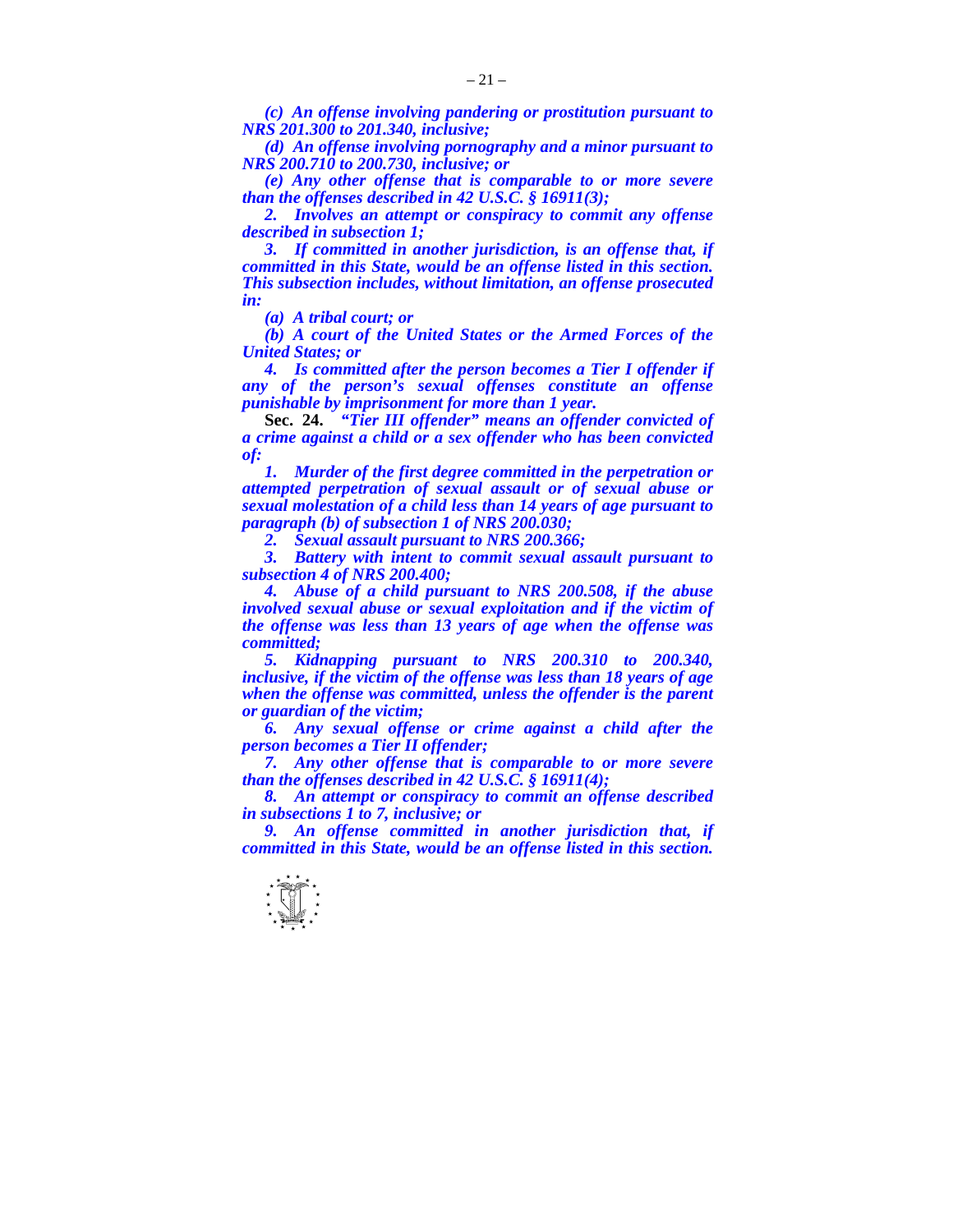*(c) An offense involving pandering or prostitution pursuant to NRS 201.300 to 201.340, inclusive;*

*(d) An offense involving pornography and a minor pursuant to NRS 200.710 to 200.730, inclusive; or*

*(e) Any other offense that is comparable to or more severe than the offenses described in 42 U.S.C. § 16911(3);*

*2. Involves an attempt or conspiracy to commit any offense described in subsection 1;*

*3. If committed in another jurisdiction, is an offense that, if committed in this State, would be an offense listed in this section. This subsection includes, without limitation, an offense prosecuted in:*

*(a) A tribal court; or*

*(b) A court of the United States or the Armed Forces of the United States; or*

*4. Is committed after the person becomes a Tier I offender if any of the person's sexual offenses constitute an offense punishable by imprisonment for more than 1 year.*

**Sec. 24.** *"Tier III offender" means an offender convicted of a crime against a child or a sex offender who has been convicted of:*

*1. Murder of the first degree committed in the perpetration or attempted perpetration of sexual assault or of sexual abuse or sexual molestation of a child less than 14 years of age pursuant to paragraph (b) of subsection 1 of NRS 200.030;*

*2. Sexual assault pursuant to NRS 200.366;*

*3. Battery with intent to commit sexual assault pursuant to subsection 4 of NRS 200.400;*

*4. Abuse of a child pursuant to NRS 200.508, if the abuse involved sexual abuse or sexual exploitation and if the victim of the offense was less than 13 years of age when the offense was committed;*

*5. Kidnapping pursuant to NRS 200.310 to 200.340, inclusive, if the victim of the offense was less than 18 years of age when the offense was committed, unless the offender is the parent or guardian of the victim;*

*6. Any sexual offense or crime against a child after the person becomes a Tier II offender;*

*7. Any other offense that is comparable to or more severe than the offenses described in 42 U.S.C. § 16911(4);*

*8. An attempt or conspiracy to commit an offense described in subsections 1 to 7, inclusive; or*

*9. An offense committed in another jurisdiction that, if committed in this State, would be an offense listed in this section.*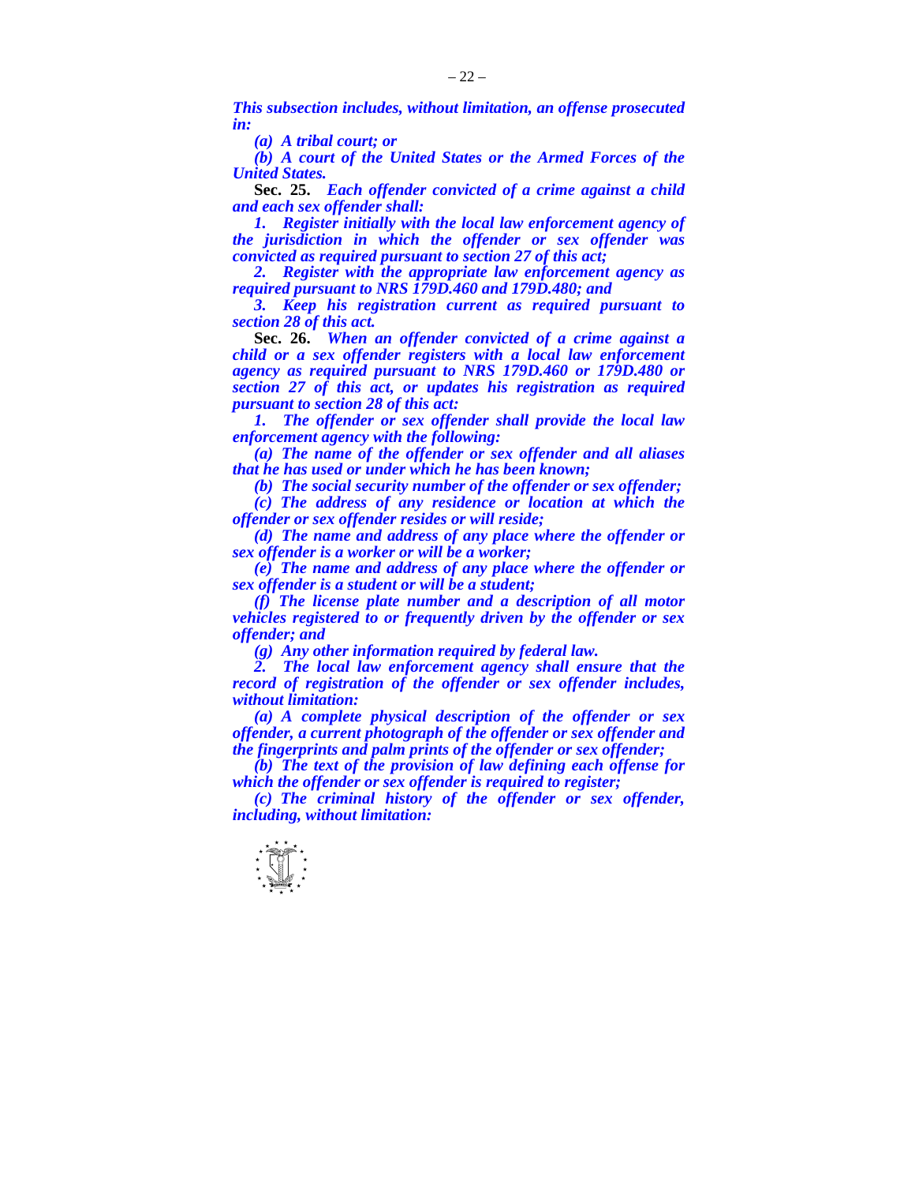***This subsection includes, without limitation, an offense prosecuted in:***

***(a) A tribal court; or***

***(b) A court of the United States or the Armed Forces of the United States.***

**Sec. 25.** ***Each offender convicted of a crime against a child and each sex offender shall:***

***1. Register initially with the local law enforcement agency of the jurisdiction in which the offender or sex offender was convicted as required pursuant to section 27 of this act;***

***2. Register with the appropriate law enforcement agency as required pursuant to NRS 179D.460 and 179D.480; and***

***3. Keep his registration current as required pursuant to section 28 of this act.***

**Sec. 26.** ***When an offender convicted of a crime against a child or a sex offender registers with a local law enforcement agency as required pursuant to NRS 179D.460 or 179D.480 or section 27 of this act, or updates his registration as required pursuant to section 28 of this act:***

***1. The offender or sex offender shall provide the local law enforcement agency with the following:***

***(a) The name of the offender or sex offender and all aliases that he has used or under which he has been known;***

***(b) The social security number of the offender or sex offender;***

***(c) The address of any residence or location at which the offender or sex offender resides or will reside;***

***(d) The name and address of any place where the offender or sex offender is a worker or will be a worker;***

***(e) The name and address of any place where the offender or sex offender is a student or will be a student;***

***(f) The license plate number and a description of all motor vehicles registered to or frequently driven by the offender or sex offender; and***

***(g) Any other information required by federal law.***

***2. The local law enforcement agency shall ensure that the record of registration of the offender or sex offender includes, without limitation:***

***(a) A complete physical description of the offender or sex offender, a current photograph of the offender or sex offender and the fingerprints and palm prints of the offender or sex offender;***

***(b) The text of the provision of law defining each offense for which the offender or sex offender is required to register;***

***(c) The criminal history of the offender or sex offender, including, without limitation:***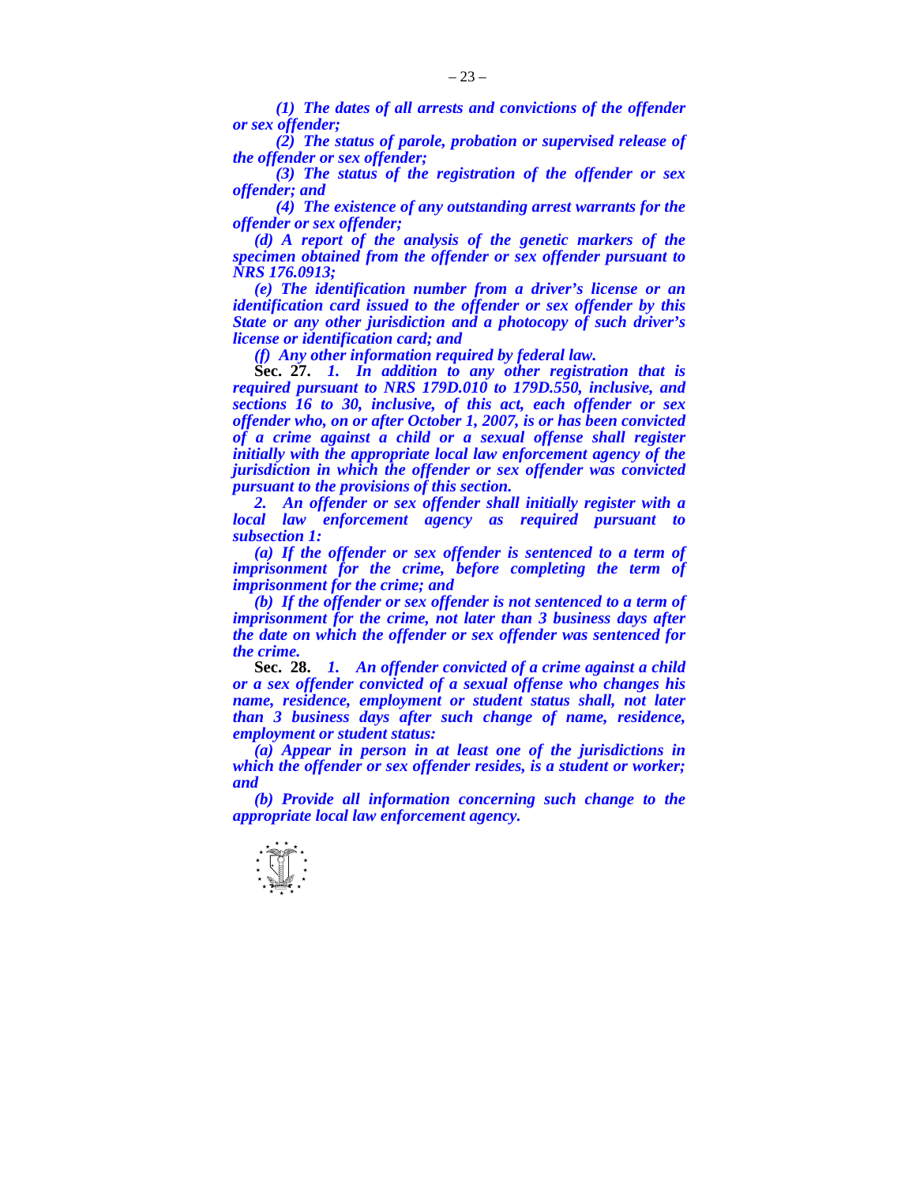*(1) The dates of all arrests and convictions of the offender or sex offender;*

*(2) The status of parole, probation or supervised release of the offender or sex offender;*

*(3) The status of the registration of the offender or sex offender; and*

*(4) The existence of any outstanding arrest warrants for the offender or sex offender;*

*(d) A report of the analysis of the genetic markers of the specimen obtained from the offender or sex offender pursuant to NRS 176.0913;*

*(e) The identification number from a driver's license or an identification card issued to the offender or sex offender by this State or any other jurisdiction and a photocopy of such driver's license or identification card; and*

*(f) Any other information required by federal law.*

**Sec. 27.** *1. In addition to any other registration that is required pursuant to NRS 179D.010 to 179D.550, inclusive, and sections 16 to 30, inclusive, of this act, each offender or sex offender who, on or after October 1, 2007, is or has been convicted of a crime against a child or a sexual offense shall register initially with the appropriate local law enforcement agency of the jurisdiction in which the offender or sex offender was convicted pursuant to the provisions of this section.*

*2. An offender or sex offender shall initially register with a local law enforcement agency as required pursuant to subsection 1:*

*(a) If the offender or sex offender is sentenced to a term of imprisonment for the crime, before completing the term of imprisonment for the crime; and*

*(b) If the offender or sex offender is not sentenced to a term of imprisonment for the crime, not later than 3 business days after the date on which the offender or sex offender was sentenced for the crime.*

**Sec. 28.** *1. An offender convicted of a crime against a child or a sex offender convicted of a sexual offense who changes his name, residence, employment or student status shall, not later than 3 business days after such change of name, residence, employment or student status:*

*(a) Appear in person in at least one of the jurisdictions in which the offender or sex offender resides, is a student or worker; and*

*(b) Provide all information concerning such change to the appropriate local law enforcement agency.*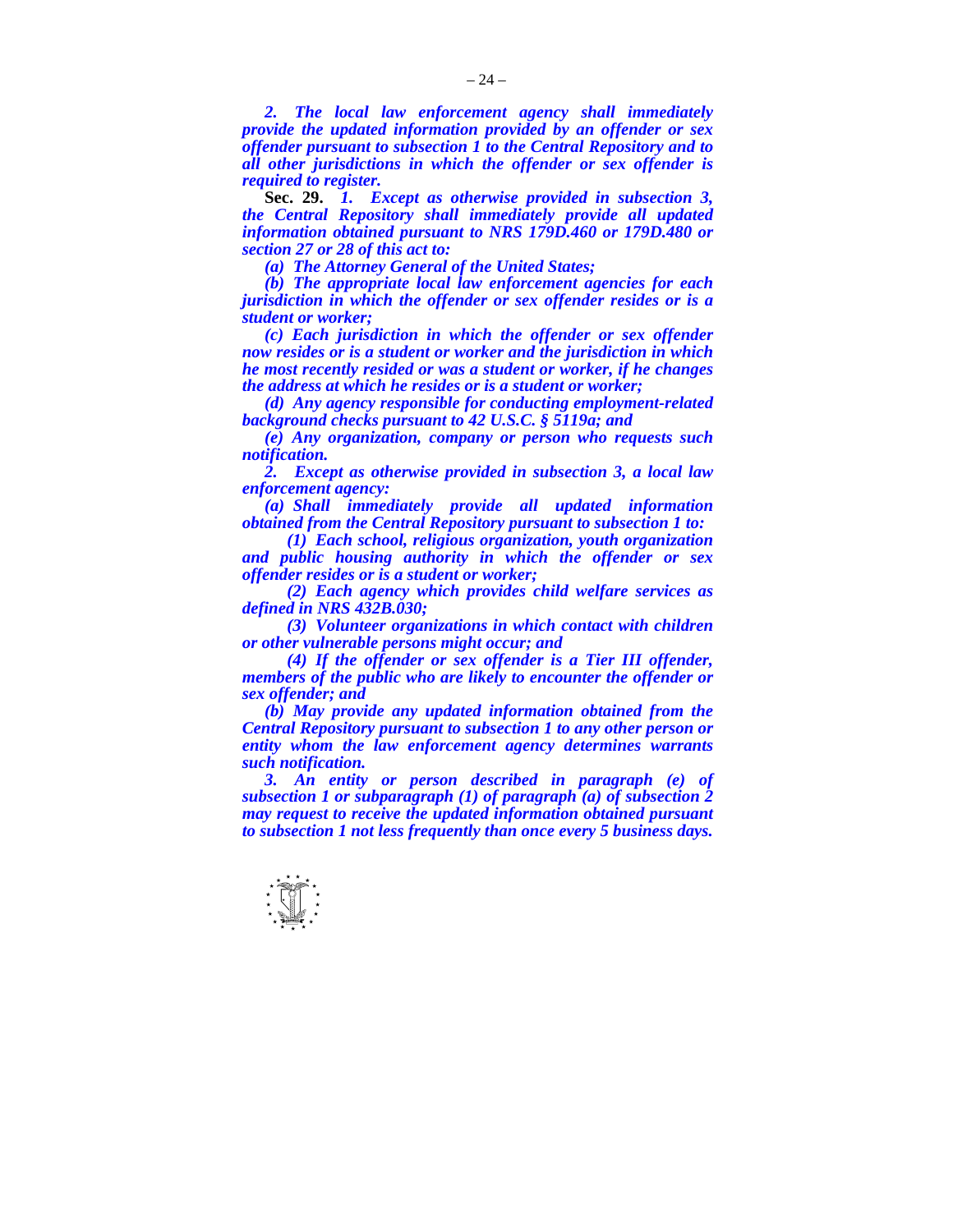*2. The local law enforcement agency shall immediately provide the updated information provided by an offender or sex offender pursuant to subsection 1 to the Central Repository and to all other jurisdictions in which the offender or sex offender is required to register.*

**Sec. 29.** *1. Except as otherwise provided in subsection 3, the Central Repository shall immediately provide all updated information obtained pursuant to NRS 179D.460 or 179D.480 or section 27 or 28 of this act to:*

*(a) The Attorney General of the United States;*

*(b) The appropriate local law enforcement agencies for each jurisdiction in which the offender or sex offender resides or is a student or worker;*

*(c) Each jurisdiction in which the offender or sex offender now resides or is a student or worker and the jurisdiction in which he most recently resided or was a student or worker, if he changes the address at which he resides or is a student or worker;*

*(d) Any agency responsible for conducting employment-related background checks pursuant to 42 U.S.C. § 5119a; and*

*(e) Any organization, company or person who requests such notification.*

*2. Except as otherwise provided in subsection 3, a local law enforcement agency:*

*(a) Shall immediately provide all updated information obtained from the Central Repository pursuant to subsection 1 to:*

*(1) Each school, religious organization, youth organization and public housing authority in which the offender or sex offender resides or is a student or worker;*

*(2) Each agency which provides child welfare services as defined in NRS 432B.030;*

*(3) Volunteer organizations in which contact with children or other vulnerable persons might occur; and*

*(4) If the offender or sex offender is a Tier III offender, members of the public who are likely to encounter the offender or sex offender; and*

*(b) May provide any updated information obtained from the Central Repository pursuant to subsection 1 to any other person or entity whom the law enforcement agency determines warrants such notification.*

*3. An entity or person described in paragraph (e) of subsection 1 or subparagraph (1) of paragraph (a) of subsection 2 may request to receive the updated information obtained pursuant to subsection 1 not less frequently than once every 5 business days.*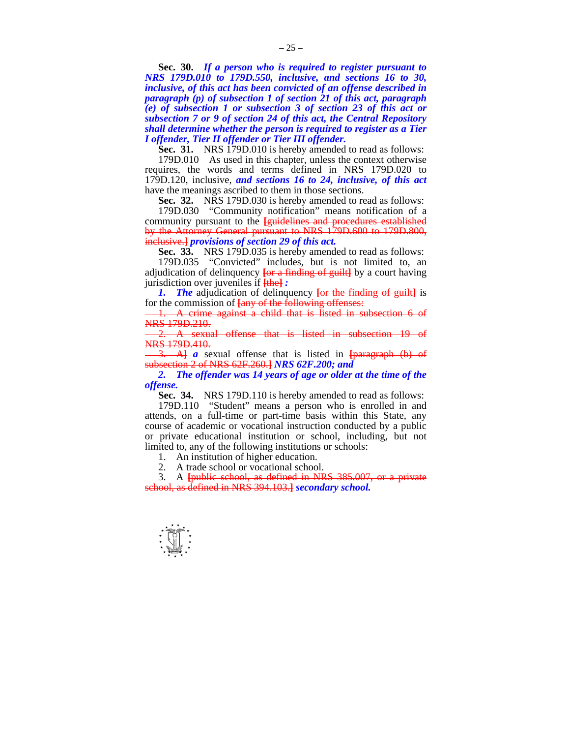**Sec. 30.** ***If a person who is required to register pursuant to NRS 179D.010 to 179D.550, inclusive, and sections 16 to 30, inclusive, of this act has been convicted of an offense described in paragraph (p) of subsection 1 of section 21 of this act, paragraph (e) of subsection 1 or subsection 3 of section 23 of this act or subsection 7 or 9 of section 24 of this act, the Central Repository shall determine whether the person is required to register as a Tier I offender, Tier II offender or Tier III offender.***

**Sec. 31.** NRS 179D.010 is hereby amended to read as follows:

179D.010 As used in this chapter, unless the context otherwise requires, the words and terms defined in NRS 179D.020 to 179D.120, inclusive, ***and sections 16 to 24, inclusive, of this act*** have the meanings ascribed to them in those sections.

**Sec. 32.** NRS 179D.030 is hereby amended to read as follows:

179D.030 "Community notification" means notification of a community pursuant to the ~~[guidelines and procedures established by the Attorney General pursuant to NRS 179D.600 to 179D.800, inclusive.]~~ ***provisions of section 29 of this act.***

**Sec. 33.** NRS 179D.035 is hereby amended to read as follows:

179D.035 "Convicted" includes, but is not limited to, an adjudication of delinquency ~~[or a finding of guilt]~~ by a court having jurisdiction over juveniles if ~~[the]~~ ***:***

***1. The*** adjudication of delinquency ~~[or the finding of guilt]~~ is for the commission of ~~[any of the following offenses:~~

~~1. A crime against a child that is listed in subsection 6 of NRS 179D.210.~~

~~2. A sexual offense that is listed in subsection 19 of NRS 179D.410.~~

~~3. A]~~ ***a*** sexual offense that is listed in ~~[paragraph (b) of subsection 2 of NRS 62F.260.]~~ ***NRS 62F.200; and***

***2. The offender was 14 years of age or older at the time of the offense.***

**Sec. 34.** NRS 179D.110 is hereby amended to read as follows:

179D.110 "Student" means a person who is enrolled in and attends, on a full-time or part-time basis within this State, any course of academic or vocational instruction conducted by a public or private educational institution or school, including, but not limited to, any of the following institutions or schools:

1. An institution of higher education.
2. A trade school or vocational school.
3. A ~~[public school, as defined in NRS 385.007, or a private school, as defined in NRS 394.103.]~~ ***secondary school.***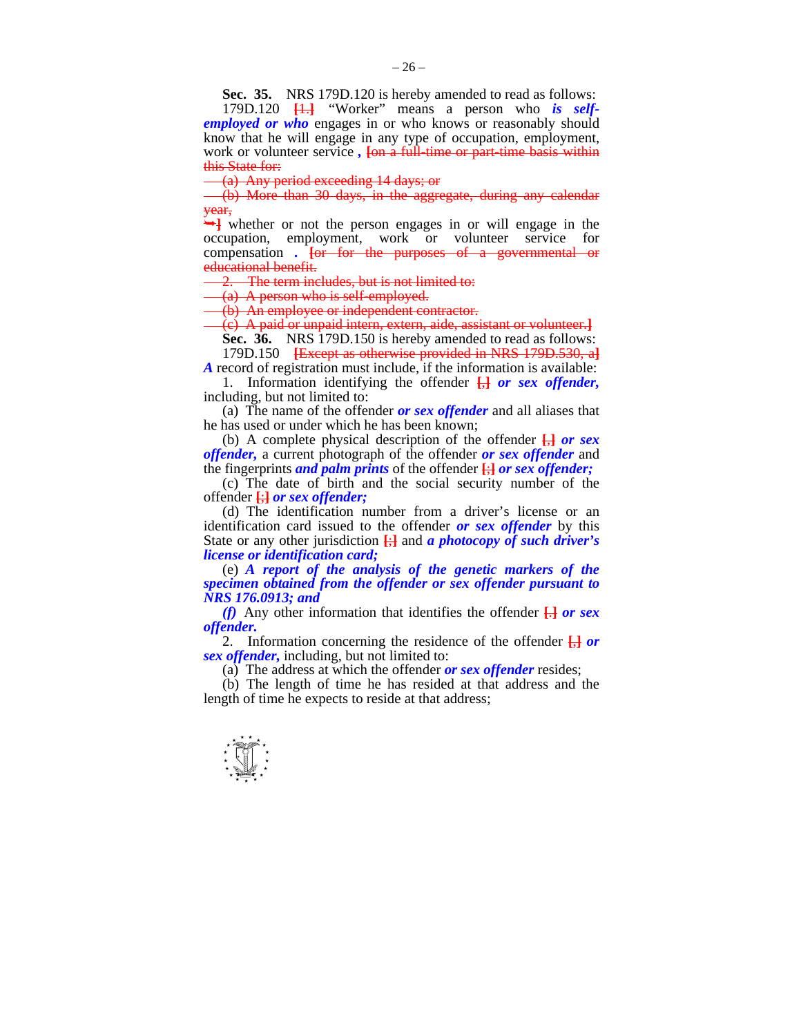**Sec. 35.** NRS 179D.120 is hereby amended to read as follows:

179D.120 ~~[1.]~~ "Worker" means a person who ***is self-employed or who*** engages in or who knows or reasonably should know that he will engage in any type of occupation, employment, work or volunteer service ***,*** ~~[on a full-time or part-time basis within this State for:~~

~~(a) Any period exceeding 14 days; or~~

~~(b) More than 30 days, in the aggregate, during any calendar year,~~

~~➥]~~ whether or not the person engages in or will engage in the occupation, employment, work or volunteer service for compensation ***.*** ~~[or for the purposes of a governmental or educational benefit.~~

~~2. The term includes, but is not limited to:~~

~~(a) A person who is self-employed.~~

~~(b) An employee or independent contractor.~~

~~(c) A paid or unpaid intern, extern, aide, assistant or volunteer.]~~

**Sec. 36.** NRS 179D.150 is hereby amended to read as follows:

179D.150 ~~[Except as otherwise provided in NRS 179D.530, a]~~ ***A*** record of registration must include, if the information is available:

1. Information identifying the offender ~~[,]~~ ***or sex offender,*** including, but not limited to:

(a) The name of the offender ***or sex offender*** and all aliases that he has used or under which he has been known;

(b) A complete physical description of the offender ~~[,]~~ ***or sex offender,*** a current photograph of the offender ***or sex offender*** and the fingerprints ***and palm prints*** of the offender ~~[;]~~ ***or sex offender;***

(c) The date of birth and the social security number of the offender ~~[;]~~ ***or sex offender;***

(d) The identification number from a driver's license or an identification card issued to the offender ***or sex offender*** by this State or any other jurisdiction ~~[;]~~ and ***a photocopy of such driver's license or identification card;***

(e) ***A report of the analysis of the genetic markers of the specimen obtained from the offender or sex offender pursuant to NRS 176.0913; and***

***(f)*** Any other information that identifies the offender ~~[.]~~ ***or sex offender.***

2. Information concerning the residence of the offender ~~[,]~~ ***or sex offender,*** including, but not limited to:

(a) The address at which the offender ***or sex offender*** resides;

(b) The length of time he has resided at that address and the length of time he expects to reside at that address;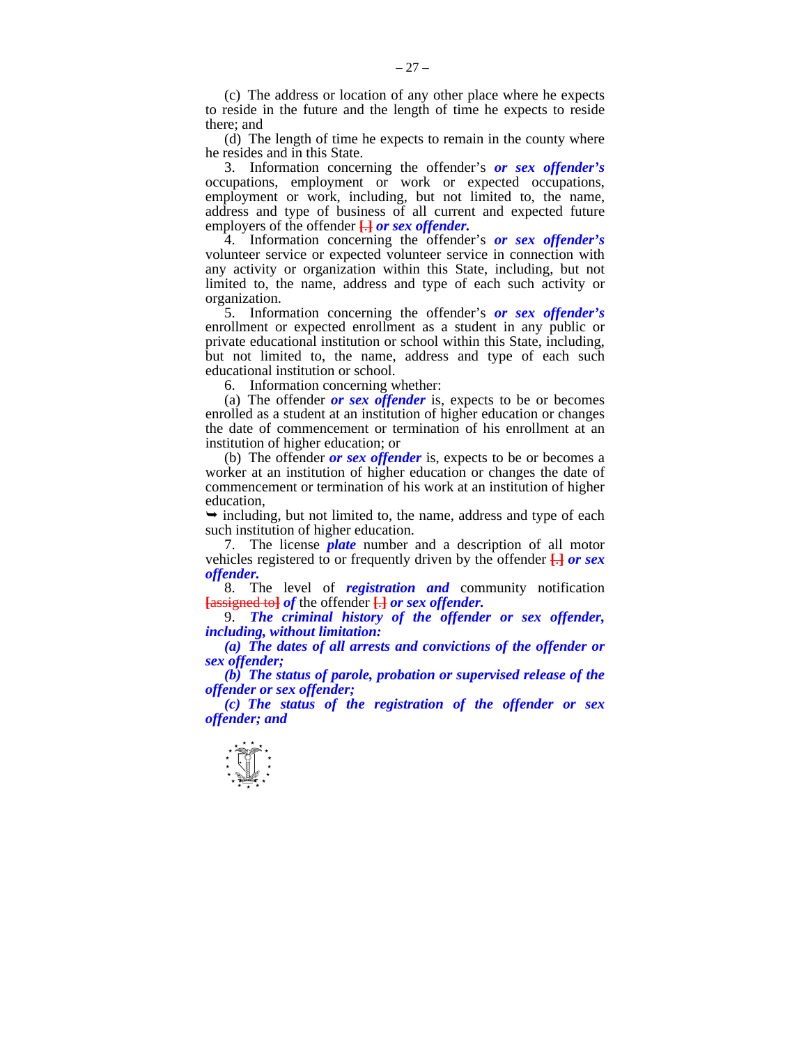(c) The address or location of any other place where he expects to reside in the future and the length of time he expects to reside there; and

(d) The length of time he expects to remain in the county where he resides and in this State.

3. Information concerning the offender's ***or sex offender's*** occupations, employment or work or expected occupations, employment or work, including, but not limited to, the name, address and type of business of all current and expected future employers of the offender ~~[.]~~ ***or sex offender.***

4. Information concerning the offender's ***or sex offender's*** volunteer service or expected volunteer service in connection with any activity or organization within this State, including, but not limited to, the name, address and type of each such activity or organization.

5. Information concerning the offender's ***or sex offender's*** enrollment or expected enrollment as a student in any public or private educational institution or school within this State, including, but not limited to, the name, address and type of each such educational institution or school.

6. Information concerning whether:

(a) The offender ***or sex offender*** is, expects to be or becomes enrolled as a student at an institution of higher education or changes the date of commencement or termination of his enrollment at an institution of higher education; or

(b) The offender ***or sex offender*** is, expects to be or becomes a worker at an institution of higher education or changes the date of commencement or termination of his work at an institution of higher education,

➥ including, but not limited to, the name, address and type of each such institution of higher education.

7. The license ***plate*** number and a description of all motor vehicles registered to or frequently driven by the offender ~~[.]~~ ***or sex offender.***

8. The level of ***registration and*** community notification ~~[assigned to]~~ ***of*** the offender ~~[.]~~ ***or sex offender.***

9. ***The criminal history of the offender or sex offender, including, without limitation:***

***(a) The dates of all arrests and convictions of the offender or sex offender;***

***(b) The status of parole, probation or supervised release of the offender or sex offender;***

***(c) The status of the registration of the offender or sex offender; and***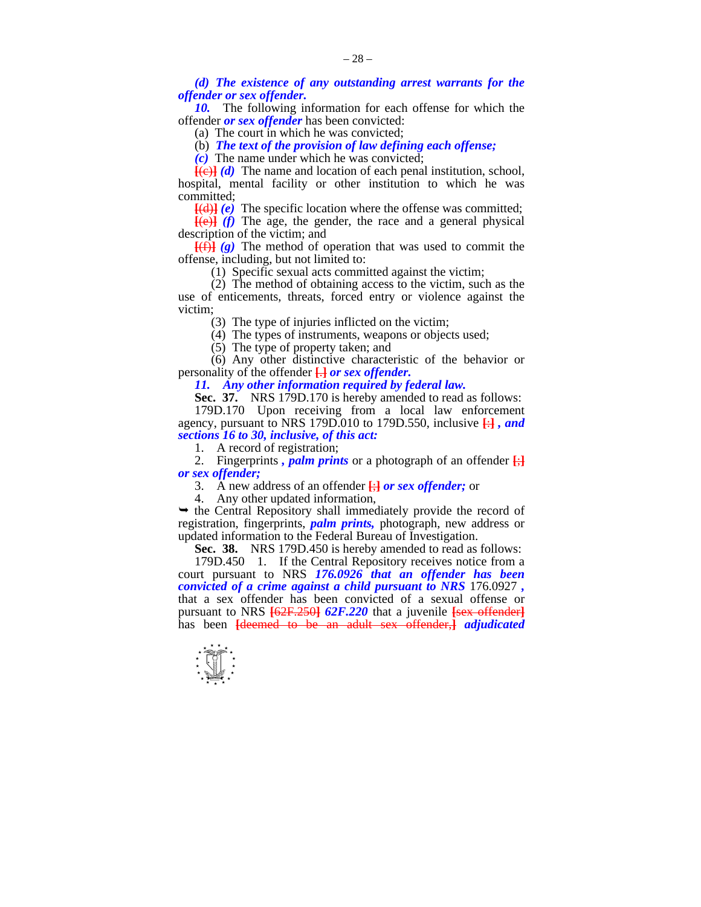***(d) The existence of any outstanding arrest warrants for the offender or sex offender.***

***10.*** The following information for each offense for which the offender ***or sex offender*** has been convicted:

(a) The court in which he was convicted;

(b) ***The text of the provision of law defining each offense;***

***(c)*** The name under which he was convicted;

[(c)] ***(d)*** The name and location of each penal institution, school, hospital, mental facility or other institution to which he was committed;

[(d)] ***(e)*** The specific location where the offense was committed;

[(e)] ***(f)*** The age, the gender, the race and a general physical description of the victim; and

[(f)] ***(g)*** The method of operation that was used to commit the offense, including, but not limited to:

(1) Specific sexual acts committed against the victim;

(2) The method of obtaining access to the victim, such as the use of enticements, threats, forced entry or violence against the victim;

(3) The type of injuries inflicted on the victim;

(4) The types of instruments, weapons or objects used;

(5) The type of property taken; and

(6) Any other distinctive characteristic of the behavior or personality of the offender [.] ***or sex offender.***

***11. Any other information required by federal law.***

**Sec. 37.** NRS 179D.170 is hereby amended to read as follows:

179D.170 Upon receiving from a local law enforcement agency, pursuant to NRS 179D.010 to 179D.550, inclusive [:] ***, and sections 16 to 30, inclusive, of this act:***

1. A record of registration;

2. Fingerprints ***, palm prints*** or a photograph of an offender [;] ***or sex offender;***

3. A new address of an offender [;] ***or sex offender;*** or

4. Any other updated information,

➥ the Central Repository shall immediately provide the record of registration, fingerprints, ***palm prints,*** photograph, new address or updated information to the Federal Bureau of Investigation.

**Sec. 38.** NRS 179D.450 is hereby amended to read as follows:

179D.450 1. If the Central Repository receives notice from a court pursuant to NRS ***176.0926 that an offender has been convicted of a crime against a child pursuant to NRS*** 176.0927 ***,*** that a sex offender has been convicted of a sexual offense or pursuant to NRS [62F.250] ***62F.220*** that a juvenile [sex offender] has been [deemed to be an adult sex offender,] ***adjudicated***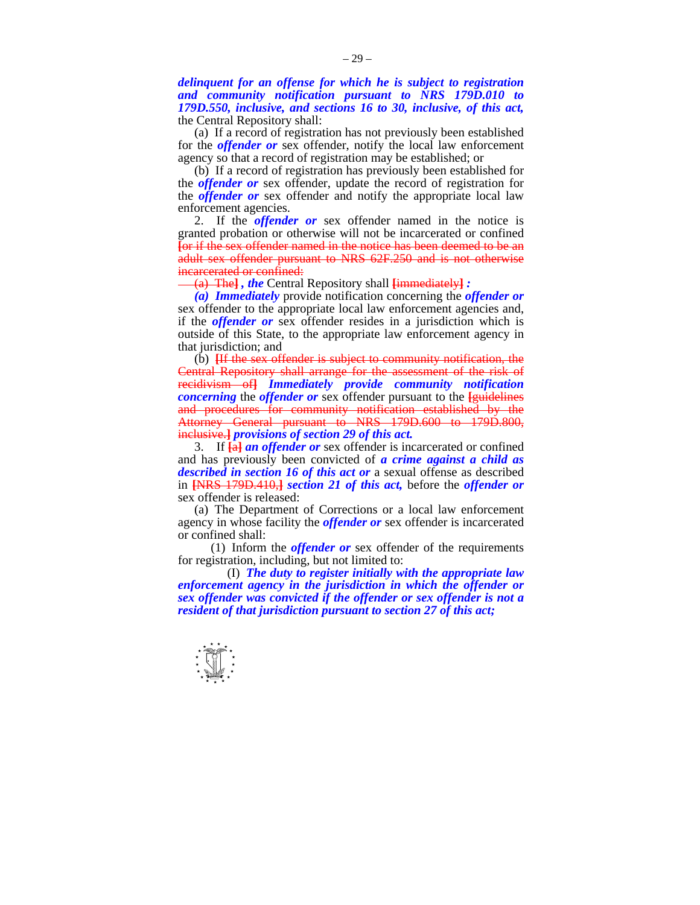***delinquent for an offense for which he is subject to registration and community notification pursuant to NRS 179D.010 to 179D.550, inclusive, and sections 16 to 30, inclusive, of this act,*** the Central Repository shall:

(a) If a record of registration has not previously been established for the ***offender or*** sex offender, notify the local law enforcement agency so that a record of registration may be established; or

(b) If a record of registration has previously been established for the ***offender or*** sex offender, update the record of registration for the ***offender or*** sex offender and notify the appropriate local law enforcement agencies.

2. If the ***offender or*** sex offender named in the notice is granted probation or otherwise will not be incarcerated or confined ~~[or if the sex offender named in the notice has been deemed to be an adult sex offender pursuant to NRS 62F.250 and is not otherwise incarcerated or confined:~~

~~(a) The]~~ ***, the*** Central Repository shall ~~[immediately]~~ ***:***

***(a) Immediately*** provide notification concerning the ***offender or*** sex offender to the appropriate local law enforcement agencies and, if the ***offender or*** sex offender resides in a jurisdiction which is outside of this State, to the appropriate law enforcement agency in that jurisdiction; and

(b) ~~[If the sex offender is subject to community notification, the Central Repository shall arrange for the assessment of the risk of recidivism of]~~ ***Immediately provide community notification concerning*** the ***offender or*** sex offender pursuant to the ~~[guidelines and procedures for community notification established by the Attorney General pursuant to NRS 179D.600 to 179D.800, inclusive.]~~ ***provisions of section 29 of this act.***

3. If ~~[a]~~ ***an offender or*** sex offender is incarcerated or confined and has previously been convicted of ***a crime against a child as described in section 16 of this act or*** a sexual offense as described in ~~[NRS 179D.410,]~~ ***section 21 of this act,*** before the ***offender or*** sex offender is released:

(a) The Department of Corrections or a local law enforcement agency in whose facility the ***offender or*** sex offender is incarcerated or confined shall:

(1) Inform the ***offender or*** sex offender of the requirements for registration, including, but not limited to:

(I) ***The duty to register initially with the appropriate law enforcement agency in the jurisdiction in which the offender or sex offender was convicted if the offender or sex offender is not a resident of that jurisdiction pursuant to section 27 of this act;***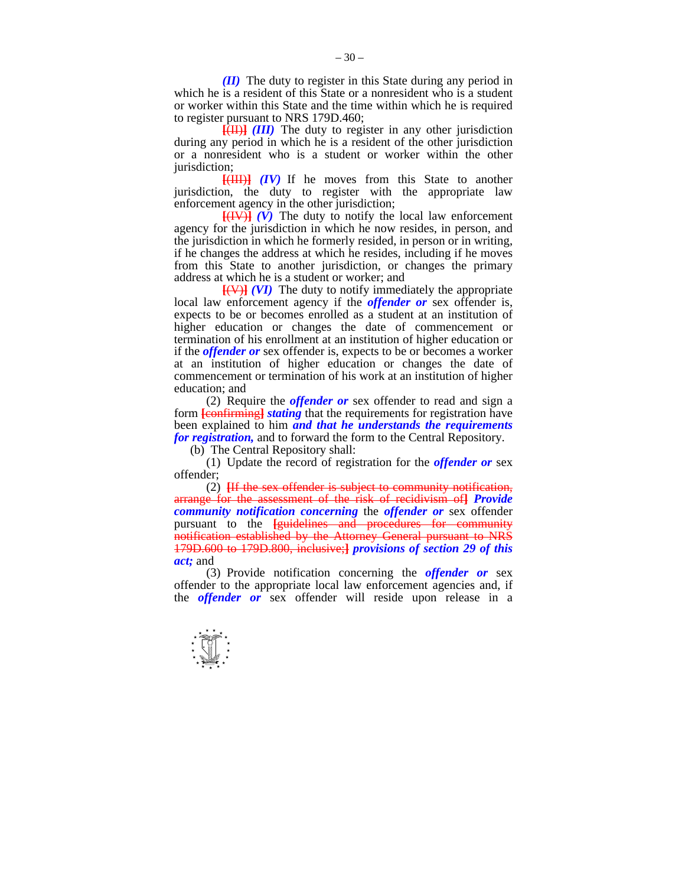***(II)*** The duty to register in this State during any period in which he is a resident of this State or a nonresident who is a student or worker within this State and the time within which he is required to register pursuant to NRS 179D.460;

~~[(II)]~~ ***(III)*** The duty to register in any other jurisdiction during any period in which he is a resident of the other jurisdiction or a nonresident who is a student or worker within the other jurisdiction;

~~[(III)]~~ ***(IV)*** If he moves from this State to another jurisdiction, the duty to register with the appropriate law enforcement agency in the other jurisdiction;

~~[(IV)]~~ ***(V)*** The duty to notify the local law enforcement agency for the jurisdiction in which he now resides, in person, and the jurisdiction in which he formerly resided, in person or in writing, if he changes the address at which he resides, including if he moves from this State to another jurisdiction, or changes the primary address at which he is a student or worker; and

~~[(V)]~~ ***(VI)*** The duty to notify immediately the appropriate local law enforcement agency if the ***offender or*** sex offender is, expects to be or becomes enrolled as a student at an institution of higher education or changes the date of commencement or termination of his enrollment at an institution of higher education or if the ***offender or*** sex offender is, expects to be or becomes a worker at an institution of higher education or changes the date of commencement or termination of his work at an institution of higher education; and

(2) Require the ***offender or*** sex offender to read and sign a form ~~[confirming]~~ ***stating*** that the requirements for registration have been explained to him ***and that he understands the requirements for registration,*** and to forward the form to the Central Repository.

(b) The Central Repository shall:

(1) Update the record of registration for the ***offender or*** sex offender;

(2) ~~[If the sex offender is subject to community notification, arrange for the assessment of the risk of recidivism of]~~ ***Provide community notification concerning*** the ***offender or*** sex offender pursuant to the ~~[guidelines and procedures for community notification established by the Attorney General pursuant to NRS 179D.600 to 179D.800, inclusive;]~~ ***provisions of section 29 of this act;*** and

(3) Provide notification concerning the ***offender or*** sex offender to the appropriate local law enforcement agencies and, if the ***offender or*** sex offender will reside upon release in a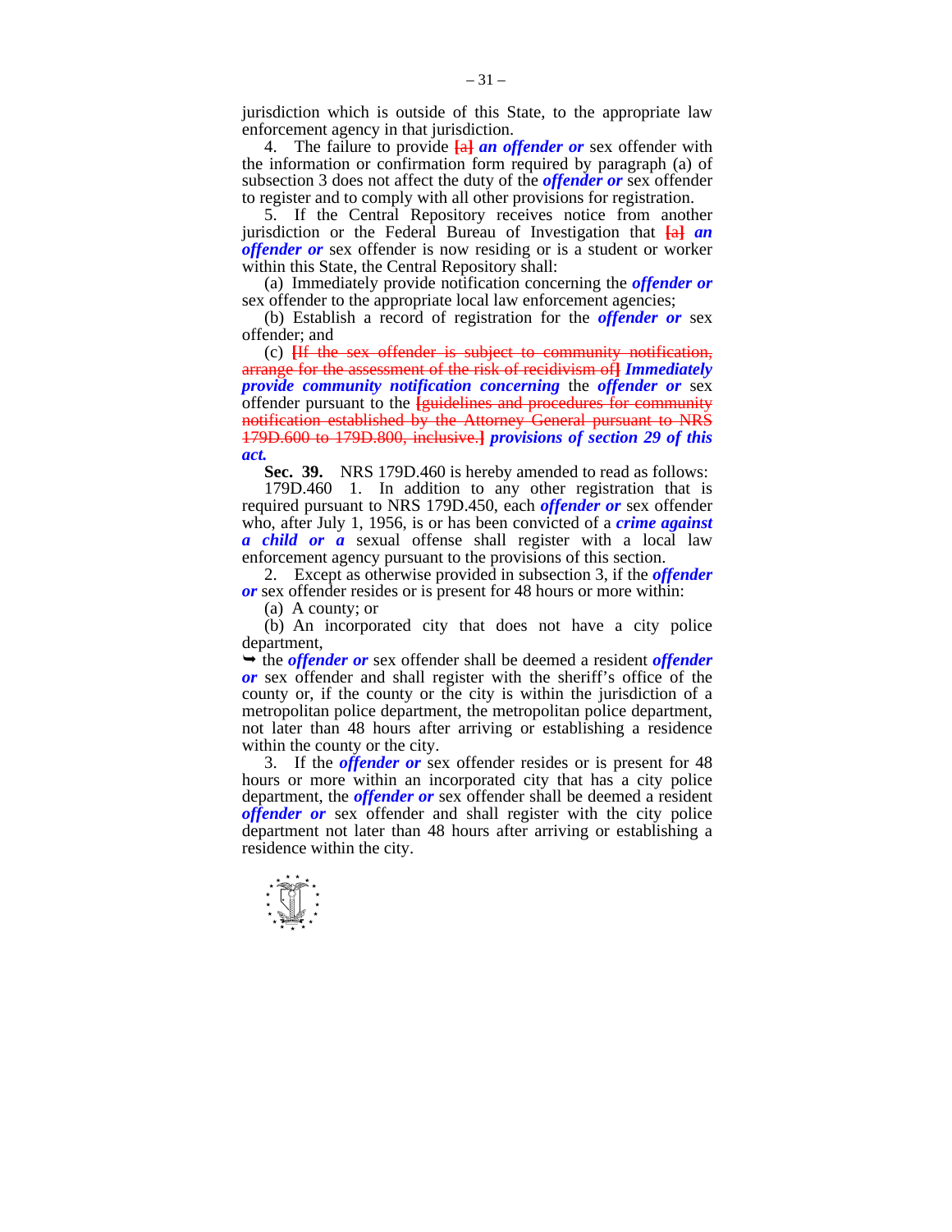jurisdiction which is outside of this State, to the appropriate law enforcement agency in that jurisdiction.

4. The failure to provide [a] ***an offender or*** sex offender with the information or confirmation form required by paragraph (a) of subsection 3 does not affect the duty of the ***offender or*** sex offender to register and to comply with all other provisions for registration.

5. If the Central Repository receives notice from another jurisdiction or the Federal Bureau of Investigation that [a] ***an offender or*** sex offender is now residing or is a student or worker within this State, the Central Repository shall:

(a) Immediately provide notification concerning the ***offender or*** sex offender to the appropriate local law enforcement agencies;

(b) Establish a record of registration for the ***offender or*** sex offender; and

(c) [If the sex offender is subject to community notification, arrange for the assessment of the risk of recidivism of] ***Immediately provide community notification concerning*** the ***offender or*** sex offender pursuant to the [guidelines and procedures for community notification established by the Attorney General pursuant to NRS 179D.600 to 179D.800, inclusive.] ***provisions of section 29 of this act.***

**Sec. 39.** NRS 179D.460 is hereby amended to read as follows:

179D.460 1. In addition to any other registration that is required pursuant to NRS 179D.450, each ***offender or*** sex offender who, after July 1, 1956, is or has been convicted of a ***crime against a child or a*** sexual offense shall register with a local law enforcement agency pursuant to the provisions of this section.

2. Except as otherwise provided in subsection 3, if the ***offender or*** sex offender resides or is present for 48 hours or more within:

(a) A county; or

(b) An incorporated city that does not have a city police department,

➥ the ***offender or*** sex offender shall be deemed a resident ***offender or*** sex offender and shall register with the sheriff's office of the county or, if the county or the city is within the jurisdiction of a metropolitan police department, the metropolitan police department, not later than 48 hours after arriving or establishing a residence within the county or the city.

3. If the ***offender or*** sex offender resides or is present for 48 hours or more within an incorporated city that has a city police department, the ***offender or*** sex offender shall be deemed a resident ***offender or*** sex offender and shall register with the city police department not later than 48 hours after arriving or establishing a residence within the city.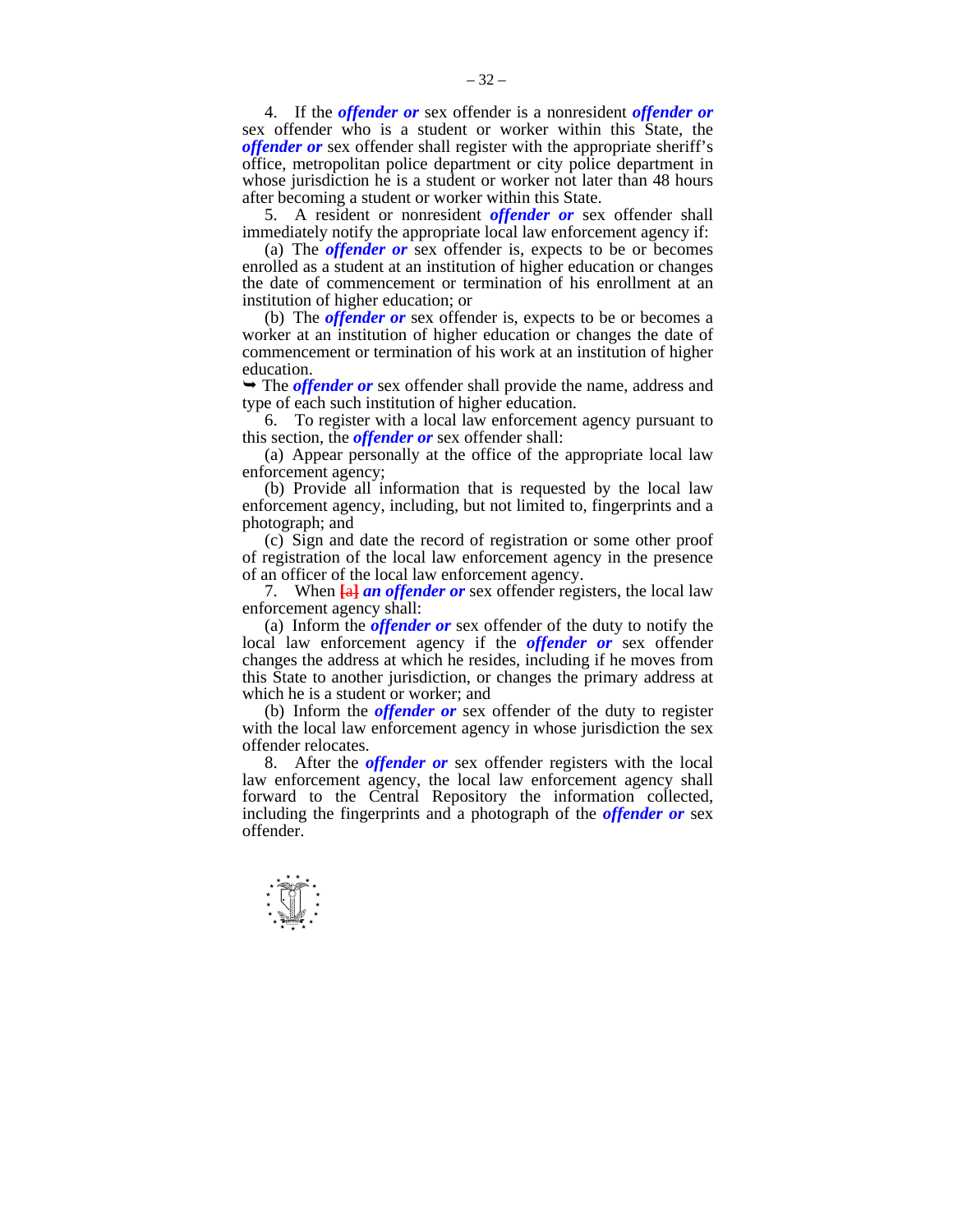4. If the ***offender or*** sex offender is a nonresident ***offender or*** sex offender who is a student or worker within this State, the ***offender or*** sex offender shall register with the appropriate sheriff's office, metropolitan police department or city police department in whose jurisdiction he is a student or worker not later than 48 hours after becoming a student or worker within this State.

5. A resident or nonresident ***offender or*** sex offender shall immediately notify the appropriate local law enforcement agency if:

(a) The ***offender or*** sex offender is, expects to be or becomes enrolled as a student at an institution of higher education or changes the date of commencement or termination of his enrollment at an institution of higher education; or

(b) The ***offender or*** sex offender is, expects to be or becomes a worker at an institution of higher education or changes the date of commencement or termination of his work at an institution of higher education.

➥ The ***offender or*** sex offender shall provide the name, address and type of each such institution of higher education.

6. To register with a local law enforcement agency pursuant to this section, the ***offender or*** sex offender shall:

(a) Appear personally at the office of the appropriate local law enforcement agency;

(b) Provide all information that is requested by the local law enforcement agency, including, but not limited to, fingerprints and a photograph; and

(c) Sign and date the record of registration or some other proof of registration of the local law enforcement agency in the presence of an officer of the local law enforcement agency.

7. When [a] ***an offender or*** sex offender registers, the local law enforcement agency shall:

(a) Inform the ***offender or*** sex offender of the duty to notify the local law enforcement agency if the ***offender or*** sex offender changes the address at which he resides, including if he moves from this State to another jurisdiction, or changes the primary address at which he is a student or worker; and

(b) Inform the ***offender or*** sex offender of the duty to register with the local law enforcement agency in whose jurisdiction the sex offender relocates.

8. After the ***offender or*** sex offender registers with the local law enforcement agency, the local law enforcement agency shall forward to the Central Repository the information collected, including the fingerprints and a photograph of the ***offender or*** sex offender.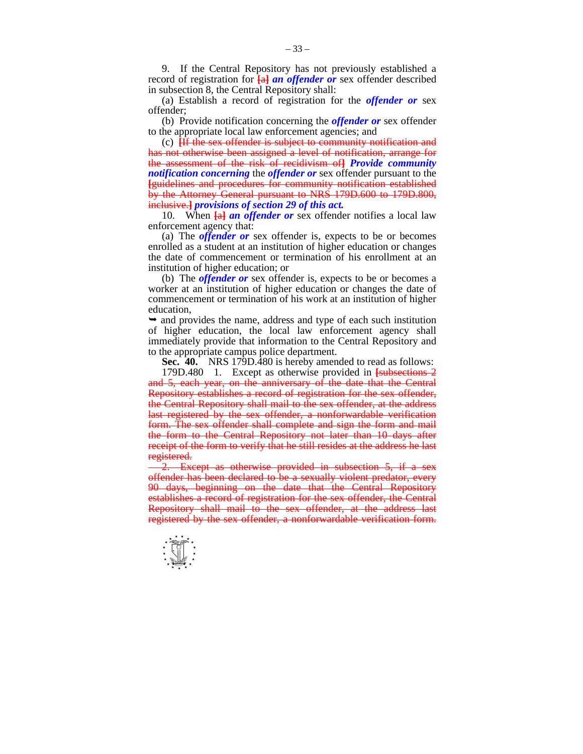9. If the Central Repository has not previously established a record of registration for [a] ***an offender or*** sex offender described in subsection 8, the Central Repository shall:

(a) Establish a record of registration for the ***offender or*** sex offender;

(b) Provide notification concerning the ***offender or*** sex offender to the appropriate local law enforcement agencies; and

(c) [If the sex offender is subject to community notification and has not otherwise been assigned a level of notification, arrange for the assessment of the risk of recidivism of] ***Provide community notification concerning*** the ***offender or*** sex offender pursuant to the [guidelines and procedures for community notification established by the Attorney General pursuant to NRS 179D.600 to 179D.800, inclusive.] ***provisions of section 29 of this act.***

10. When [a] ***an offender or*** sex offender notifies a local law enforcement agency that:

(a) The ***offender or*** sex offender is, expects to be or becomes enrolled as a student at an institution of higher education or changes the date of commencement or termination of his enrollment at an institution of higher education; or

(b) The ***offender or*** sex offender is, expects to be or becomes a worker at an institution of higher education or changes the date of commencement or termination of his work at an institution of higher education,

➥ and provides the name, address and type of each such institution of higher education, the local law enforcement agency shall immediately provide that information to the Central Repository and to the appropriate campus police department.

**Sec. 40.** NRS 179D.480 is hereby amended to read as follows:

179D.480 1. Except as otherwise provided in [subsections 2 and 5, each year, on the anniversary of the date that the Central Repository establishes a record of registration for the sex offender, the Central Repository shall mail to the sex offender, at the address last registered by the sex offender, a nonforwardable verification form. The sex offender shall complete and sign the form and mail the form to the Central Repository not later than 10 days after receipt of the form to verify that he still resides at the address he last registered.

2. Except as otherwise provided in subsection 5, if a sex offender has been declared to be a sexually violent predator, every 90 days, beginning on the date that the Central Repository establishes a record of registration for the sex offender, the Central Repository shall mail to the sex offender, at the address last registered by the sex offender, a nonforwardable verification form.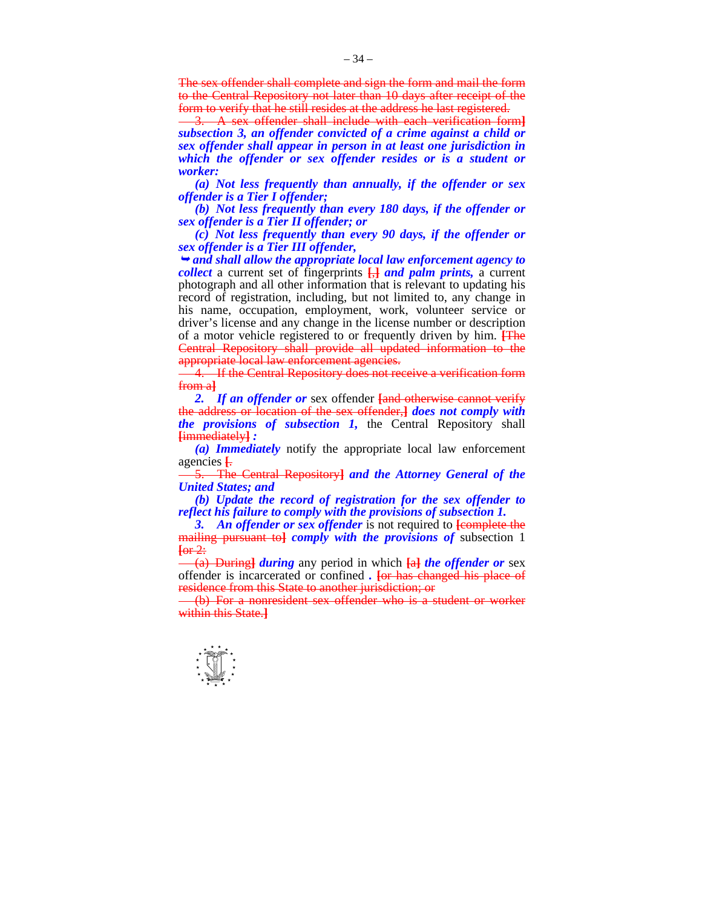~~The sex offender shall complete and sign the form and mail the form to the Central Repository not later than 10 days after receipt of the form to verify that he still resides at the address he last registered.~~

~~3. A sex offender shall include with each verification form]~~ ***subsection 3, an offender convicted of a crime against a child or sex offender shall appear in person in at least one jurisdiction in which the offender or sex offender resides or is a student or worker:***

***(a) Not less frequently than annually, if the offender or sex offender is a Tier I offender;***

***(b) Not less frequently than every 180 days, if the offender or sex offender is a Tier II offender; or***

***(c) Not less frequently than every 90 days, if the offender or sex offender is a Tier III offender,***

➥ ***and shall allow the appropriate local law enforcement agency to collect*** a current set of fingerprints **[**~~,~~**]** ***and palm prints,*** a current photograph and all other information that is relevant to updating his record of registration, including, but not limited to, any change in his name, occupation, employment, work, volunteer service or driver's license and any change in the license number or description of a motor vehicle registered to or frequently driven by him. **[**~~The Central Repository shall provide all updated information to the appropriate local law enforcement agencies.~~

~~4. If the Central Repository does not receive a verification form from a~~**]**

***2. If an offender or*** sex offender **[**~~and otherwise cannot verify the address or location of the sex offender,~~**]** ***does not comply with the provisions of subsection 1,*** the Central Repository shall **[**~~immediately~~**]** ***:***

***(a) Immediately*** notify the appropriate local law enforcement agencies **[**~~.~~

~~5. The Central Repository~~**]** ***and the Attorney General of the United States; and***

***(b) Update the record of registration for the sex offender to reflect his failure to comply with the provisions of subsection 1.***

***3. An offender or sex offender*** is not required to **[**~~complete the mailing pursuant to~~**]** ***comply with the provisions of*** subsection 1 **[**~~or 2:~~

~~(a) During~~**]** ***during*** any period in which **[**~~a~~**]** ***the offender or*** sex offender is incarcerated or confined ***.*** **[**~~or has changed his place of residence from this State to another jurisdiction; or~~

~~(b) For a nonresident sex offender who is a student or worker within this State.~~**]**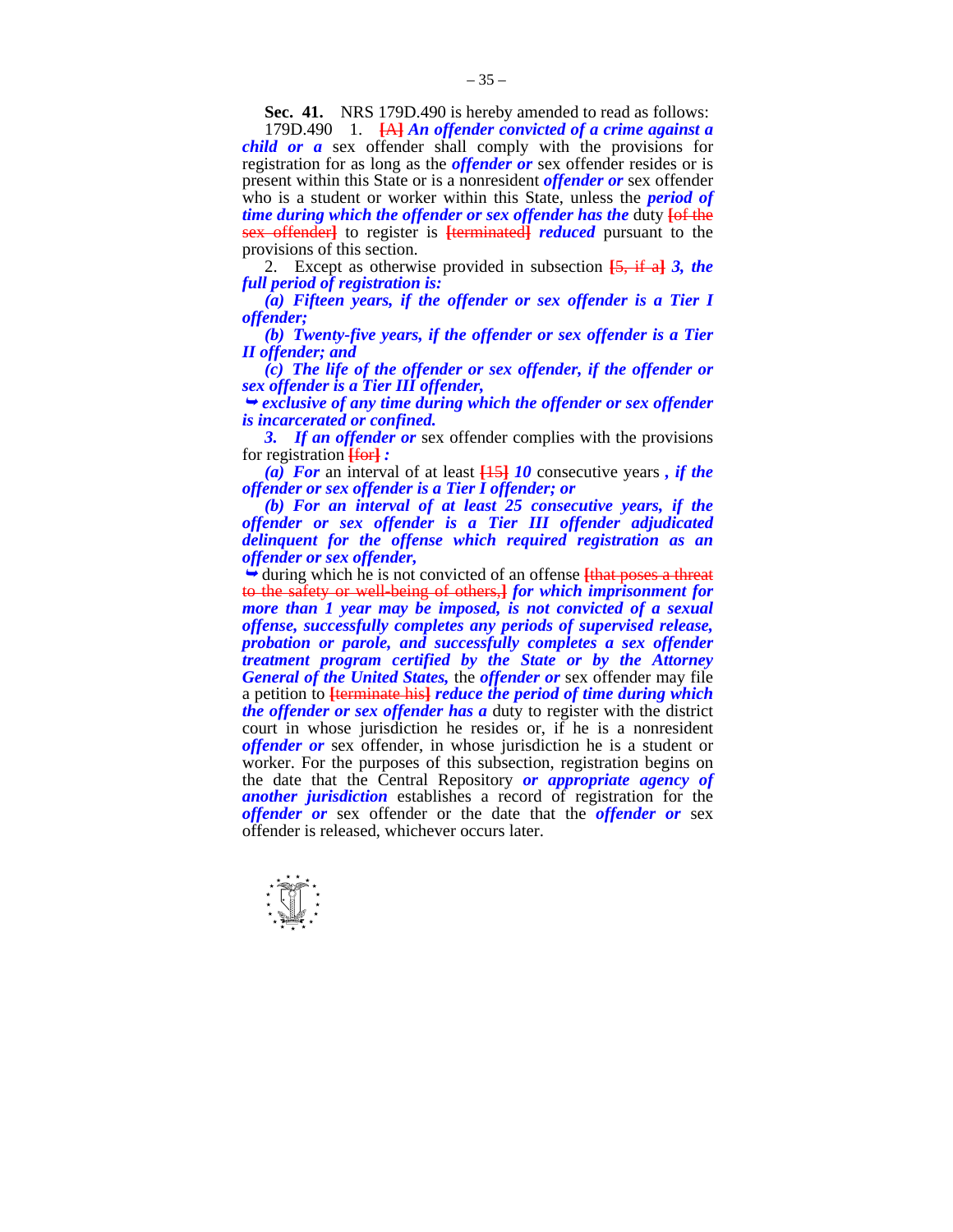**Sec. 41.** NRS 179D.490 is hereby amended to read as follows:

179D.490 1. [A] ***An offender convicted of a crime against a child or a*** sex offender shall comply with the provisions for registration for as long as the ***offender or*** sex offender resides or is present within this State or is a nonresident ***offender or*** sex offender who is a student or worker within this State, unless the ***period of time during which the offender or sex offender has the*** duty [of the sex offender] to register is [terminated] ***reduced*** pursuant to the provisions of this section.

2. Except as otherwise provided in subsection [5, if a] ***3, the full period of registration is:***

***(a) Fifteen years, if the offender or sex offender is a Tier I offender;***

***(b) Twenty-five years, if the offender or sex offender is a Tier II offender; and***

***(c) The life of the offender or sex offender, if the offender or sex offender is a Tier III offender,***

***➥ exclusive of any time during which the offender or sex offender is incarcerated or confined.***

***3. If an offender or*** sex offender complies with the provisions for registration [for] ***:***

***(a) For*** an interval of at least [15] ***10*** consecutive years ***, if the offender or sex offender is a Tier I offender; or***

***(b) For an interval of at least 25 consecutive years, if the offender or sex offender is a Tier III offender adjudicated delinquent for the offense which required registration as an offender or sex offender,***

➥ during which he is not convicted of an offense [that poses a threat to the safety or well-being of others,] ***for which imprisonment for more than 1 year may be imposed, is not convicted of a sexual offense, successfully completes any periods of supervised release, probation or parole, and successfully completes a sex offender treatment program certified by the State or by the Attorney General of the United States,*** the ***offender or*** sex offender may file a petition to [terminate his] ***reduce the period of time during which the offender or sex offender has a*** duty to register with the district court in whose jurisdiction he resides or, if he is a nonresident ***offender or*** sex offender, in whose jurisdiction he is a student or worker. For the purposes of this subsection, registration begins on the date that the Central Repository ***or appropriate agency of another jurisdiction*** establishes a record of registration for the ***offender or*** sex offender or the date that the ***offender or*** sex offender is released, whichever occurs later.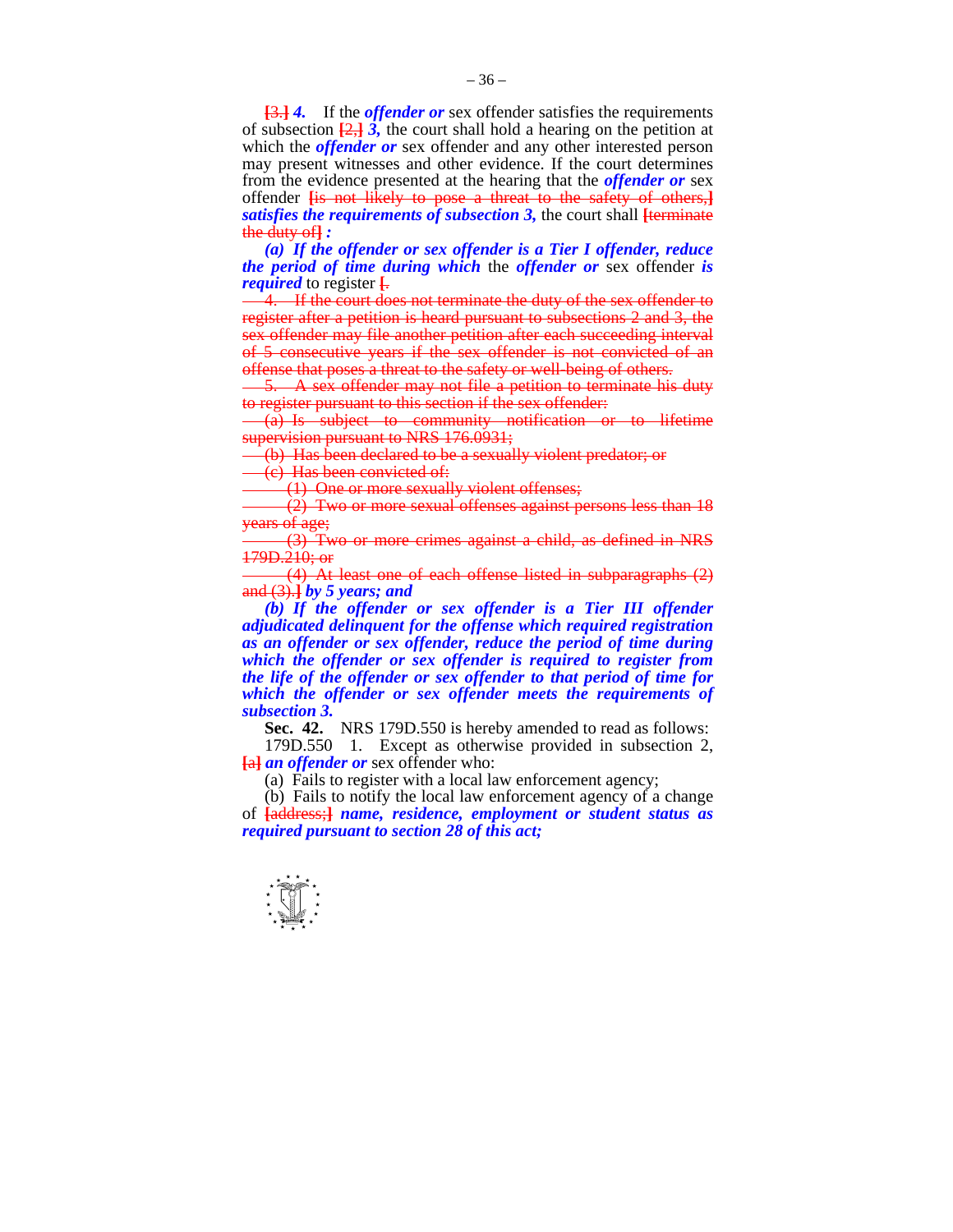**[3.]** ***4.*** If the ***offender or*** sex offender satisfies the requirements of subsection **[2,]** ***3,*** the court shall hold a hearing on the petition at which the ***offender or*** sex offender and any other interested person may present witnesses and other evidence. If the court determines from the evidence presented at the hearing that the ***offender or*** sex offender **[is not likely to pose a threat to the safety of others,]** ***satisfies the requirements of subsection 3,*** the court shall **[terminate the duty of]** ***:***

***(a) If the offender or sex offender is a Tier I offender, reduce the period of time during which*** the ***offender or*** sex offender ***is required*** to register **[.**

**4. If the court does not terminate the duty of the sex offender to register after a petition is heard pursuant to subsections 2 and 3, the sex offender may file another petition after each succeeding interval of 5 consecutive years if the sex offender is not convicted of an offense that poses a threat to the safety or well-being of others.**

**5. A sex offender may not file a petition to terminate his duty to register pursuant to this section if the sex offender:**

**(a) Is subject to community notification or to lifetime supervision pursuant to NRS 176.0931;**

**(b) Has been declared to be a sexually violent predator; or**

**(c) Has been convicted of:**

**(1) One or more sexually violent offenses;**

**(2) Two or more sexual offenses against persons less than 18 years of age;**

**(3) Two or more crimes against a child, as defined in NRS 179D.210; or**

**(4) At least one of each offense listed in subparagraphs (2) and (3).]** ***by 5 years; and***

***(b) If the offender or sex offender is a Tier III offender adjudicated delinquent for the offense which required registration as an offender or sex offender, reduce the period of time during which the offender or sex offender is required to register from the life of the offender or sex offender to that period of time for which the offender or sex offender meets the requirements of subsection 3.***

**Sec. 42.** NRS 179D.550 is hereby amended to read as follows:

179D.550 1. Except as otherwise provided in subsection 2, **[a]** ***an offender or*** sex offender who:

(a) Fails to register with a local law enforcement agency;

(b) Fails to notify the local law enforcement agency of a change of **[address;]** ***name, residence, employment or student status as required pursuant to section 28 of this act;***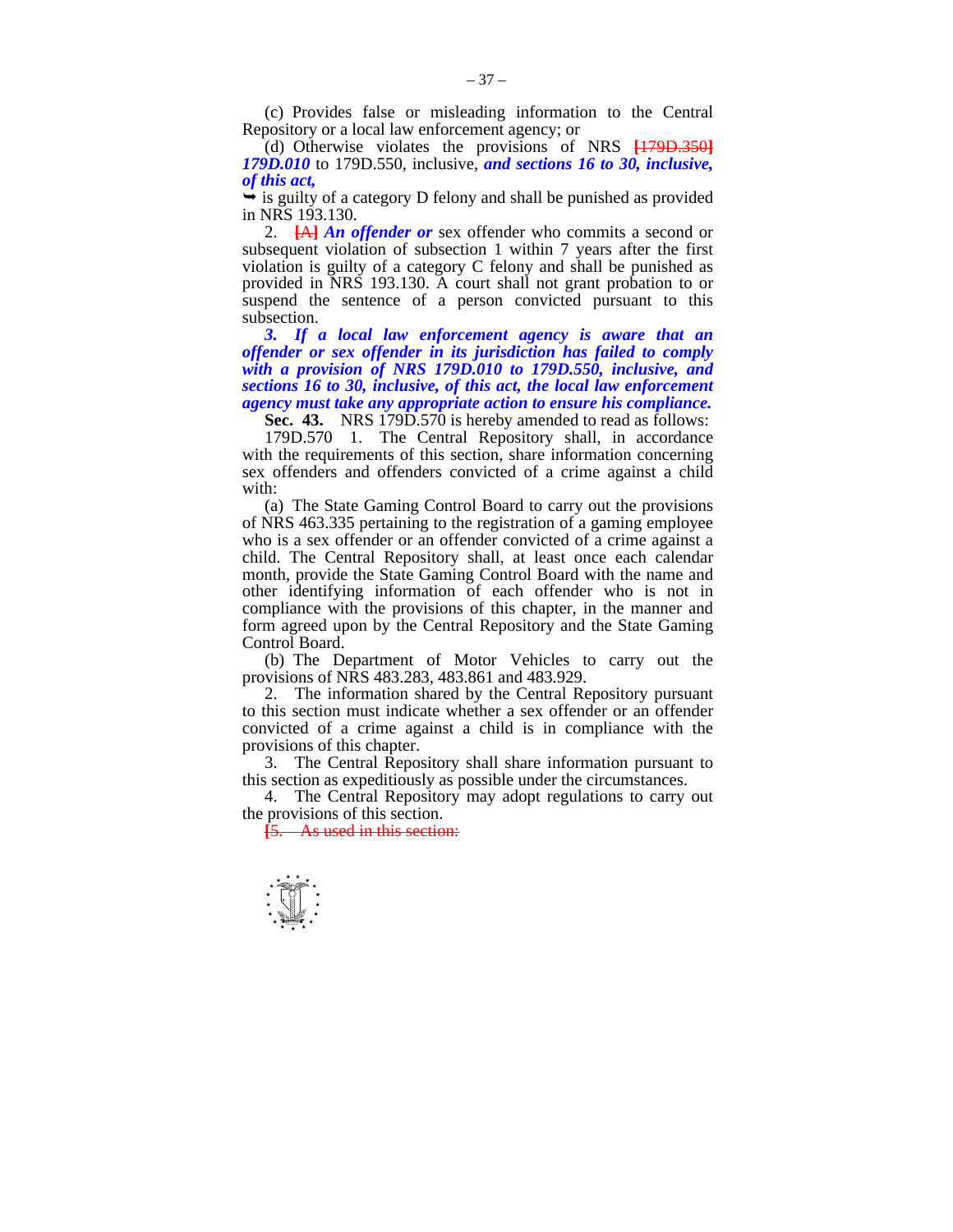(c) Provides false or misleading information to the Central Repository or a local law enforcement agency; or

(d) Otherwise violates the provisions of NRS ~~[179D.350]~~ ***179D.010*** to 179D.550, inclusive, ***and sections 16 to 30, inclusive, of this act,***

➥ is guilty of a category D felony and shall be punished as provided in NRS 193.130.

2. ~~[A]~~ ***An offender or*** sex offender who commits a second or subsequent violation of subsection 1 within 7 years after the first violation is guilty of a category C felony and shall be punished as provided in NRS 193.130. A court shall not grant probation to or suspend the sentence of a person convicted pursuant to this subsection.

***3. If a local law enforcement agency is aware that an offender or sex offender in its jurisdiction has failed to comply with a provision of NRS 179D.010 to 179D.550, inclusive, and sections 16 to 30, inclusive, of this act, the local law enforcement agency must take any appropriate action to ensure his compliance.***

**Sec. 43.** NRS 179D.570 is hereby amended to read as follows:

179D.570 1. The Central Repository shall, in accordance with the requirements of this section, share information concerning sex offenders and offenders convicted of a crime against a child with:

(a) The State Gaming Control Board to carry out the provisions of NRS 463.335 pertaining to the registration of a gaming employee who is a sex offender or an offender convicted of a crime against a child. The Central Repository shall, at least once each calendar month, provide the State Gaming Control Board with the name and other identifying information of each offender who is not in compliance with the provisions of this chapter, in the manner and form agreed upon by the Central Repository and the State Gaming Control Board.

(b) The Department of Motor Vehicles to carry out the provisions of NRS 483.283, 483.861 and 483.929.

2. The information shared by the Central Repository pursuant to this section must indicate whether a sex offender or an offender convicted of a crime against a child is in compliance with the provisions of this chapter.

3. The Central Repository shall share information pursuant to this section as expeditiously as possible under the circumstances.

4. The Central Repository may adopt regulations to carry out the provisions of this section.

~~[5. As used in this section:~~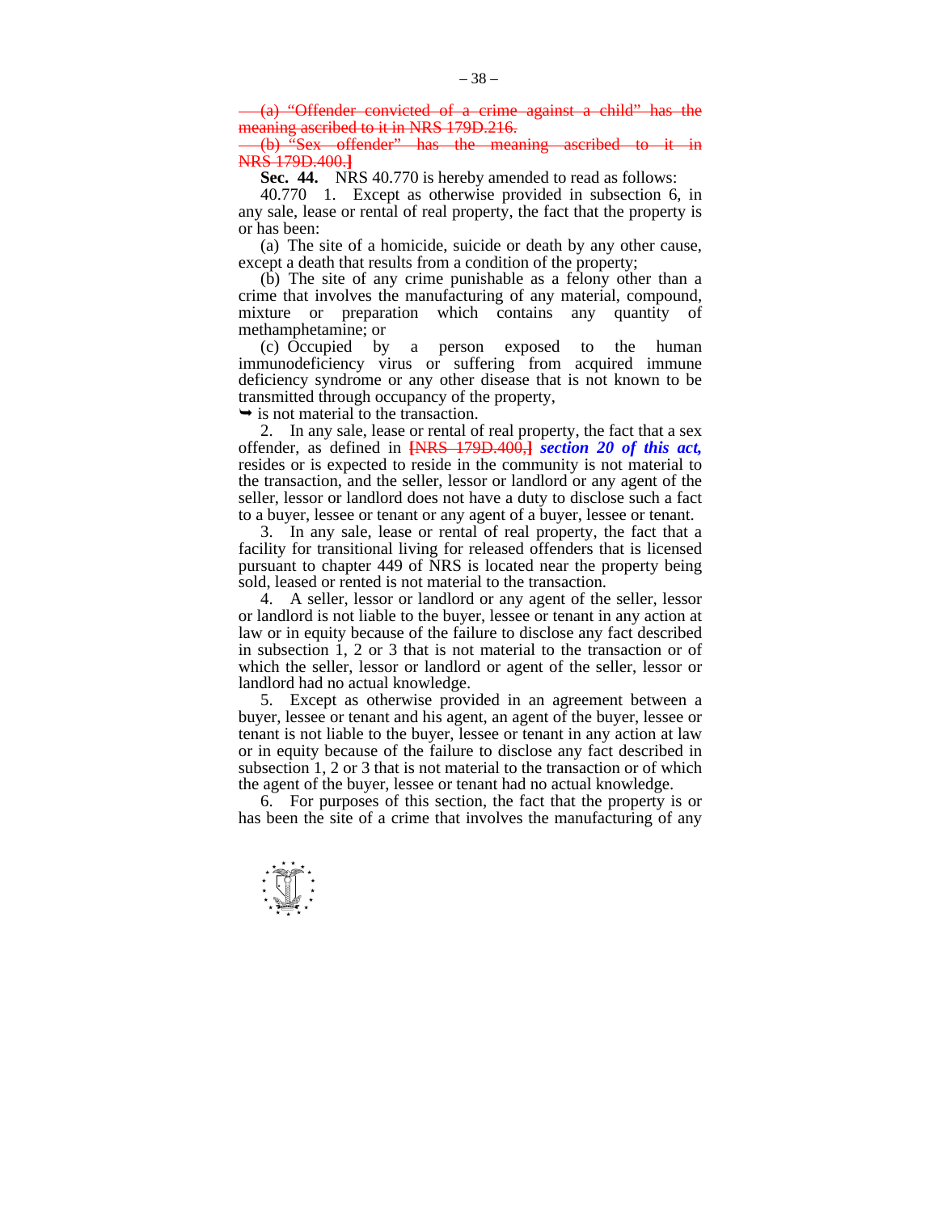~~(a) "Offender convicted of a crime against a child" has the meaning ascribed to it in NRS 179D.216.~~

~~(b) "Sex offender" has the meaning ascribed to it in NRS 179D.400.]~~

**Sec. 44.** NRS 40.770 is hereby amended to read as follows:

40.770 1. Except as otherwise provided in subsection 6, in any sale, lease or rental of real property, the fact that the property is or has been:

(a) The site of a homicide, suicide or death by any other cause, except a death that results from a condition of the property;

(b) The site of any crime punishable as a felony other than a crime that involves the manufacturing of any material, compound, mixture or preparation which contains any quantity of methamphetamine; or

(c) Occupied by a person exposed to the human immunodeficiency virus or suffering from acquired immune deficiency syndrome or any other disease that is not known to be transmitted through occupancy of the property,

➥ is not material to the transaction.

2. In any sale, lease or rental of real property, the fact that a sex offender, as defined in ~~[NRS 179D.400,]~~ ***section 20 of this act,*** resides or is expected to reside in the community is not material to the transaction, and the seller, lessor or landlord or any agent of the seller, lessor or landlord does not have a duty to disclose such a fact to a buyer, lessee or tenant or any agent of a buyer, lessee or tenant.

3. In any sale, lease or rental of real property, the fact that a facility for transitional living for released offenders that is licensed pursuant to chapter 449 of NRS is located near the property being sold, leased or rented is not material to the transaction.

4. A seller, lessor or landlord or any agent of the seller, lessor or landlord is not liable to the buyer, lessee or tenant in any action at law or in equity because of the failure to disclose any fact described in subsection 1, 2 or 3 that is not material to the transaction or of which the seller, lessor or landlord or agent of the seller, lessor or landlord had no actual knowledge.

5. Except as otherwise provided in an agreement between a buyer, lessee or tenant and his agent, an agent of the buyer, lessee or tenant is not liable to the buyer, lessee or tenant in any action at law or in equity because of the failure to disclose any fact described in subsection 1, 2 or 3 that is not material to the transaction or of which the agent of the buyer, lessee or tenant had no actual knowledge.

6. For purposes of this section, the fact that the property is or has been the site of a crime that involves the manufacturing of any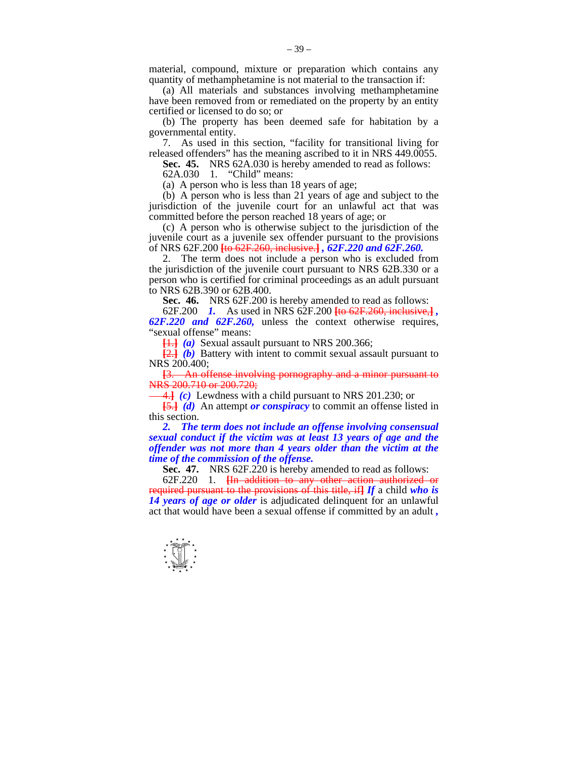material, compound, mixture or preparation which contains any quantity of methamphetamine is not material to the transaction if:

(a) All materials and substances involving methamphetamine have been removed from or remediated on the property by an entity certified or licensed to do so; or

(b) The property has been deemed safe for habitation by a governmental entity.

7. As used in this section, "facility for transitional living for released offenders" has the meaning ascribed to it in NRS 449.0055.

**Sec. 45.** NRS 62A.030 is hereby amended to read as follows:

62A.030 1. "Child" means:

(a) A person who is less than 18 years of age;

(b) A person who is less than 21 years of age and subject to the jurisdiction of the juvenile court for an unlawful act that was committed before the person reached 18 years of age; or

(c) A person who is otherwise subject to the jurisdiction of the juvenile court as a juvenile sex offender pursuant to the provisions of NRS 62F.200 ~~[to 62F.260, inclusive.]~~ ***, 62F.220 and 62F.260.***

2. The term does not include a person who is excluded from the jurisdiction of the juvenile court pursuant to NRS 62B.330 or a person who is certified for criminal proceedings as an adult pursuant to NRS 62B.390 or 62B.400.

**Sec. 46.** NRS 62F.200 is hereby amended to read as follows:

62F.200 ***1.*** As used in NRS 62F.200 ~~[to 62F.260, inclusive,]~~ ***, 62F.220 and 62F.260,*** unless the context otherwise requires, "sexual offense" means:

~~[1.]~~ ***(a)*** Sexual assault pursuant to NRS 200.366;

~~[2.]~~ ***(b)*** Battery with intent to commit sexual assault pursuant to NRS 200.400;

~~[3. An offense involving pornography and a minor pursuant to NRS 200.710 or 200.720;~~

~~4.]~~ ***(c)*** Lewdness with a child pursuant to NRS 201.230; or

~~[5.]~~ ***(d)*** An attempt ***or conspiracy*** to commit an offense listed in this section.

***2. The term does not include an offense involving consensual sexual conduct if the victim was at least 13 years of age and the offender was not more than 4 years older than the victim at the time of the commission of the offense.***

**Sec. 47.** NRS 62F.220 is hereby amended to read as follows:

62F.220 1. ~~[In addition to any other action authorized or required pursuant to the provisions of this title, if]~~ ***If*** a child ***who is 14 years of age or older*** is adjudicated delinquent for an unlawful act that would have been a sexual offense if committed by an adult ***,***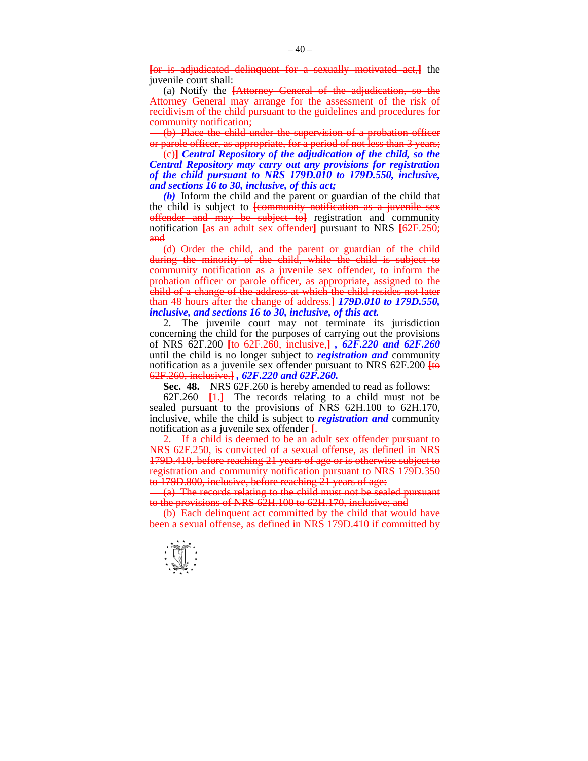~~[or is adjudicated delinquent for a sexually motivated act,]~~ the juvenile court shall:

(a) Notify the ~~[Attorney General of the adjudication, so the Attorney General may arrange for the assessment of the risk of recidivism of the child pursuant to the guidelines and procedures for community notification;~~

~~(b) Place the child under the supervision of a probation officer or parole officer, as appropriate, for a period of not less than 3 years;~~

~~(c)]~~ ***Central Repository of the adjudication of the child, so the Central Repository may carry out any provisions for registration of the child pursuant to NRS 179D.010 to 179D.550, inclusive, and sections 16 to 30, inclusive, of this act;***

***(b)*** Inform the child and the parent or guardian of the child that the child is subject to ~~[community notification as a juvenile sex offender and may be subject to]~~ registration and community notification ~~[as an adult sex offender]~~ pursuant to NRS ~~[62F.250; and~~

~~(d) Order the child, and the parent or guardian of the child during the minority of the child, while the child is subject to community notification as a juvenile sex offender, to inform the probation officer or parole officer, as appropriate, assigned to the child of a change of the address at which the child resides not later than 48 hours after the change of address.]~~ ***179D.010 to 179D.550, inclusive, and sections 16 to 30, inclusive, of this act.***

2. The juvenile court may not terminate its jurisdiction concerning the child for the purposes of carrying out the provisions of NRS 62F.200 ~~[to 62F.260, inclusive,]~~ ***, 62F.220 and 62F.260*** until the child is no longer subject to ***registration and*** community notification as a juvenile sex offender pursuant to NRS 62F.200 ~~[to 62F.260, inclusive.]~~ ***, 62F.220 and 62F.260.***

**Sec. 48.** NRS 62F.260 is hereby amended to read as follows:

62F.260 ~~[1.]~~ The records relating to a child must not be sealed pursuant to the provisions of NRS 62H.100 to 62H.170, inclusive, while the child is subject to ***registration and*** community notification as a juvenile sex offender ~~[.~~

~~2. If a child is deemed to be an adult sex offender pursuant to NRS 62F.250, is convicted of a sexual offense, as defined in NRS 179D.410, before reaching 21 years of age or is otherwise subject to registration and community notification pursuant to NRS 179D.350 to 179D.800, inclusive, before reaching 21 years of age:~~

~~(a) The records relating to the child must not be sealed pursuant to the provisions of NRS 62H.100 to 62H.170, inclusive; and~~

~~(b) Each delinquent act committed by the child that would have been a sexual offense, as defined in NRS 179D.410 if committed by~~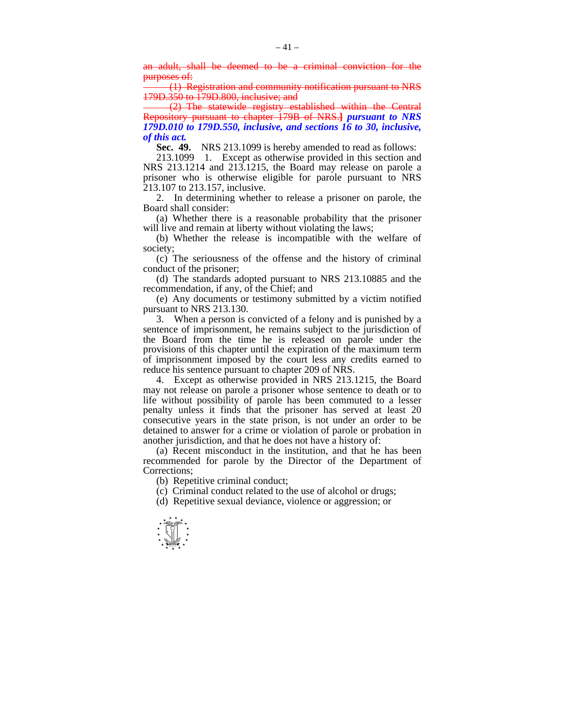~~an adult, shall be deemed to be a criminal conviction for the purposes of:~~

~~(1) Registration and community notification pursuant to NRS 179D.350 to 179D.800, inclusive; and~~

~~(2) The statewide registry established within the Central Repository pursuant to chapter 179B of NRS.]~~ ***pursuant to NRS 179D.010 to 179D.550, inclusive, and sections 16 to 30, inclusive, of this act.***

**Sec. 49.** NRS 213.1099 is hereby amended to read as follows:

213.1099 1. Except as otherwise provided in this section and NRS 213.1214 and 213.1215, the Board may release on parole a prisoner who is otherwise eligible for parole pursuant to NRS 213.107 to 213.157, inclusive.

2. In determining whether to release a prisoner on parole, the Board shall consider:

(a) Whether there is a reasonable probability that the prisoner will live and remain at liberty without violating the laws;

(b) Whether the release is incompatible with the welfare of society;

(c) The seriousness of the offense and the history of criminal conduct of the prisoner;

(d) The standards adopted pursuant to NRS 213.10885 and the recommendation, if any, of the Chief; and

(e) Any documents or testimony submitted by a victim notified pursuant to NRS 213.130.

3. When a person is convicted of a felony and is punished by a sentence of imprisonment, he remains subject to the jurisdiction of the Board from the time he is released on parole under the provisions of this chapter until the expiration of the maximum term of imprisonment imposed by the court less any credits earned to reduce his sentence pursuant to chapter 209 of NRS.

4. Except as otherwise provided in NRS 213.1215, the Board may not release on parole a prisoner whose sentence to death or to life without possibility of parole has been commuted to a lesser penalty unless it finds that the prisoner has served at least 20 consecutive years in the state prison, is not under an order to be detained to answer for a crime or violation of parole or probation in another jurisdiction, and that he does not have a history of:

(a) Recent misconduct in the institution, and that he has been recommended for parole by the Director of the Department of Corrections;

(b) Repetitive criminal conduct;

(c) Criminal conduct related to the use of alcohol or drugs;

(d) Repetitive sexual deviance, violence or aggression; or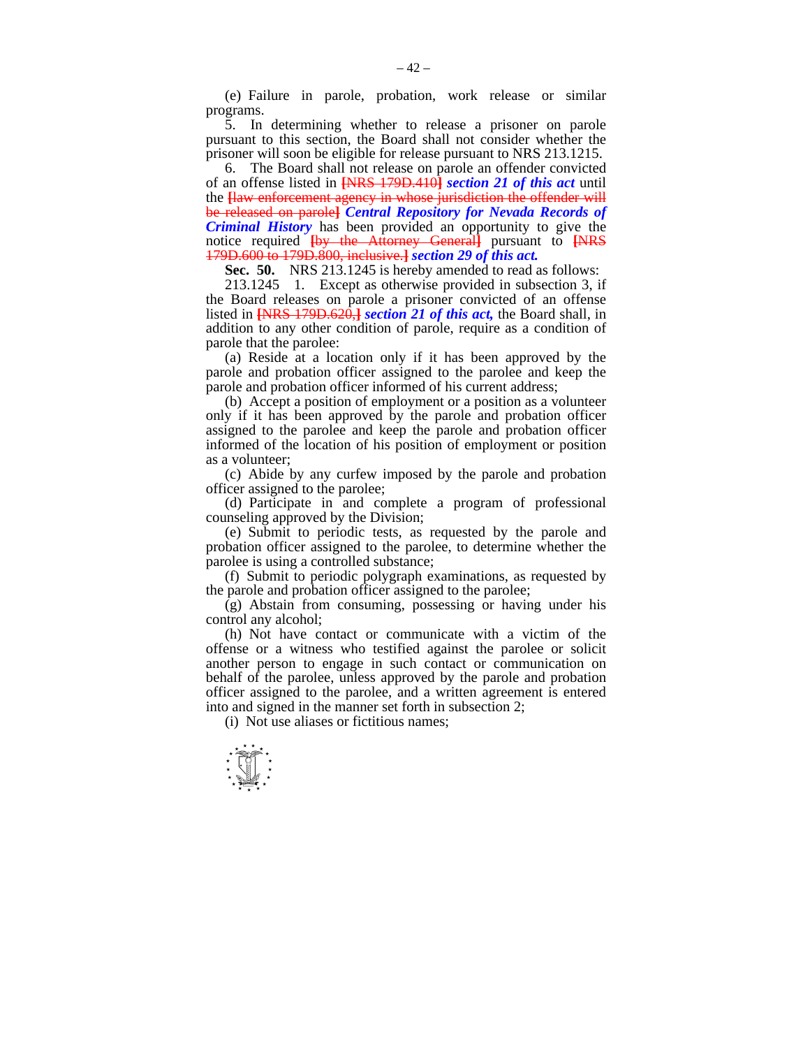(e) Failure in parole, probation, work release or similar programs.

5. In determining whether to release a prisoner on parole pursuant to this section, the Board shall not consider whether the prisoner will soon be eligible for release pursuant to NRS 213.1215.

6. The Board shall not release on parole an offender convicted of an offense listed in [NRS 179D.410] ***section 21 of this act*** until the [law enforcement agency in whose jurisdiction the offender will be released on parole] ***Central Repository for Nevada Records of Criminal History*** has been provided an opportunity to give the notice required [by the Attorney General] pursuant to [NRS 179D.600 to 179D.800, inclusive.] ***section 29 of this act.***

**Sec. 50.** NRS 213.1245 is hereby amended to read as follows:

213.1245 1. Except as otherwise provided in subsection 3, if the Board releases on parole a prisoner convicted of an offense listed in [NRS 179D.620,] ***section 21 of this act,*** the Board shall, in addition to any other condition of parole, require as a condition of parole that the parolee:

(a) Reside at a location only if it has been approved by the parole and probation officer assigned to the parolee and keep the parole and probation officer informed of his current address;

(b) Accept a position of employment or a position as a volunteer only if it has been approved by the parole and probation officer assigned to the parolee and keep the parole and probation officer informed of the location of his position of employment or position as a volunteer;

(c) Abide by any curfew imposed by the parole and probation officer assigned to the parolee;

(d) Participate in and complete a program of professional counseling approved by the Division;

(e) Submit to periodic tests, as requested by the parole and probation officer assigned to the parolee, to determine whether the parolee is using a controlled substance;

(f) Submit to periodic polygraph examinations, as requested by the parole and probation officer assigned to the parolee;

(g) Abstain from consuming, possessing or having under his control any alcohol;

(h) Not have contact or communicate with a victim of the offense or a witness who testified against the parolee or solicit another person to engage in such contact or communication on behalf of the parolee, unless approved by the parole and probation officer assigned to the parolee, and a written agreement is entered into and signed in the manner set forth in subsection 2;

(i) Not use aliases or fictitious names;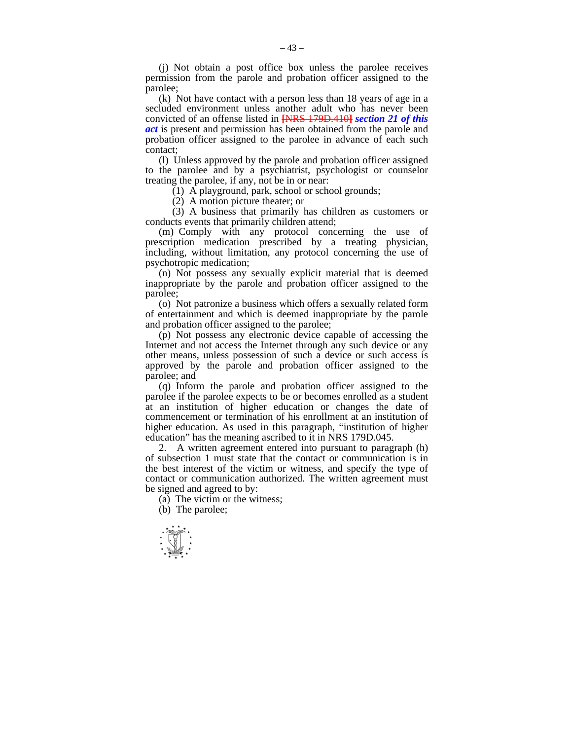(j) Not obtain a post office box unless the parolee receives permission from the parole and probation officer assigned to the parolee;

(k) Not have contact with a person less than 18 years of age in a secluded environment unless another adult who has never been convicted of an offense listed in ~~[NRS 179D.410]~~ ***section 21 of this act*** is present and permission has been obtained from the parole and probation officer assigned to the parolee in advance of each such contact;

(l) Unless approved by the parole and probation officer assigned to the parolee and by a psychiatrist, psychologist or counselor treating the parolee, if any, not be in or near:

(1) A playground, park, school or school grounds;

(2) A motion picture theater; or

(3) A business that primarily has children as customers or conducts events that primarily children attend;

(m) Comply with any protocol concerning the use of prescription medication prescribed by a treating physician, including, without limitation, any protocol concerning the use of psychotropic medication;

(n) Not possess any sexually explicit material that is deemed inappropriate by the parole and probation officer assigned to the parolee;

(o) Not patronize a business which offers a sexually related form of entertainment and which is deemed inappropriate by the parole and probation officer assigned to the parolee;

(p) Not possess any electronic device capable of accessing the Internet and not access the Internet through any such device or any other means, unless possession of such a device or such access is approved by the parole and probation officer assigned to the parolee; and

(q) Inform the parole and probation officer assigned to the parolee if the parolee expects to be or becomes enrolled as a student at an institution of higher education or changes the date of commencement or termination of his enrollment at an institution of higher education. As used in this paragraph, "institution of higher education" has the meaning ascribed to it in NRS 179D.045.

2. A written agreement entered into pursuant to paragraph (h) of subsection 1 must state that the contact or communication is in the best interest of the victim or witness, and specify the type of contact or communication authorized. The written agreement must be signed and agreed to by:

(a) The victim or the witness;

(b) The parolee;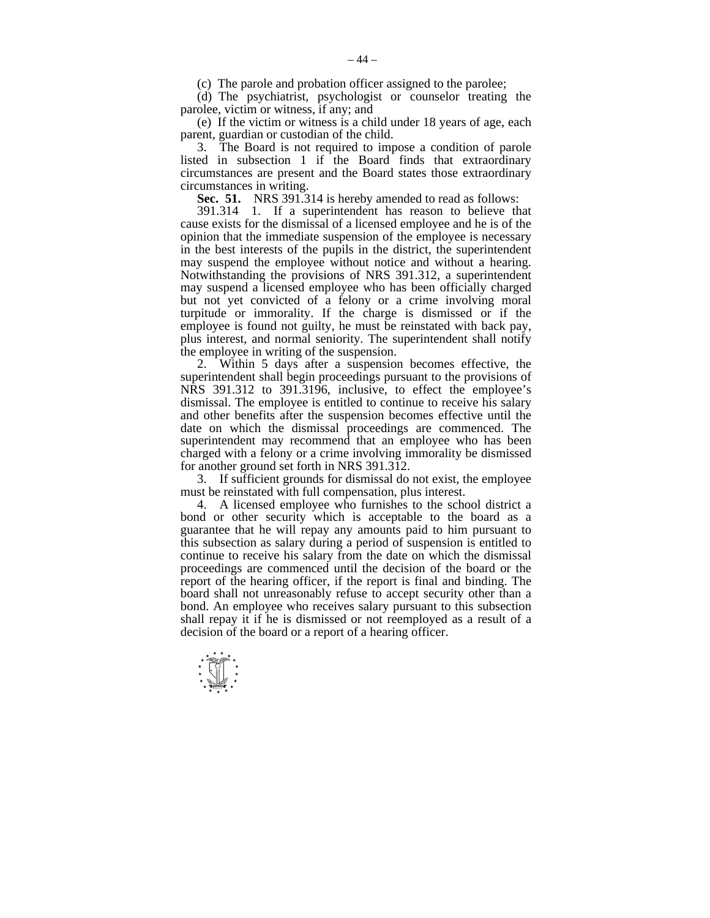(c) The parole and probation officer assigned to the parolee;

(d) The psychiatrist, psychologist or counselor treating the parolee, victim or witness, if any; and

(e) If the victim or witness is a child under 18 years of age, each parent, guardian or custodian of the child.

3. The Board is not required to impose a condition of parole listed in subsection 1 if the Board finds that extraordinary circumstances are present and the Board states those extraordinary circumstances in writing.

**Sec. 51.** NRS 391.314 is hereby amended to read as follows:

391.314 1. If a superintendent has reason to believe that cause exists for the dismissal of a licensed employee and he is of the opinion that the immediate suspension of the employee is necessary in the best interests of the pupils in the district, the superintendent may suspend the employee without notice and without a hearing. Notwithstanding the provisions of NRS 391.312, a superintendent may suspend a licensed employee who has been officially charged but not yet convicted of a felony or a crime involving moral turpitude or immorality. If the charge is dismissed or if the employee is found not guilty, he must be reinstated with back pay, plus interest, and normal seniority. The superintendent shall notify the employee in writing of the suspension.

2. Within 5 days after a suspension becomes effective, the superintendent shall begin proceedings pursuant to the provisions of NRS 391.312 to 391.3196, inclusive, to effect the employee's dismissal. The employee is entitled to continue to receive his salary and other benefits after the suspension becomes effective until the date on which the dismissal proceedings are commenced. The superintendent may recommend that an employee who has been charged with a felony or a crime involving immorality be dismissed for another ground set forth in NRS 391.312.

3. If sufficient grounds for dismissal do not exist, the employee must be reinstated with full compensation, plus interest.

4. A licensed employee who furnishes to the school district a bond or other security which is acceptable to the board as a guarantee that he will repay any amounts paid to him pursuant to this subsection as salary during a period of suspension is entitled to continue to receive his salary from the date on which the dismissal proceedings are commenced until the decision of the board or the report of the hearing officer, if the report is final and binding. The board shall not unreasonably refuse to accept security other than a bond. An employee who receives salary pursuant to this subsection shall repay it if he is dismissed or not reemployed as a result of a decision of the board or a report of a hearing officer.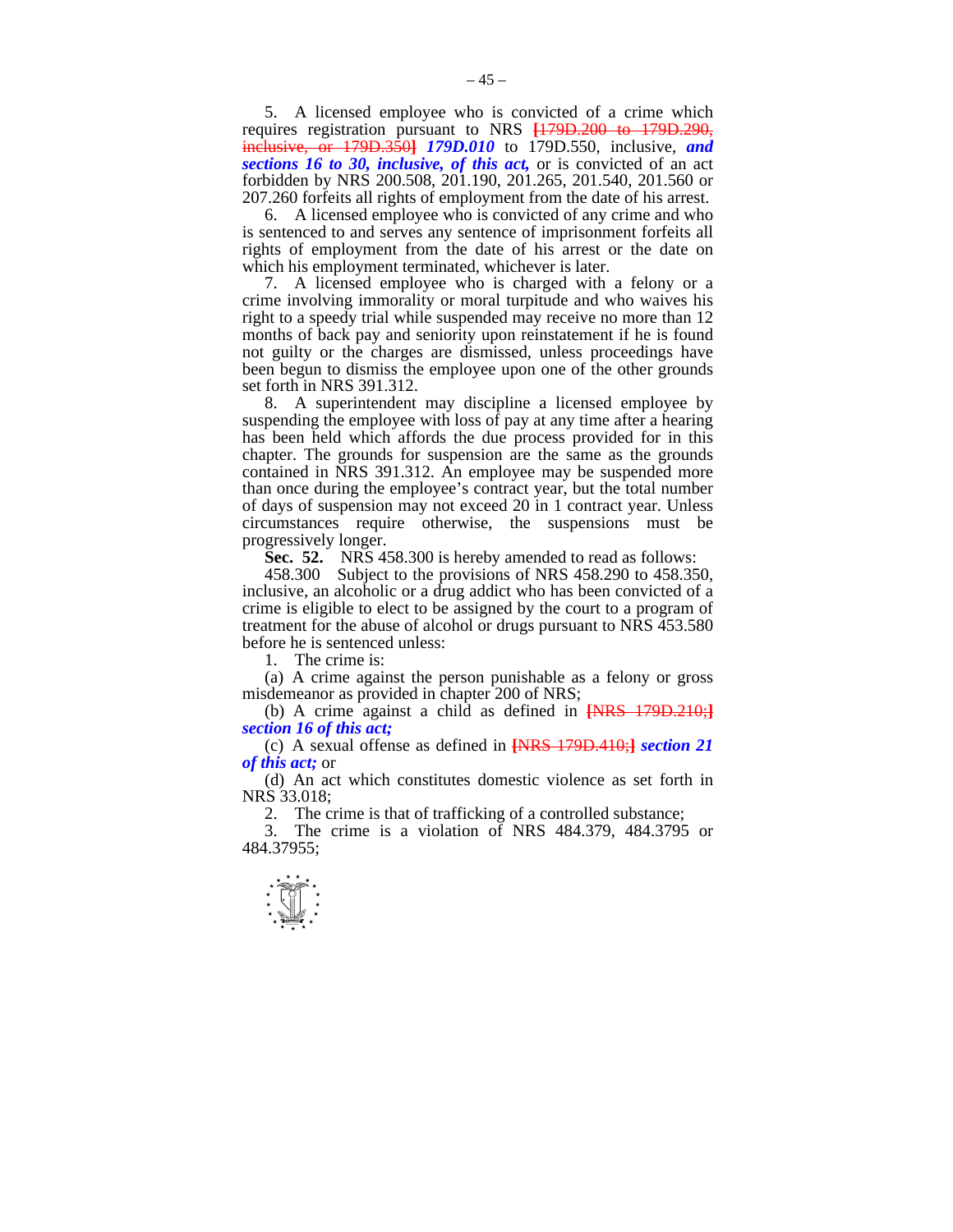5. A licensed employee who is convicted of a crime which requires registration pursuant to NRS [179D.200 to 179D.290, inclusive, or 179D.350] ***179D.010*** to 179D.550, inclusive, ***and sections 16 to 30, inclusive, of this act,*** or is convicted of an act forbidden by NRS 200.508, 201.190, 201.265, 201.540, 201.560 or 207.260 forfeits all rights of employment from the date of his arrest.

6. A licensed employee who is convicted of any crime and who is sentenced to and serves any sentence of imprisonment forfeits all rights of employment from the date of his arrest or the date on which his employment terminated, whichever is later.

7. A licensed employee who is charged with a felony or a crime involving immorality or moral turpitude and who waives his right to a speedy trial while suspended may receive no more than 12 months of back pay and seniority upon reinstatement if he is found not guilty or the charges are dismissed, unless proceedings have been begun to dismiss the employee upon one of the other grounds set forth in NRS 391.312.

8. A superintendent may discipline a licensed employee by suspending the employee with loss of pay at any time after a hearing has been held which affords the due process provided for in this chapter. The grounds for suspension are the same as the grounds contained in NRS 391.312. An employee may be suspended more than once during the employee's contract year, but the total number of days of suspension may not exceed 20 in 1 contract year. Unless circumstances require otherwise, the suspensions must be progressively longer.

**Sec. 52.** NRS 458.300 is hereby amended to read as follows:

458.300 Subject to the provisions of NRS 458.290 to 458.350, inclusive, an alcoholic or a drug addict who has been convicted of a crime is eligible to elect to be assigned by the court to a program of treatment for the abuse of alcohol or drugs pursuant to NRS 453.580 before he is sentenced unless:

1. The crime is:

(a) A crime against the person punishable as a felony or gross misdemeanor as provided in chapter 200 of NRS;

(b) A crime against a child as defined in [NRS 179D.210;] ***section 16 of this act;***

(c) A sexual offense as defined in [NRS 179D.410;] ***section 21 of this act;*** or

(d) An act which constitutes domestic violence as set forth in NRS 33.018;

2. The crime is that of trafficking of a controlled substance;

3. The crime is a violation of NRS 484.379, 484.3795 or 484.37955;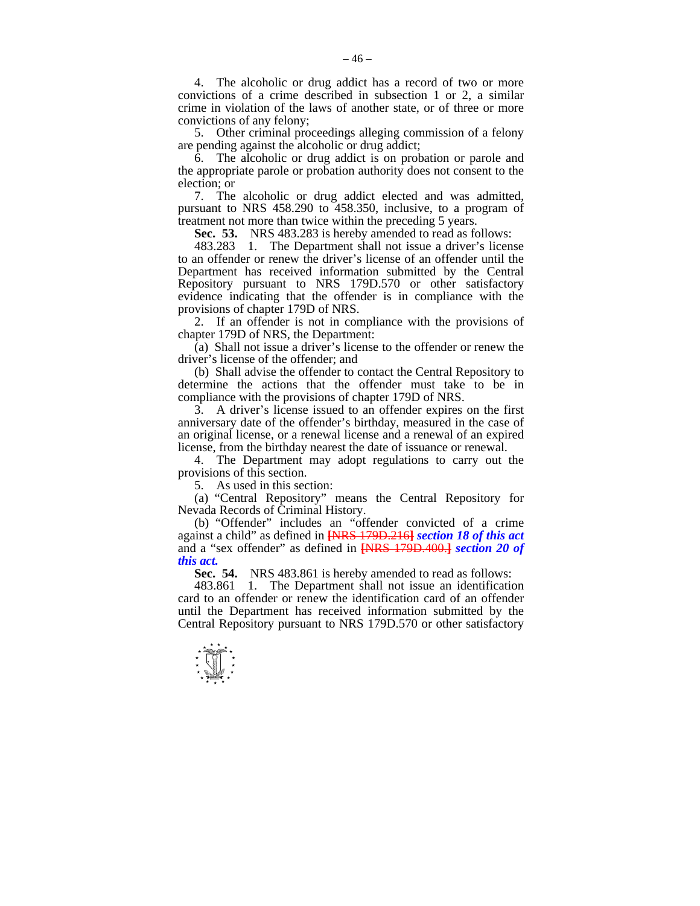4. The alcoholic or drug addict has a record of two or more convictions of a crime described in subsection 1 or 2, a similar crime in violation of the laws of another state, or of three or more convictions of any felony;

5. Other criminal proceedings alleging commission of a felony are pending against the alcoholic or drug addict;

6. The alcoholic or drug addict is on probation or parole and the appropriate parole or probation authority does not consent to the election; or

7. The alcoholic or drug addict elected and was admitted, pursuant to NRS 458.290 to 458.350, inclusive, to a program of treatment not more than twice within the preceding 5 years.

**Sec. 53.** NRS 483.283 is hereby amended to read as follows:

483.283 1. The Department shall not issue a driver's license to an offender or renew the driver's license of an offender until the Department has received information submitted by the Central Repository pursuant to NRS 179D.570 or other satisfactory evidence indicating that the offender is in compliance with the provisions of chapter 179D of NRS.

2. If an offender is not in compliance with the provisions of chapter 179D of NRS, the Department:

(a) Shall not issue a driver's license to the offender or renew the driver's license of the offender; and

(b) Shall advise the offender to contact the Central Repository to determine the actions that the offender must take to be in compliance with the provisions of chapter 179D of NRS.

3. A driver's license issued to an offender expires on the first anniversary date of the offender's birthday, measured in the case of an original license, or a renewal license and a renewal of an expired license, from the birthday nearest the date of issuance or renewal.

4. The Department may adopt regulations to carry out the provisions of this section.

5. As used in this section:

(a) "Central Repository" means the Central Repository for Nevada Records of Criminal History.

(b) "Offender" includes an "offender convicted of a crime against a child" as defined in ~~[NRS 179D.216]~~ ***section 18 of this act*** and a "sex offender" as defined in ~~[NRS 179D.400.]~~ ***section 20 of this act.***

**Sec. 54.** NRS 483.861 is hereby amended to read as follows:

483.861 1. The Department shall not issue an identification card to an offender or renew the identification card of an offender until the Department has received information submitted by the Central Repository pursuant to NRS 179D.570 or other satisfactory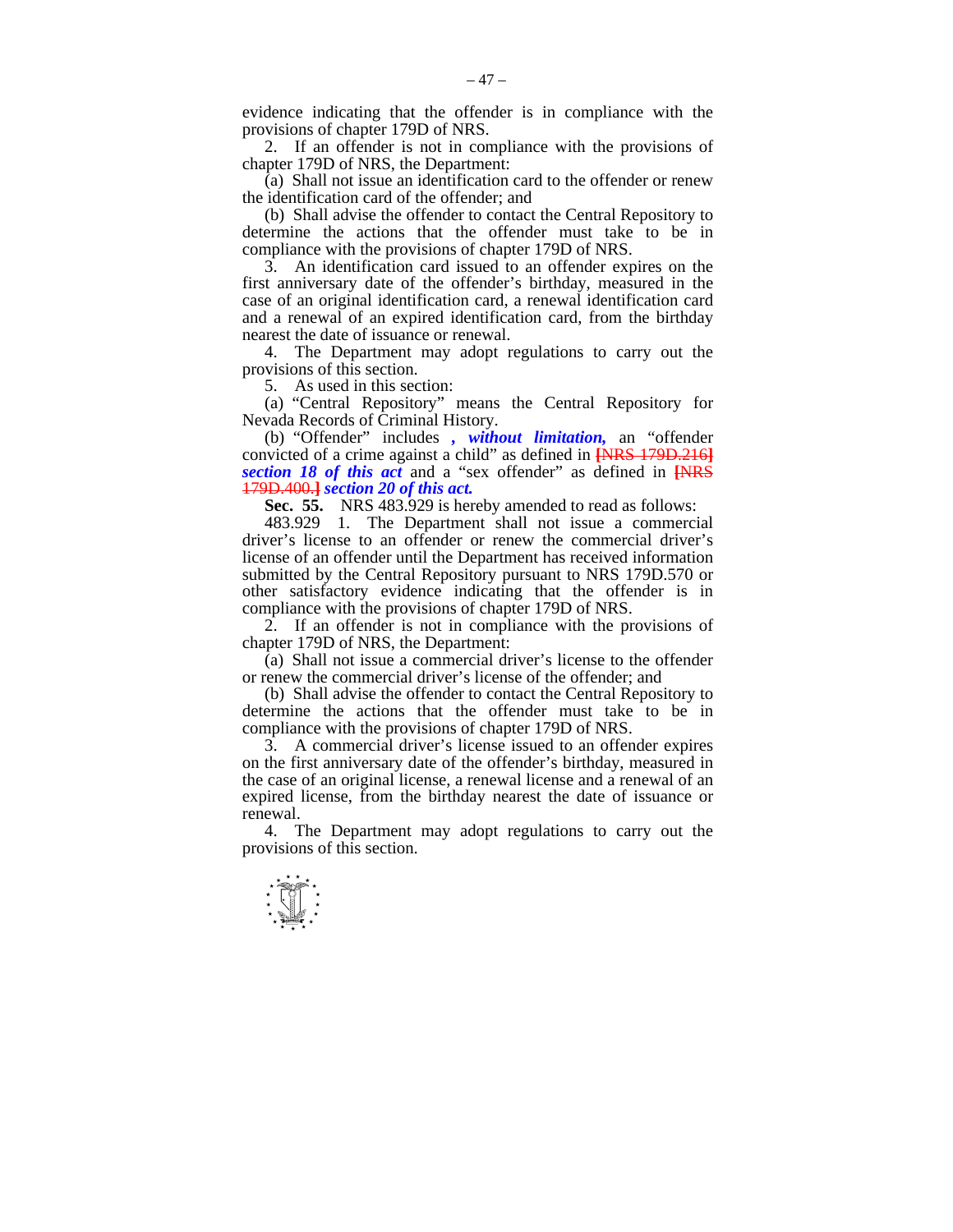evidence indicating that the offender is in compliance with the provisions of chapter 179D of NRS.

2. If an offender is not in compliance with the provisions of chapter 179D of NRS, the Department:

(a) Shall not issue an identification card to the offender or renew the identification card of the offender; and

(b) Shall advise the offender to contact the Central Repository to determine the actions that the offender must take to be in compliance with the provisions of chapter 179D of NRS.

3. An identification card issued to an offender expires on the first anniversary date of the offender's birthday, measured in the case of an original identification card, a renewal identification card and a renewal of an expired identification card, from the birthday nearest the date of issuance or renewal.

4. The Department may adopt regulations to carry out the provisions of this section.

5. As used in this section:

(a) "Central Repository" means the Central Repository for Nevada Records of Criminal History.

(b) "Offender" includes ***, without limitation,*** an "offender convicted of a crime against a child" as defined in ~~[NRS 179D.216]~~ ***section 18 of this act*** and a "sex offender" as defined in ~~[NRS 179D.400.]~~ ***section 20 of this act.***

**Sec. 55.** NRS 483.929 is hereby amended to read as follows:

483.929 1. The Department shall not issue a commercial driver's license to an offender or renew the commercial driver's license of an offender until the Department has received information submitted by the Central Repository pursuant to NRS 179D.570 or other satisfactory evidence indicating that the offender is in compliance with the provisions of chapter 179D of NRS.

2. If an offender is not in compliance with the provisions of chapter 179D of NRS, the Department:

(a) Shall not issue a commercial driver's license to the offender or renew the commercial driver's license of the offender; and

(b) Shall advise the offender to contact the Central Repository to determine the actions that the offender must take to be in compliance with the provisions of chapter 179D of NRS.

3. A commercial driver's license issued to an offender expires on the first anniversary date of the offender's birthday, measured in the case of an original license, a renewal license and a renewal of an expired license, from the birthday nearest the date of issuance or renewal.

4. The Department may adopt regulations to carry out the provisions of this section.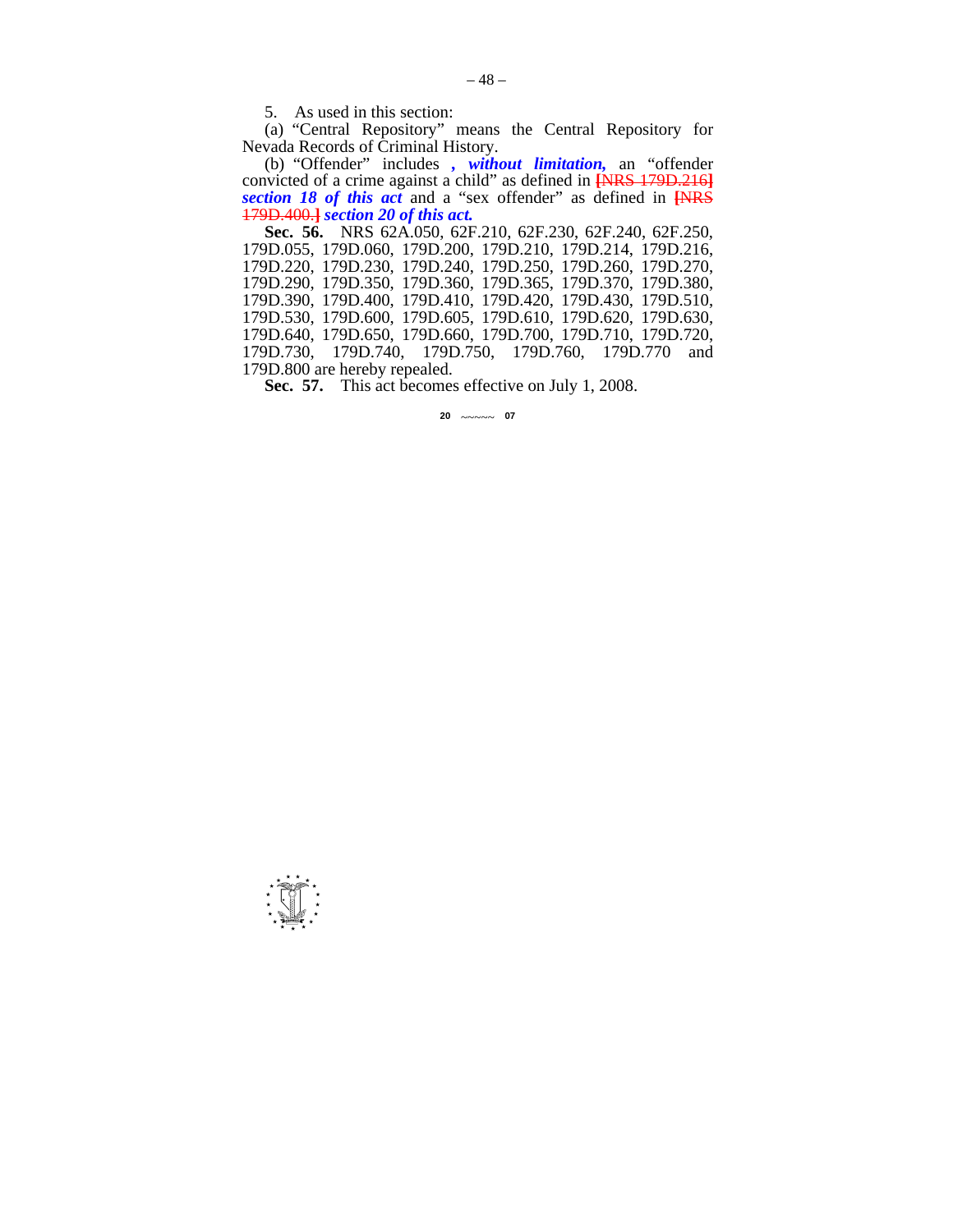5. As used in this section:

(a) "Central Repository" means the Central Repository for Nevada Records of Criminal History.

(b) "Offender" includes ***, without limitation,*** an "offender convicted of a crime against a child" as defined in [NRS 179D.216] ***section 18 of this act*** and a "sex offender" as defined in [NRS 179D.400.] ***section 20 of this act.***

**Sec. 56.** NRS 62A.050, 62F.210, 62F.230, 62F.240, 62F.250, 179D.055, 179D.060, 179D.200, 179D.210, 179D.214, 179D.216, 179D.220, 179D.230, 179D.240, 179D.250, 179D.260, 179D.270, 179D.290, 179D.350, 179D.360, 179D.365, 179D.370, 179D.380, 179D.390, 179D.400, 179D.410, 179D.420, 179D.430, 179D.510, 179D.530, 179D.600, 179D.605, 179D.610, 179D.620, 179D.630, 179D.640, 179D.650, 179D.660, 179D.700, 179D.710, 179D.720, 179D.730, 179D.740, 179D.750, 179D.760, 179D.770 and 179D.800 are hereby repealed.

**Sec. 57.** This act becomes effective on July 1, 2008.

20 ~~~~~ 07